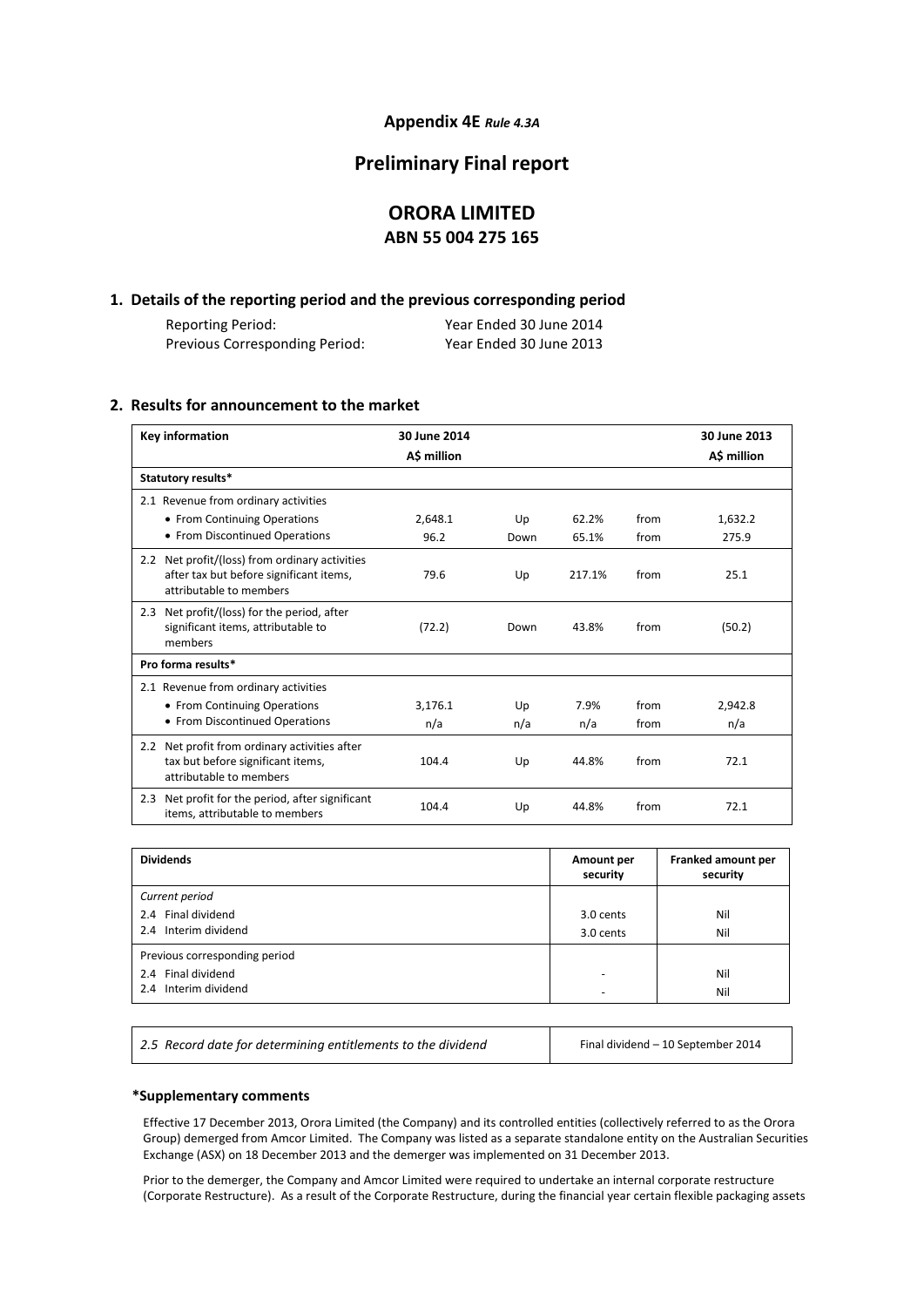**Appendix 4E** ***Rule 4.3A***

# Preliminary Final report

# ORORA LIMITED

## ABN 55 004 275 165

### 1. Details of the reporting period and the previous corresponding period

| | |
|---|---|
| Reporting Period: | Year Ended 30 June 2014 |
| Previous Corresponding Period: | Year Ended 30 June 2013 |

### 2. Results for announcement to the market

| Key information | 30 June 2014 A$ million | | | | 30 June 2013 A$ million |
|---|---|---|---|---|---|
| **Statutory results*** | | | | | |
| 2.1 Revenue from ordinary activities | | | | | |
| • From Continuing Operations | 2,648.1 | Up | 62.2% | from | 1,632.2 |
| • From Discontinued Operations | 96.2 | Down | 65.1% | from | 275.9 |
| 2.2 Net profit/(loss) from ordinary activities after tax but before significant items, attributable to members | 79.6 | Up | 217.1% | from | 25.1 |
| 2.3 Net profit/(loss) for the period, after significant items, attributable to members | (72.2) | Down | 43.8% | from | (50.2) |
| **Pro forma results*** | | | | | |
| 2.1 Revenue from ordinary activities | | | | | |
| • From Continuing Operations | 3,176.1 | Up | 7.9% | from | 2,942.8 |
| • From Discontinued Operations | n/a | n/a | n/a | from | n/a |
| 2.2 Net profit from ordinary activities after tax but before significant items, attributable to members | 104.4 | Up | 44.8% | from | 72.1 |
| 2.3 Net profit for the period, after significant items, attributable to members | 104.4 | Up | 44.8% | from | 72.1 |

| Dividends | Amount per security | Franked amount per security |
|---|---|---|
| *Current period* | | |
| 2.4 Final dividend | 3.0 cents | Nil |
| 2.4 Interim dividend | 3.0 cents | Nil |
| Previous corresponding period | | |
| 2.4 Final dividend | - | Nil |
| 2.4 Interim dividend | - | Nil |

| | |
|---|---|
| *2.5 Record date for determining entitlements to the dividend* | Final dividend – 10 September 2014 |

**\*Supplementary comments**

Effective 17 December 2013, Orora Limited (the Company) and its controlled entities (collectively referred to as the Orora Group) demerged from Amcor Limited. The Company was listed as a separate standalone entity on the Australian Securities Exchange (ASX) on 18 December 2013 and the demerger was implemented on 31 December 2013.

Prior to the demerger, the Company and Amcor Limited were required to undertake an internal corporate restructure (Corporate Restructure). As a result of the Corporate Restructure, during the financial year certain flexible packaging assets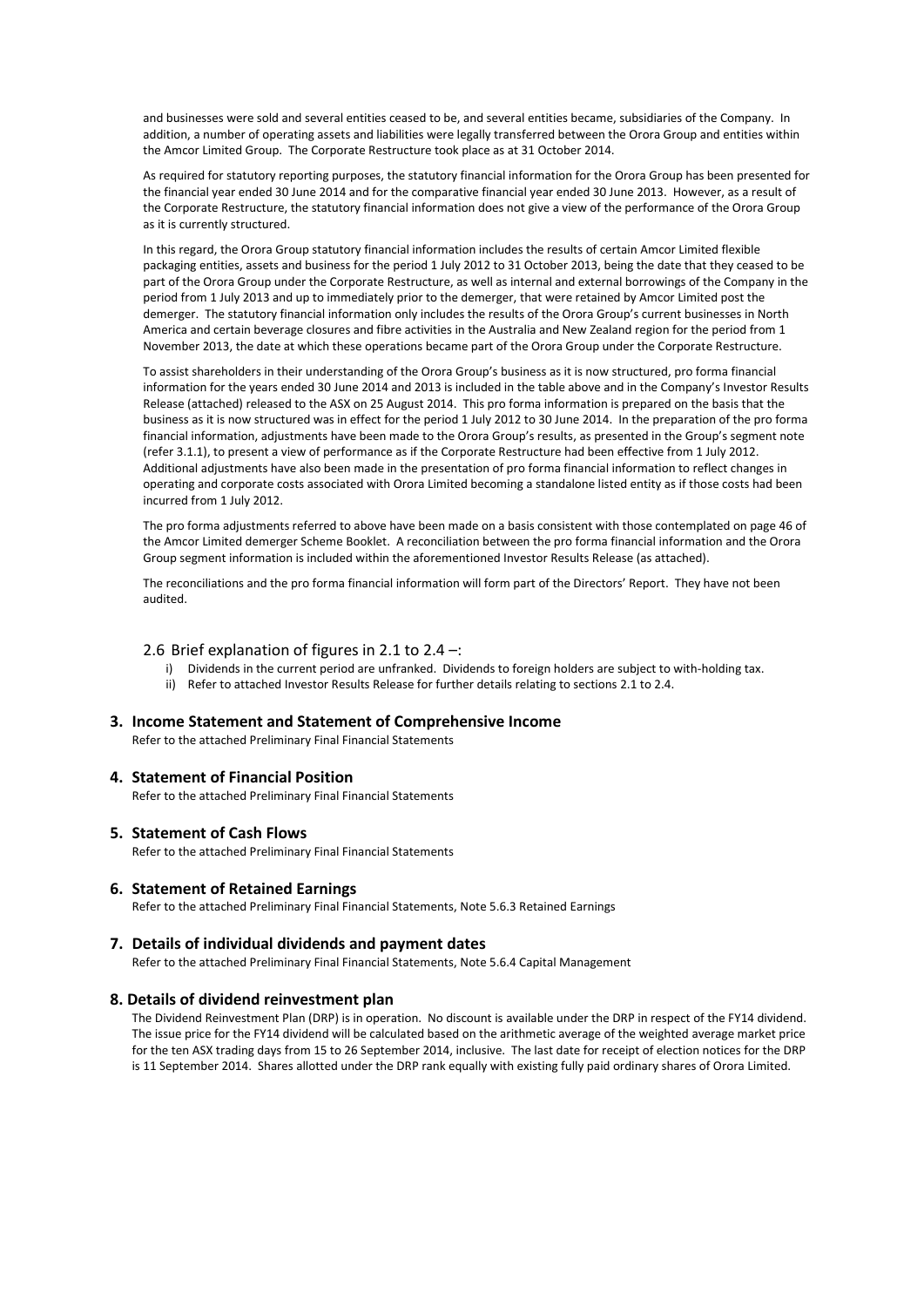and businesses were sold and several entities ceased to be, and several entities became, subsidiaries of the Company. In addition, a number of operating assets and liabilities were legally transferred between the Orora Group and entities within the Amcor Limited Group. The Corporate Restructure took place as at 31 October 2014.

As required for statutory reporting purposes, the statutory financial information for the Orora Group has been presented for the financial year ended 30 June 2014 and for the comparative financial year ended 30 June 2013. However, as a result of the Corporate Restructure, the statutory financial information does not give a view of the performance of the Orora Group as it is currently structured.

In this regard, the Orora Group statutory financial information includes the results of certain Amcor Limited flexible packaging entities, assets and business for the period 1 July 2012 to 31 October 2013, being the date that they ceased to be part of the Orora Group under the Corporate Restructure, as well as internal and external borrowings of the Company in the period from 1 July 2013 and up to immediately prior to the demerger, that were retained by Amcor Limited post the demerger. The statutory financial information only includes the results of the Orora Group's current businesses in North America and certain beverage closures and fibre activities in the Australia and New Zealand region for the period from 1 November 2013, the date at which these operations became part of the Orora Group under the Corporate Restructure.

To assist shareholders in their understanding of the Orora Group's business as it is now structured, pro forma financial information for the years ended 30 June 2014 and 2013 is included in the table above and in the Company's Investor Results Release (attached) released to the ASX on 25 August 2014. This pro forma information is prepared on the basis that the business as it is now structured was in effect for the period 1 July 2012 to 30 June 2014. In the preparation of the pro forma financial information, adjustments have been made to the Orora Group's results, as presented in the Group's segment note (refer 3.1.1), to present a view of performance as if the Corporate Restructure had been effective from 1 July 2012. Additional adjustments have also been made in the presentation of pro forma financial information to reflect changes in operating and corporate costs associated with Orora Limited becoming a standalone listed entity as if those costs had been incurred from 1 July 2012.

The pro forma adjustments referred to above have been made on a basis consistent with those contemplated on page 46 of the Amcor Limited demerger Scheme Booklet. A reconciliation between the pro forma financial information and the Orora Group segment information is included within the aforementioned Investor Results Release (as attached).

The reconciliations and the pro forma financial information will form part of the Directors' Report. They have not been audited.

### 2.6 Brief explanation of figures in 2.1 to 2.4 –:

i) Dividends in the current period are unfranked. Dividends to foreign holders are subject to with-holding tax.
ii) Refer to attached Investor Results Release for further details relating to sections 2.1 to 2.4.

## 3. Income Statement and Statement of Comprehensive Income

Refer to the attached Preliminary Final Financial Statements

## 4. Statement of Financial Position

Refer to the attached Preliminary Final Financial Statements

## 5. Statement of Cash Flows

Refer to the attached Preliminary Final Financial Statements

## 6. Statement of Retained Earnings

Refer to the attached Preliminary Final Financial Statements, Note 5.6.3 Retained Earnings

## 7. Details of individual dividends and payment dates

Refer to the attached Preliminary Final Financial Statements, Note 5.6.4 Capital Management

## 8. Details of dividend reinvestment plan

The Dividend Reinvestment Plan (DRP) is in operation. No discount is available under the DRP in respect of the FY14 dividend. The issue price for the FY14 dividend will be calculated based on the arithmetic average of the weighted average market price for the ten ASX trading days from 15 to 26 September 2014, inclusive. The last date for receipt of election notices for the DRP is 11 September 2014. Shares allotted under the DRP rank equally with existing fully paid ordinary shares of Orora Limited.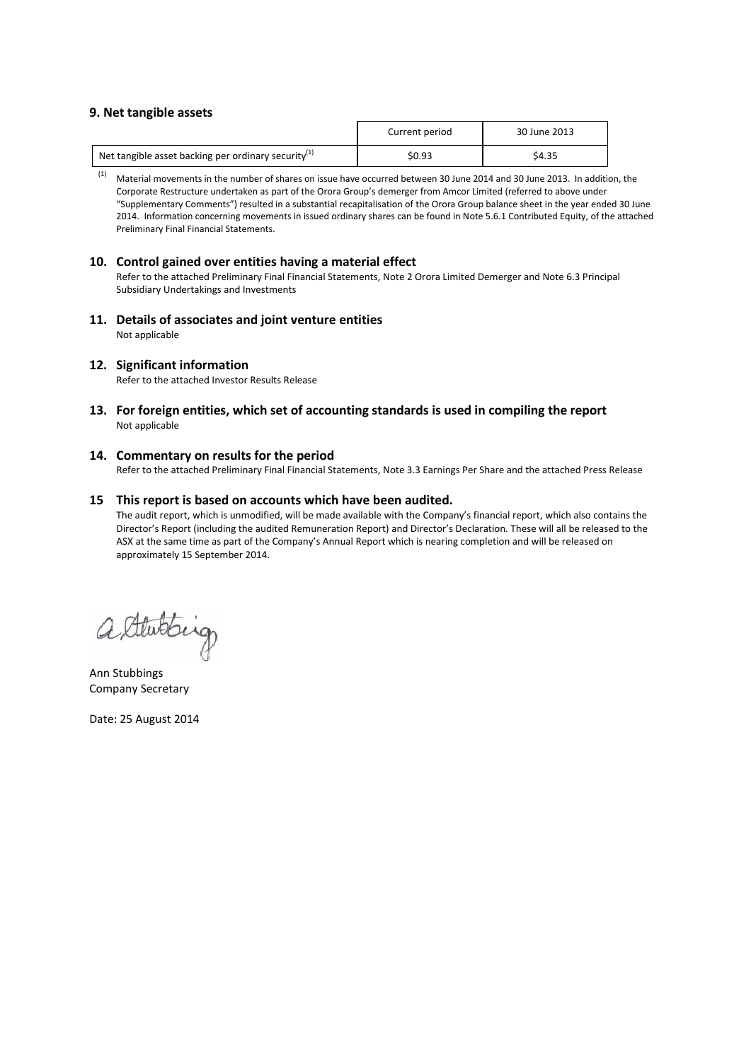## 9. Net tangible assets

| | Current period | 30 June 2013 |
|---|---|---|
| Net tangible asset backing per ordinary security[1] | \$0.93 | \$4.35 |

[1] Material movements in the number of shares on issue have occurred between 30 June 2014 and 30 June 2013. In addition, the Corporate Restructure undertaken as part of the Orora Group's demerger from Amcor Limited (referred to above under "Supplementary Comments") resulted in a substantial recapitalisation of the Orora Group balance sheet in the year ended 30 June 2014. Information concerning movements in issued ordinary shares can be found in Note 5.6.1 Contributed Equity, of the attached Preliminary Final Financial Statements.

## 10. Control gained over entities having a material effect

Refer to the attached Preliminary Final Financial Statements, Note 2 Orora Limited Demerger and Note 6.3 Principal Subsidiary Undertakings and Investments

## 11. Details of associates and joint venture entities

Not applicable

## 12. Significant information

Refer to the attached Investor Results Release

## 13. For foreign entities, which set of accounting standards is used in compiling the report

Not applicable

## 14. Commentary on results for the period

Refer to the attached Preliminary Final Financial Statements, Note 3.3 Earnings Per Share and the attached Press Release

## 15 This report is based on accounts which have been audited.

The audit report, which is unmodified, will be made available with the Company's financial report, which also contains the Director's Report (including the audited Remuneration Report) and Director's Declaration. These will all be released to the ASX at the same time as part of the Company's Annual Report which is nearing completion and will be released on approximately 15 September 2014.

A Stubbings

Ann Stubbings
Company Secretary

Date: 25 August 2014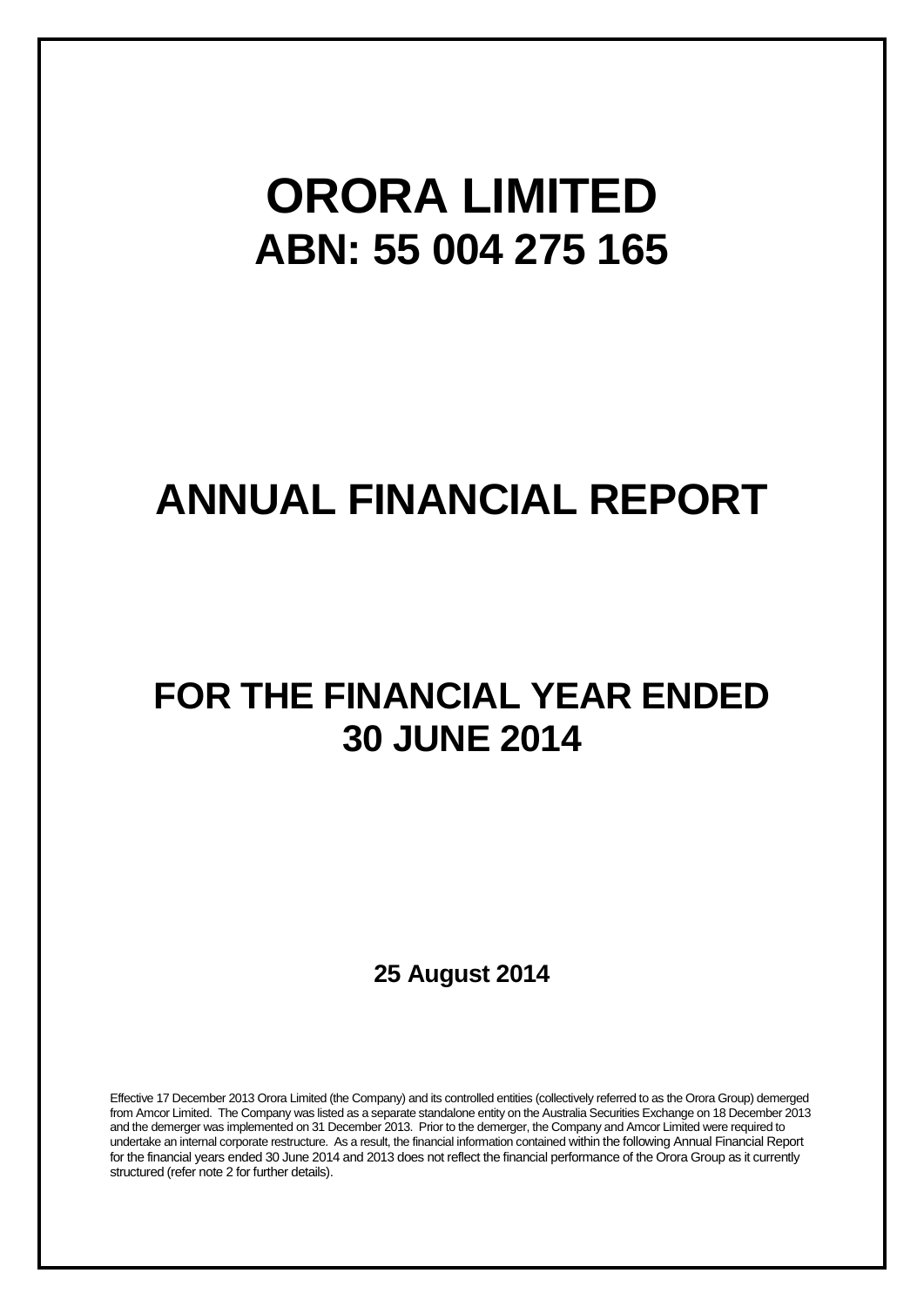# ORORA LIMITED

## ABN: 55 004 275 165

# ANNUAL FINANCIAL REPORT

## FOR THE FINANCIAL YEAR ENDED 30 JUNE 2014

**25 August 2014**

Effective 17 December 2013 Orora Limited (the Company) and its controlled entities (collectively referred to as the Orora Group) demerged from Amcor Limited. The Company was listed as a separate standalone entity on the Australia Securities Exchange on 18 December 2013 and the demerger was implemented on 31 December 2013. Prior to the demerger, the Company and Amcor Limited were required to undertake an internal corporate restructure. As a result, the financial information contained within the following Annual Financial Report for the financial years ended 30 June 2014 and 2013 does not reflect the financial performance of the Orora Group as it currently structured (refer note 2 for further details).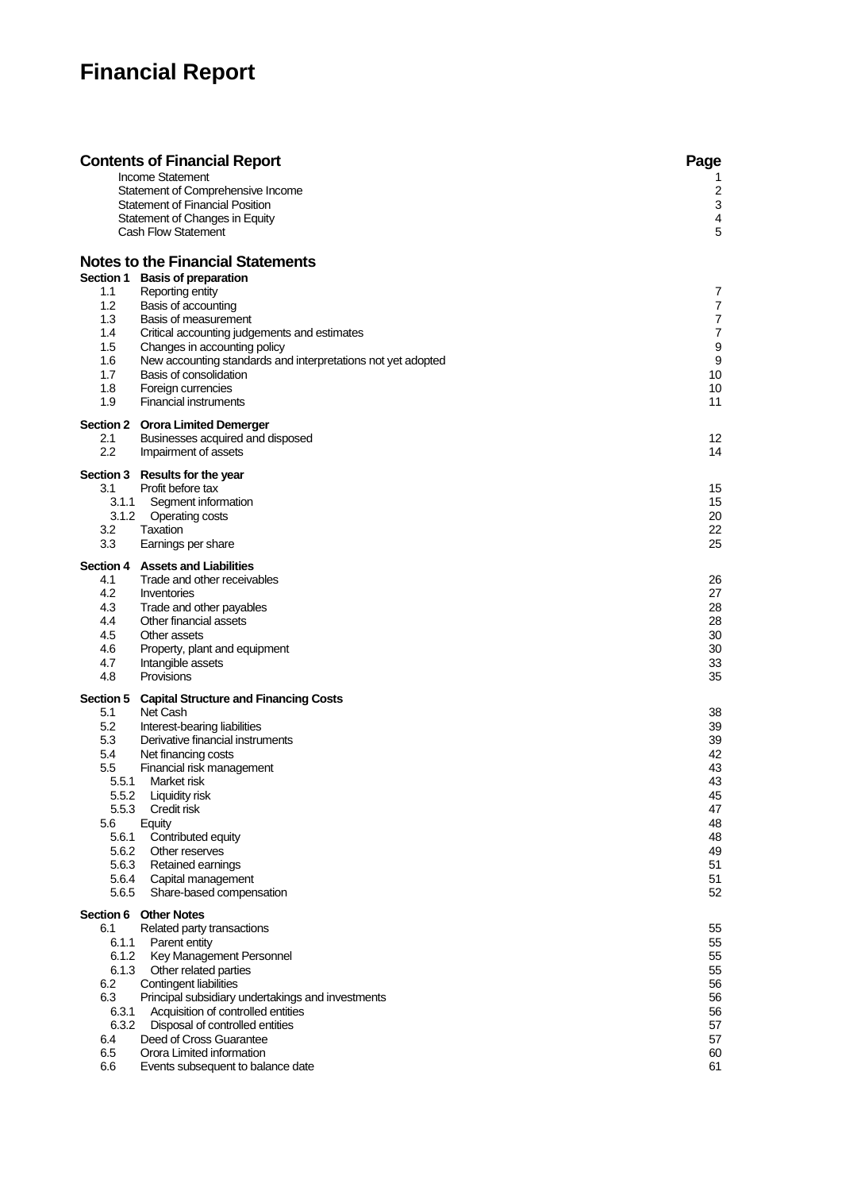# Financial Report

| Contents of Financial Report | | Page |
|---|---|---|
| | Income Statement | 1 |
| | Statement of Comprehensive Income | 2 |
| | Statement of Financial Position | 3 |
| | Statement of Changes in Equity | 4 |
| | Cash Flow Statement | 5 |
| **Notes to the Financial Statements** | | |
| **Section 1** | **Basis of preparation** | |
| 1.1 | Reporting entity | 7 |
| 1.2 | Basis of accounting | 7 |
| 1.3 | Basis of measurement | 7 |
| 1.4 | Critical accounting judgements and estimates | 7 |
| 1.5 | Changes in accounting policy | 9 |
| 1.6 | New accounting standards and interpretations not yet adopted | 9 |
| 1.7 | Basis of consolidation | 10 |
| 1.8 | Foreign currencies | 10 |
| 1.9 | Financial instruments | 11 |
| **Section 2** | **Orora Limited Demerger** | |
| 2.1 | Businesses acquired and disposed | 12 |
| 2.2 | Impairment of assets | 14 |
| **Section 3** | **Results for the year** | |
| 3.1 | Profit before tax | 15 |
| 3.1.1 | Segment information | 15 |
| 3.1.2 | Operating costs | 20 |
| 3.2 | Taxation | 22 |
| 3.3 | Earnings per share | 25 |
| **Section 4** | **Assets and Liabilities** | |
| 4.1 | Trade and other receivables | 26 |
| 4.2 | Inventories | 27 |
| 4.3 | Trade and other payables | 28 |
| 4.4 | Other financial assets | 28 |
| 4.5 | Other assets | 30 |
| 4.6 | Property, plant and equipment | 30 |
| 4.7 | Intangible assets | 33 |
| 4.8 | Provisions | 35 |
| **Section 5** | **Capital Structure and Financing Costs** | |
| 5.1 | Net Cash | 38 |
| 5.2 | Interest-bearing liabilities | 39 |
| 5.3 | Derivative financial instruments | 39 |
| 5.4 | Net financing costs | 42 |
| 5.5 | Financial risk management | 43 |
| 5.5.1 | Market risk | 43 |
| 5.5.2 | Liquidity risk | 45 |
| 5.5.3 | Credit risk | 47 |
| 5.6 | Equity | 48 |
| 5.6.1 | Contributed equity | 48 |
| 5.6.2 | Other reserves | 49 |
| 5.6.3 | Retained earnings | 51 |
| 5.6.4 | Capital management | 51 |
| 5.6.5 | Share-based compensation | 52 |
| **Section 6** | **Other Notes** | |
| 6.1 | Related party transactions | 55 |
| 6.1.1 | Parent entity | 55 |
| 6.1.2 | Key Management Personnel | 55 |
| 6.1.3 | Other related parties | 55 |
| 6.2 | Contingent liabilities | 56 |
| 6.3 | Principal subsidiary undertakings and investments | 56 |
| 6.3.1 | Acquisition of controlled entities | 56 |
| 6.3.2 | Disposal of controlled entities | 57 |
| 6.4 | Deed of Cross Guarantee | 57 |
| 6.5 | Orora Limited information | 60 |
| 6.6 | Events subsequent to balance date | 61 |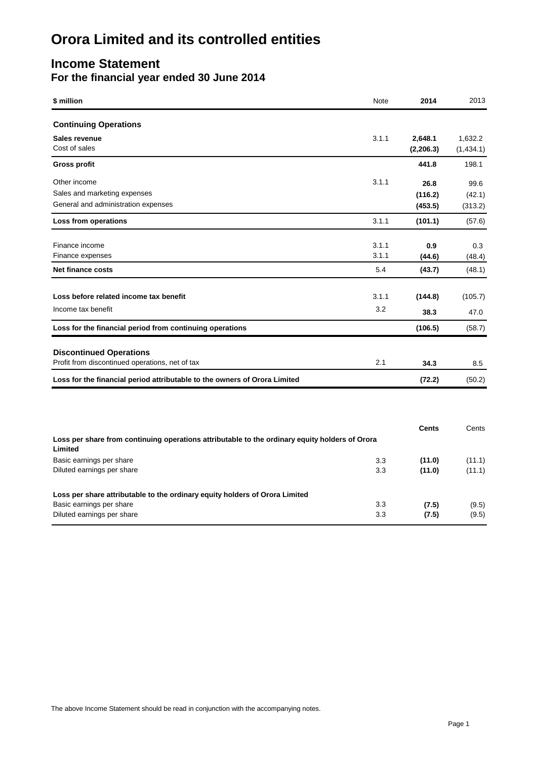# Orora Limited and its controlled entities

## Income Statement

### For the financial year ended 30 June 2014

| $ million | Note | 2014 | 2013 |
|---|---|---|---|
| **Continuing Operations** | | | |
| **Sales revenue** | 3.1.1 | **2,648.1** | 1,632.2 |
| Cost of sales | | **(2,206.3)** | (1,434.1) |
| **Gross profit** | | **441.8** | 198.1 |
| Other income | 3.1.1 | **26.8** | 99.6 |
| Sales and marketing expenses | | **(116.2)** | (42.1) |
| General and administration expenses | | **(453.5)** | (313.2) |
| **Loss from operations** | 3.1.1 | **(101.1)** | (57.6) |
| Finance income | 3.1.1 | **0.9** | 0.3 |
| Finance expenses | 3.1.1 | **(44.6)** | (48.4) |
| **Net finance costs** | 5.4 | **(43.7)** | (48.1) |
| **Loss before related income tax benefit** | 3.1.1 | **(144.8)** | (105.7) |
| Income tax benefit | 3.2 | **38.3** | 47.0 |
| **Loss for the financial period from continuing operations** | | **(106.5)** | (58.7) |
| **Discontinued Operations** | | | |
| Profit from discontinued operations, net of tax | 2.1 | **34.3** | 8.5 |
| **Loss for the financial period attributable to the owners of Orora Limited** | | **(72.2)** | (50.2) |

| | | Cents | Cents |
|---|---|---|---|
| **Loss per share from continuing operations attributable to the ordinary equity holders of Orora Limited** | | | |
| Basic earnings per share | 3.3 | **(11.0)** | (11.1) |
| Diluted earnings per share | 3.3 | **(11.0)** | (11.1) |
| **Loss per share attributable to the ordinary equity holders of Orora Limited** | | | |
| Basic earnings per share | 3.3 | **(7.5)** | (9.5) |
| Diluted earnings per share | 3.3 | **(7.5)** | (9.5) |

The above Income Statement should be read in conjunction with the accompanying notes.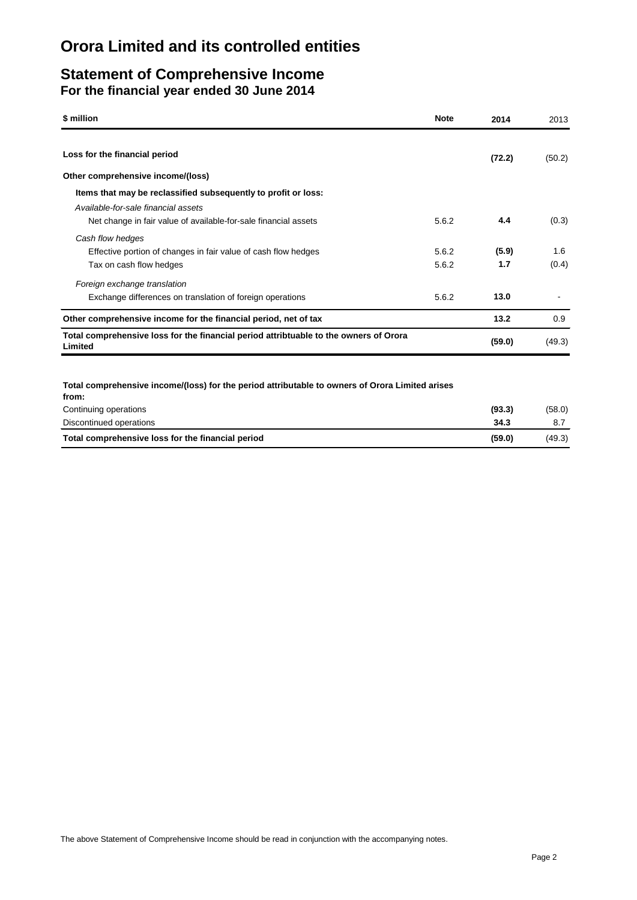# Orora Limited and its controlled entities

## Statement of Comprehensive Income

### For the financial year ended 30 June 2014

| $ million | Note | 2014 | 2013 |
|---|---|---|---|
| **Loss for the financial period** | | **(72.2)** | (50.2) |
| **Other comprehensive income/(loss)** | | | |
| **Items that may be reclassified subsequently to profit or loss:** | | | |
| *Available-for-sale financial assets* | | | |
| Net change in fair value of available-for-sale financial assets | 5.6.2 | **4.4** | (0.3) |
| *Cash flow hedges* | | | |
| Effective portion of changes in fair value of cash flow hedges | 5.6.2 | **(5.9)** | 1.6 |
| Tax on cash flow hedges | 5.6.2 | **1.7** | (0.4) |
| *Foreign exchange translation* | | | |
| Exchange differences on translation of foreign operations | 5.6.2 | **13.0** | - |
| **Other comprehensive income for the financial period, net of tax** | | **13.2** | 0.9 |
| **Total comprehensive loss for the financial period attribtuable to the owners of Orora Limited** | | **(59.0)** | (49.3) |

| **Total comprehensive income/(loss) for the period attributable to owners of Orora Limited arises from:** | 2014 | 2013 |
|---|---|---|
| Continuing operations | **(93.3)** | (58.0) |
| Discontinued operations | **34.3** | 8.7 |
| **Total comprehensive loss for the financial period** | **(59.0)** | (49.3) |

The above Statement of Comprehensive Income should be read in conjunction with the accompanying notes.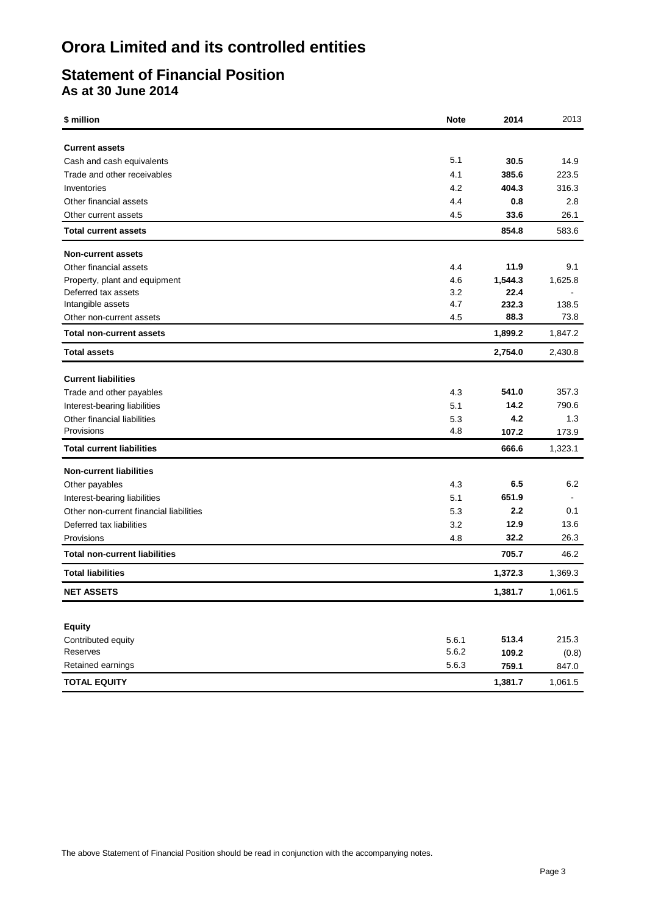# Orora Limited and its controlled entities

## Statement of Financial Position

### As at 30 June 2014

| $ million | Note | 2014 | 2013 |
|---|---|---|---|
| **Current assets** | | | |
| Cash and cash equivalents | 5.1 | **30.5** | 14.9 |
| Trade and other receivables | 4.1 | **385.6** | 223.5 |
| Inventories | 4.2 | **404.3** | 316.3 |
| Other financial assets | 4.4 | **0.8** | 2.8 |
| Other current assets | 4.5 | **33.6** | 26.1 |
| **Total current assets** | | **854.8** | 583.6 |
| **Non-current assets** | | | |
| Other financial assets | 4.4 | **11.9** | 9.1 |
| Property, plant and equipment | 4.6 | **1,544.3** | 1,625.8 |
| Deferred tax assets | 3.2 | **22.4** | - |
| Intangible assets | 4.7 | **232.3** | 138.5 |
| Other non-current assets | 4.5 | **88.3** | 73.8 |
| **Total non-current assets** | | **1,899.2** | 1,847.2 |
| **Total assets** | | **2,754.0** | 2,430.8 |
| **Current liabilities** | | | |
| Trade and other payables | 4.3 | **541.0** | 357.3 |
| Interest-bearing liabilities | 5.1 | **14.2** | 790.6 |
| Other financial liabilities | 5.3 | **4.2** | 1.3 |
| Provisions | 4.8 | **107.2** | 173.9 |
| **Total current liabilities** | | **666.6** | 1,323.1 |
| **Non-current liabilities** | | | |
| Other payables | 4.3 | **6.5** | 6.2 |
| Interest-bearing liabilities | 5.1 | **651.9** | - |
| Other non-current financial liabilities | 5.3 | **2.2** | 0.1 |
| Deferred tax liabilities | 3.2 | **12.9** | 13.6 |
| Provisions | 4.8 | **32.2** | 26.3 |
| **Total non-current liabilities** | | **705.7** | 46.2 |
| **Total liabilities** | | **1,372.3** | 1,369.3 |
| **NET ASSETS** | | **1,381.7** | 1,061.5 |
| **Equity** | | | |
| Contributed equity | 5.6.1 | **513.4** | 215.3 |
| Reserves | 5.6.2 | **109.2** | (0.8) |
| Retained earnings | 5.6.3 | **759.1** | 847.0 |
| **TOTAL EQUITY** | | **1,381.7** | 1,061.5 |

The above Statement of Financial Position should be read in conjunction with the accompanying notes.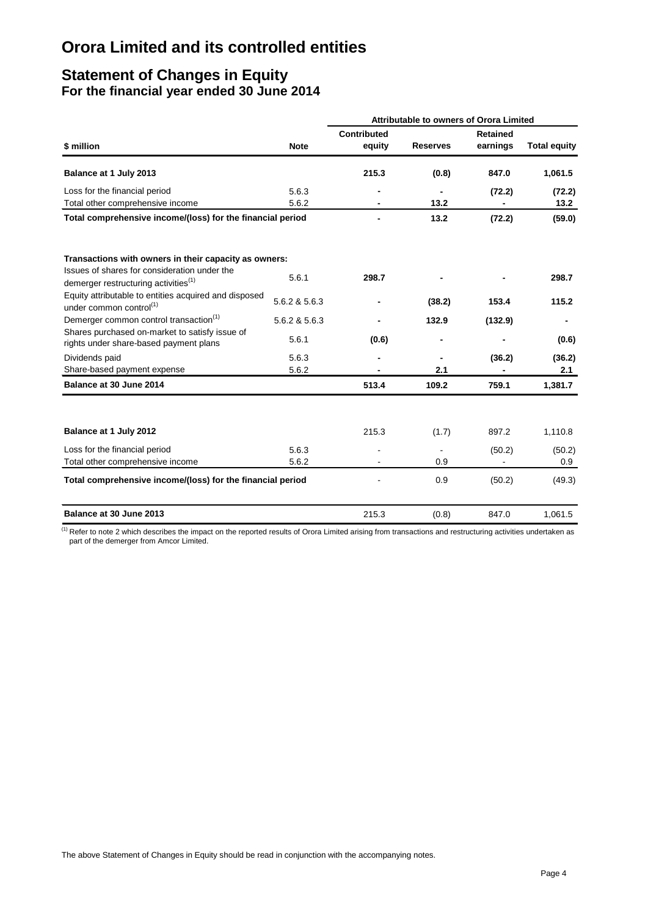# Orora Limited and its controlled entities

## Statement of Changes in Equity
### For the financial year ended 30 June 2014

| | | Attributable to owners of Orora Limited | | | |
|---|---|---|---|---|---|
| **\$ million** | **Note** | **Contributed equity** | **Reserves** | **Retained earnings** | **Total equity** |
| **Balance at 1 July 2013** | | **215.3** | **(0.8)** | **847.0** | **1,061.5** |
| Loss for the financial period | 5.6.3 | **-** | **-** | **(72.2)** | **(72.2)** |
| Total other comprehensive income | 5.6.2 | **-** | **13.2** | **-** | **13.2** |
| **Total comprehensive income/(loss) for the financial period** | | **-** | **13.2** | **(72.2)** | **(59.0)** |
| **Transactions with owners in their capacity as owners:** | | | | | |
| Issues of shares for consideration under the demerger restructuring activities[1] | 5.6.1 | **298.7** | **-** | **-** | **298.7** |
| Equity attributable to entities acquired and disposed under common control[1] | 5.6.2 & 5.6.3 | **-** | **(38.2)** | **153.4** | **115.2** |
| Demerger common control transaction[1] | 5.6.2 & 5.6.3 | **-** | **132.9** | **(132.9)** | **-** |
| Shares purchased on-market to satisfy issue of rights under share-based payment plans | 5.6.1 | **(0.6)** | **-** | **-** | **(0.6)** |
| Dividends paid | 5.6.3 | **-** | **-** | **(36.2)** | **(36.2)** |
| Share-based payment expense | 5.6.2 | **-** | **2.1** | **-** | **2.1** |
| **Balance at 30 June 2014** | | **513.4** | **109.2** | **759.1** | **1,381.7** |
| | | | | | |
| **Balance at 1 July 2012** | | 215.3 | (1.7) | 897.2 | 1,110.8 |
| Loss for the financial period | 5.6.3 | - | - | (50.2) | (50.2) |
| Total other comprehensive income | 5.6.2 | - | 0.9 | - | 0.9 |
| **Total comprehensive income/(loss) for the financial period** | | - | 0.9 | (50.2) | (49.3) |
| **Balance at 30 June 2013** | | 215.3 | (0.8) | 847.0 | 1,061.5 |

[1] Refer to note 2 which describes the impact on the reported results of Orora Limited arising from transactions and restructuring activities undertaken as part of the demerger from Amcor Limited.

The above Statement of Changes in Equity should be read in conjunction with the accompanying notes.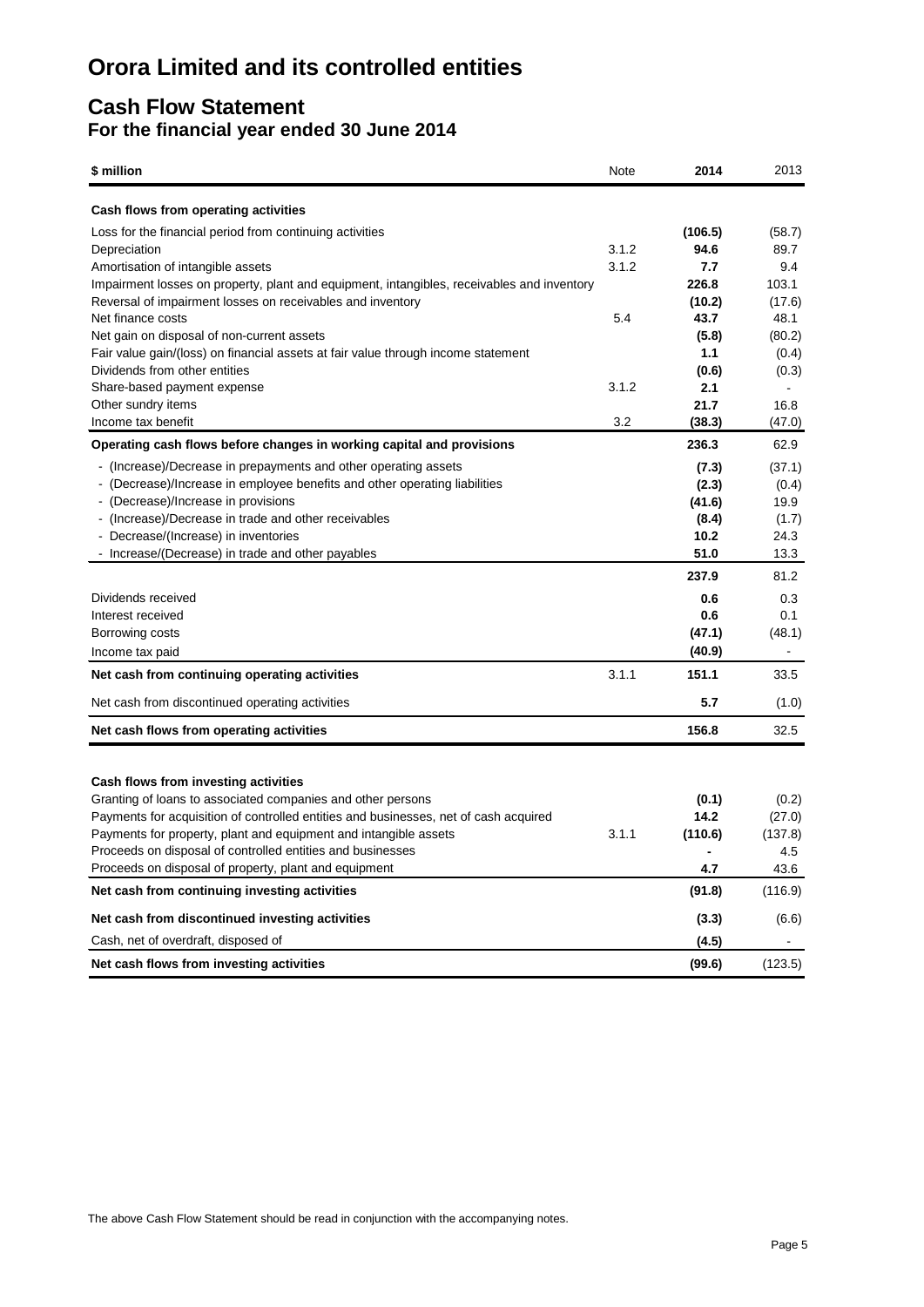# Orora Limited and its controlled entities

## Cash Flow Statement

### For the financial year ended 30 June 2014

| $ million | Note | 2014 | 2013 |
|---|---|---|---|
| **Cash flows from operating activities** | | | |
| Loss for the financial period from continuing activities | | **(106.5)** | (58.7) |
| Depreciation | 3.1.2 | **94.6** | 89.7 |
| Amortisation of intangible assets | 3.1.2 | **7.7** | 9.4 |
| Impairment losses on property, plant and equipment, intangibles, receivables and inventory | | **226.8** | 103.1 |
| Reversal of impairment losses on receivables and inventory | | **(10.2)** | (17.6) |
| Net finance costs | 5.4 | **43.7** | 48.1 |
| Net gain on disposal of non-current assets | | **(5.8)** | (80.2) |
| Fair value gain/(loss) on financial assets at fair value through income statement | | **1.1** | (0.4) |
| Dividends from other entities | | **(0.6)** | (0.3) |
| Share-based payment expense | 3.1.2 | **2.1** | - |
| Other sundry items | | **21.7** | 16.8 |
| Income tax benefit | 3.2 | **(38.3)** | (47.0) |
| **Operating cash flows before changes in working capital and provisions** | | **236.3** | 62.9 |
| - (Increase)/Decrease in prepayments and other operating assets | | **(7.3)** | (37.1) |
| - (Decrease)/Increase in employee benefits and other operating liabilities | | **(2.3)** | (0.4) |
| - (Decrease)/Increase in provisions | | **(41.6)** | 19.9 |
| - (Increase)/Decrease in trade and other receivables | | **(8.4)** | (1.7) |
| - Decrease/(Increase) in inventories | | **10.2** | 24.3 |
| - Increase/(Decrease) in trade and other payables | | **51.0** | 13.3 |
| | | **237.9** | 81.2 |
| Dividends received | | **0.6** | 0.3 |
| Interest received | | **0.6** | 0.1 |
| Borrowing costs | | **(47.1)** | (48.1) |
| Income tax paid | | **(40.9)** | - |
| **Net cash from continuing operating activities** | 3.1.1 | **151.1** | 33.5 |
| Net cash from discontinued operating activities | | **5.7** | (1.0) |
| **Net cash flows from operating activities** | | **156.8** | 32.5 |
| | | | |
| **Cash flows from investing activities** | | | |
| Granting of loans to associated companies and other persons | | **(0.1)** | (0.2) |
| Payments for acquisition of controlled entities and businesses, net of cash acquired | | **14.2** | (27.0) |
| Payments for property, plant and equipment and intangible assets | 3.1.1 | **(110.6)** | (137.8) |
| Proceeds on disposal of controlled entities and businesses | | **-** | 4.5 |
| Proceeds on disposal of property, plant and equipment | | **4.7** | 43.6 |
| **Net cash from continuing investing activities** | | **(91.8)** | (116.9) |
| **Net cash from discontinued investing activities** | | **(3.3)** | (6.6) |
| Cash, net of overdraft, disposed of | | **(4.5)** | - |
| **Net cash flows from investing activities** | | **(99.6)** | (123.5) |

The above Cash Flow Statement should be read in conjunction with the accompanying notes.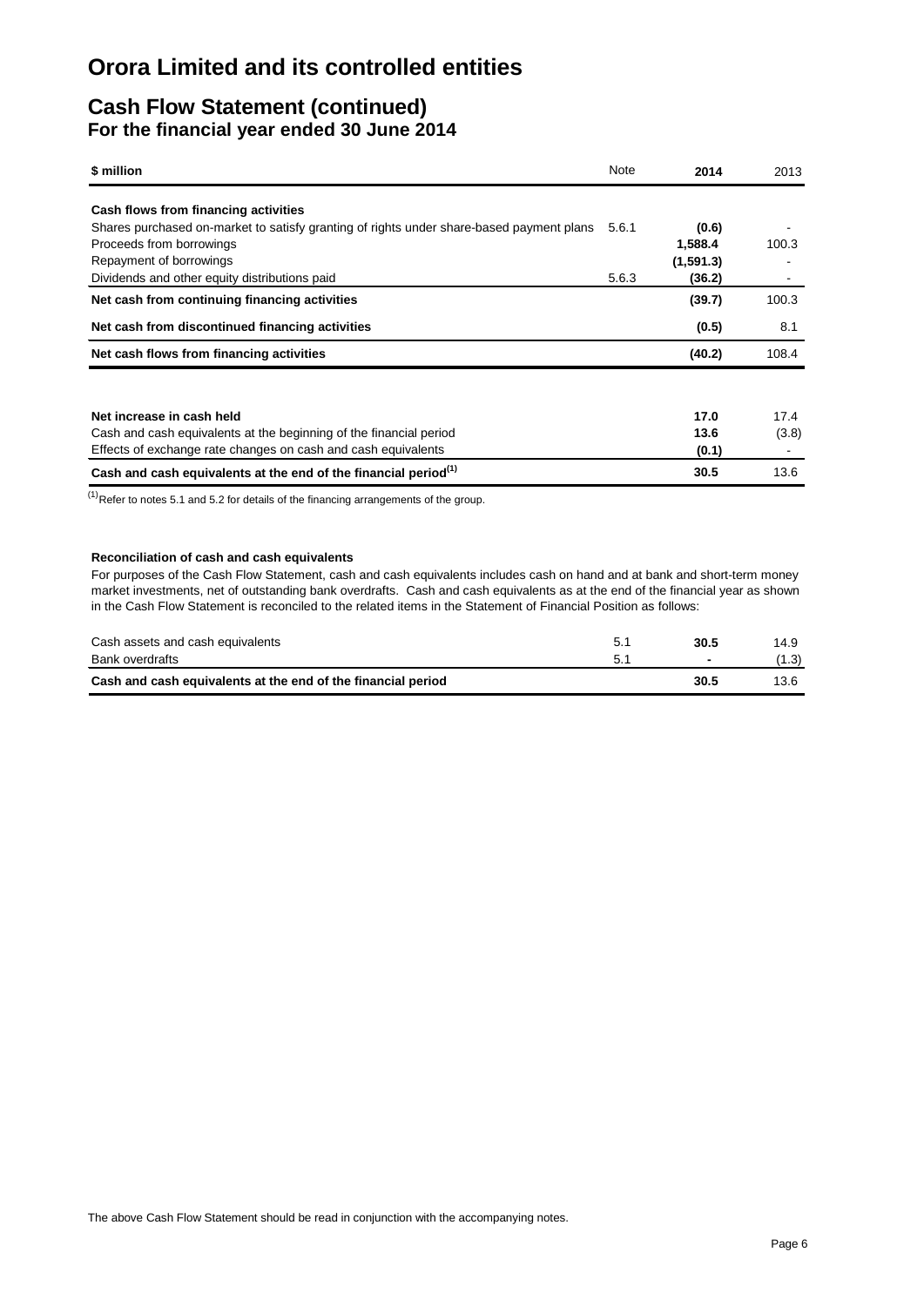# Orora Limited and its controlled entities

## Cash Flow Statement (continued)
### For the financial year ended 30 June 2014

| $ million | Note | 2014 | 2013 |
|---|---|---|---|
| **Cash flows from financing activities** | | | |
| Shares purchased on-market to satisfy granting of rights under share-based payment plans | 5.6.1 | **(0.6)** | - |
| Proceeds from borrowings | | **1,588.4** | 100.3 |
| Repayment of borrowings | | **(1,591.3)** | - |
| Dividends and other equity distributions paid | 5.6.3 | **(36.2)** | - |
| **Net cash from continuing financing activities** | | **(39.7)** | 100.3 |
| **Net cash from discontinued financing activities** | | **(0.5)** | 8.1 |
| **Net cash flows from financing activities** | | **(40.2)** | 108.4 |
| | | | |
| **Net increase in cash held** | | **17.0** | 17.4 |
| Cash and cash equivalents at the beginning of the financial period | | **13.6** | (3.8) |
| Effects of exchange rate changes on cash and cash equivalents | | **(0.1)** | - |
| **Cash and cash equivalents at the end of the financial period[1]** | | **30.5** | 13.6 |

[1] Refer to notes 5.1 and 5.2 for details of the financing arrangements of the group.

**Reconciliation of cash and cash equivalents**

For purposes of the Cash Flow Statement, cash and cash equivalents includes cash on hand and at bank and short-term money market investments, net of outstanding bank overdrafts. Cash and cash equivalents as at the end of the financial year as shown in the Cash Flow Statement is reconciled to the related items in the Statement of Financial Position as follows:

| | Note | 2014 | 2013 |
|---|---|---|---|
| Cash assets and cash equivalents | 5.1 | **30.5** | 14.9 |
| Bank overdrafts | 5.1 | **-** | (1.3) |
| **Cash and cash equivalents at the end of the financial period** | | **30.5** | 13.6 |

The above Cash Flow Statement should be read in conjunction with the accompanying notes.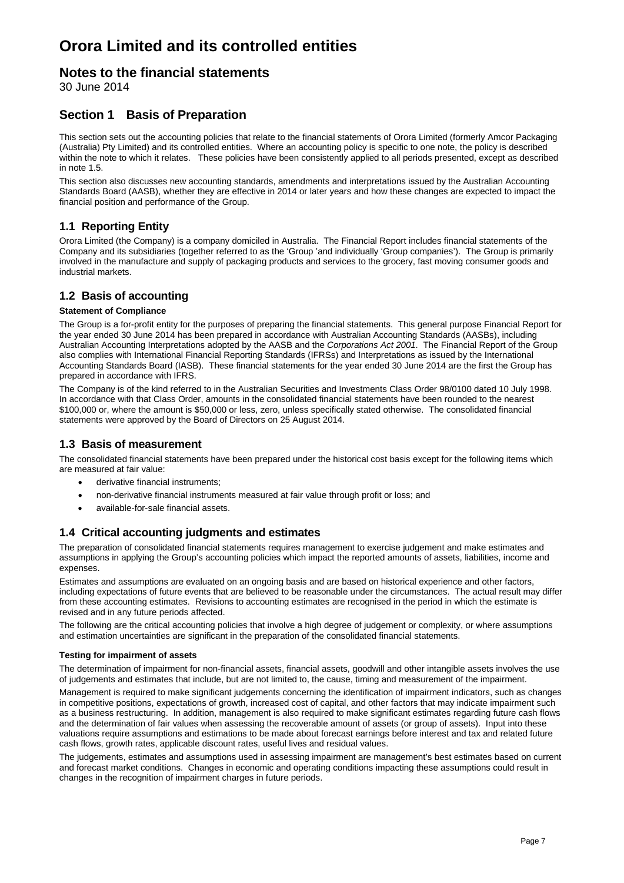# Orora Limited and its controlled entities

## Notes to the financial statements

30 June 2014

## Section 1 Basis of Preparation

This section sets out the accounting policies that relate to the financial statements of Orora Limited (formerly Amcor Packaging (Australia) Pty Limited) and its controlled entities. Where an accounting policy is specific to one note, the policy is described within the note to which it relates. These policies have been consistently applied to all periods presented, except as described in note 1.5.

This section also discusses new accounting standards, amendments and interpretations issued by the Australian Accounting Standards Board (AASB), whether they are effective in 2014 or later years and how these changes are expected to impact the financial position and performance of the Group.

### 1.1 Reporting Entity

Orora Limited (the Company) is a company domiciled in Australia. The Financial Report includes financial statements of the Company and its subsidiaries (together referred to as the 'Group 'and individually 'Group companies'). The Group is primarily involved in the manufacture and supply of packaging products and services to the grocery, fast moving consumer goods and industrial markets.

### 1.2 Basis of accounting

**Statement of Compliance**

The Group is a for-profit entity for the purposes of preparing the financial statements. This general purpose Financial Report for the year ended 30 June 2014 has been prepared in accordance with Australian Accounting Standards (AASBs), including Australian Accounting Interpretations adopted by the AASB and the *Corporations Act 2001*. The Financial Report of the Group also complies with International Financial Reporting Standards (IFRSs) and Interpretations as issued by the International Accounting Standards Board (IASB). These financial statements for the year ended 30 June 2014 are the first the Group has prepared in accordance with IFRS.

The Company is of the kind referred to in the Australian Securities and Investments Class Order 98/0100 dated 10 July 1998. In accordance with that Class Order, amounts in the consolidated financial statements have been rounded to the nearest $100,000 or, where the amount is $50,000 or less, zero, unless specifically stated otherwise. The consolidated financial statements were approved by the Board of Directors on 25 August 2014.

### 1.3 Basis of measurement

The consolidated financial statements have been prepared under the historical cost basis except for the following items which are measured at fair value:

- derivative financial instruments;
- non-derivative financial instruments measured at fair value through profit or loss; and
- available-for-sale financial assets.

### 1.4 Critical accounting judgments and estimates

The preparation of consolidated financial statements requires management to exercise judgement and make estimates and assumptions in applying the Group's accounting policies which impact the reported amounts of assets, liabilities, income and expenses.

Estimates and assumptions are evaluated on an ongoing basis and are based on historical experience and other factors, including expectations of future events that are believed to be reasonable under the circumstances. The actual result may differ from these accounting estimates. Revisions to accounting estimates are recognised in the period in which the estimate is revised and in any future periods affected.

The following are the critical accounting policies that involve a high degree of judgement or complexity, or where assumptions and estimation uncertainties are significant in the preparation of the consolidated financial statements.

**Testing for impairment of assets**

The determination of impairment for non-financial assets, financial assets, goodwill and other intangible assets involves the use of judgements and estimates that include, but are not limited to, the cause, timing and measurement of the impairment.

Management is required to make significant judgements concerning the identification of impairment indicators, such as changes in competitive positions, expectations of growth, increased cost of capital, and other factors that may indicate impairment such as a business restructuring. In addition, management is also required to make significant estimates regarding future cash flows and the determination of fair values when assessing the recoverable amount of assets (or group of assets). Input into these valuations require assumptions and estimations to be made about forecast earnings before interest and tax and related future cash flows, growth rates, applicable discount rates, useful lives and residual values.

The judgements, estimates and assumptions used in assessing impairment are management's best estimates based on current and forecast market conditions. Changes in economic and operating conditions impacting these assumptions could result in changes in the recognition of impairment charges in future periods.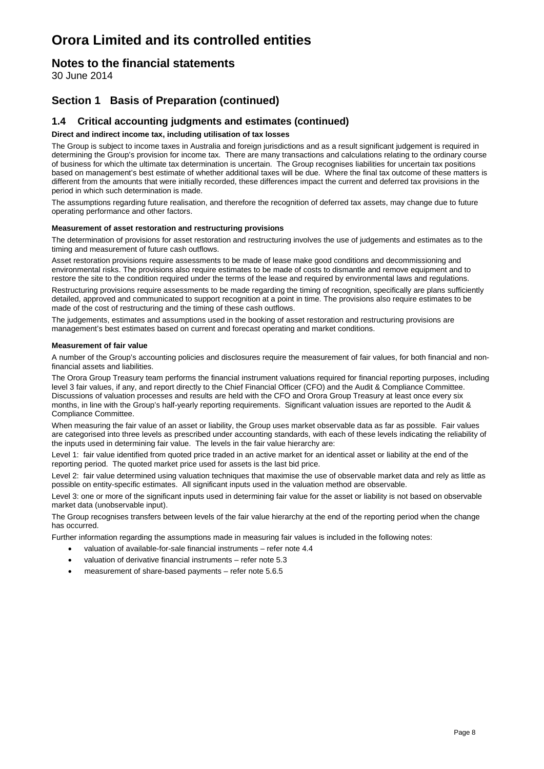# Orora Limited and its controlled entities

## Notes to the financial statements

30 June 2014

## Section 1 Basis of Preparation (continued)

### 1.4 Critical accounting judgments and estimates (continued)

**Direct and indirect income tax, including utilisation of tax losses**

The Group is subject to income taxes in Australia and foreign jurisdictions and as a result significant judgement is required in determining the Group's provision for income tax. There are many transactions and calculations relating to the ordinary course of business for which the ultimate tax determination is uncertain. The Group recognises liabilities for uncertain tax positions based on management's best estimate of whether additional taxes will be due. Where the final tax outcome of these matters is different from the amounts that were initially recorded, these differences impact the current and deferred tax provisions in the period in which such determination is made.

The assumptions regarding future realisation, and therefore the recognition of deferred tax assets, may change due to future operating performance and other factors.

**Measurement of asset restoration and restructuring provisions**

The determination of provisions for asset restoration and restructuring involves the use of judgements and estimates as to the timing and measurement of future cash outflows.

Asset restoration provisions require assessments to be made of lease make good conditions and decommissioning and environmental risks. The provisions also require estimates to be made of costs to dismantle and remove equipment and to restore the site to the condition required under the terms of the lease and required by environmental laws and regulations.

Restructuring provisions require assessments to be made regarding the timing of recognition, specifically are plans sufficiently detailed, approved and communicated to support recognition at a point in time. The provisions also require estimates to be made of the cost of restructuring and the timing of these cash outflows.

The judgements, estimates and assumptions used in the booking of asset restoration and restructuring provisions are management's best estimates based on current and forecast operating and market conditions.

**Measurement of fair value**

A number of the Group's accounting policies and disclosures require the measurement of fair values, for both financial and non-financial assets and liabilities.

The Orora Group Treasury team performs the financial instrument valuations required for financial reporting purposes, including level 3 fair values, if any, and report directly to the Chief Financial Officer (CFO) and the Audit & Compliance Committee. Discussions of valuation processes and results are held with the CFO and Orora Group Treasury at least once every six months, in line with the Group's half-yearly reporting requirements. Significant valuation issues are reported to the Audit & Compliance Committee.

When measuring the fair value of an asset or liability, the Group uses market observable data as far as possible. Fair values are categorised into three levels as prescribed under accounting standards, with each of these levels indicating the reliability of the inputs used in determining fair value. The levels in the fair value hierarchy are:

Level 1: fair value identified from quoted price traded in an active market for an identical asset or liability at the end of the reporting period. The quoted market price used for assets is the last bid price.

Level 2: fair value determined using valuation techniques that maximise the use of observable market data and rely as little as possible on entity-specific estimates. All significant inputs used in the valuation method are observable.

Level 3: one or more of the significant inputs used in determining fair value for the asset or liability is not based on observable market data (unobservable input).

The Group recognises transfers between levels of the fair value hierarchy at the end of the reporting period when the change has occurred.

Further information regarding the assumptions made in measuring fair values is included in the following notes:

- valuation of available-for-sale financial instruments – refer note 4.4
- valuation of derivative financial instruments – refer note 5.3
- measurement of share-based payments – refer note 5.6.5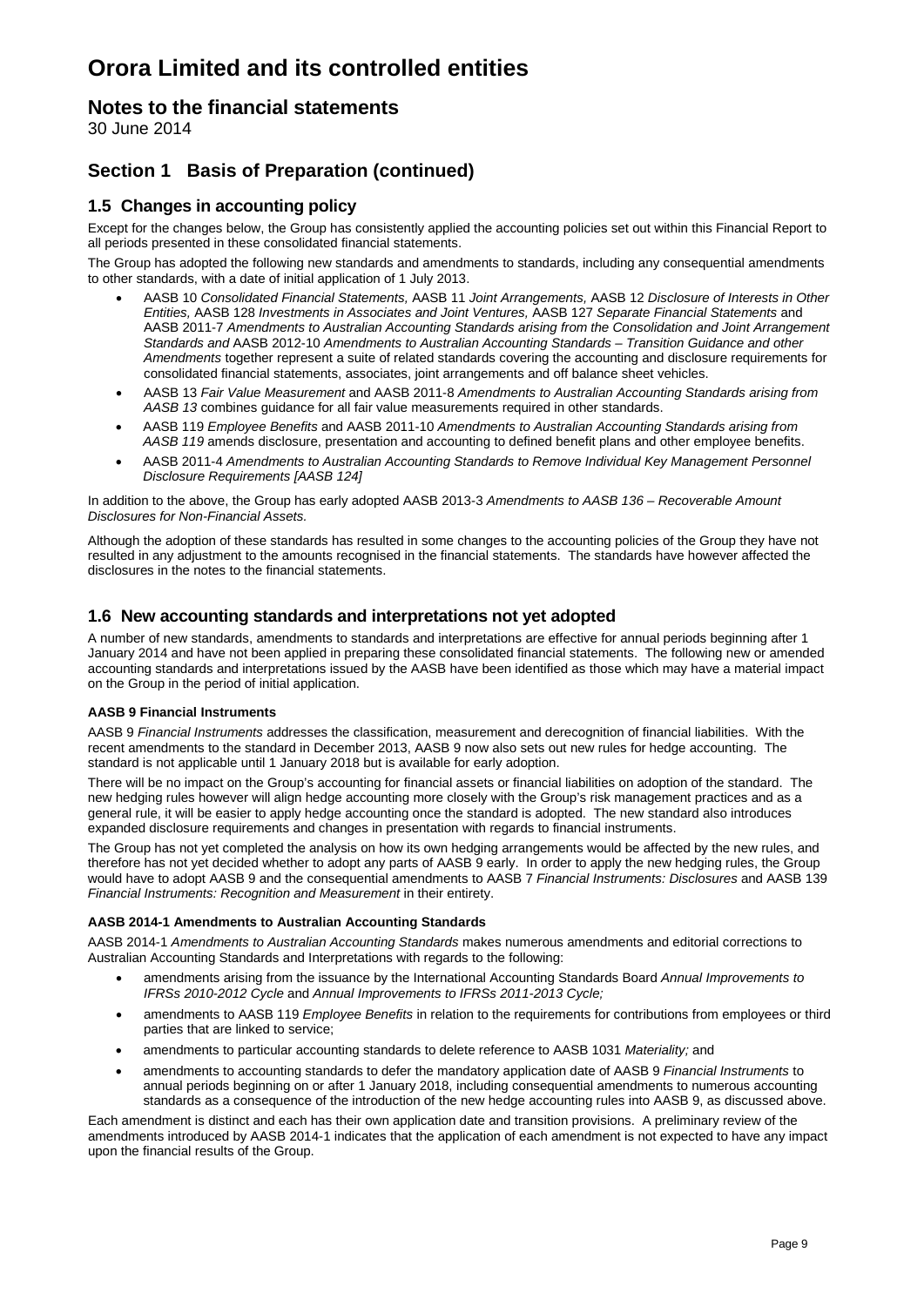# Orora Limited and its controlled entities

## Notes to the financial statements

30 June 2014

## Section 1 Basis of Preparation (continued)

### 1.5 Changes in accounting policy

Except for the changes below, the Group has consistently applied the accounting policies set out within this Financial Report to all periods presented in these consolidated financial statements.

The Group has adopted the following new standards and amendments to standards, including any consequential amendments to other standards, with a date of initial application of 1 July 2013.

- AASB 10 *Consolidated Financial Statements,* AASB 11 *Joint Arrangements,* AASB 12 *Disclosure of Interests in Other Entities,* AASB 128 *Investments in Associates and Joint Ventures,* AASB 127 *Separate Financial Statements* and AASB 2011-7 *Amendments to Australian Accounting Standards arising from the Consolidation and Joint Arrangement Standards and* AASB 2012-10 *Amendments to Australian Accounting Standards – Transition Guidance and other Amendments* together represent a suite of related standards covering the accounting and disclosure requirements for consolidated financial statements, associates, joint arrangements and off balance sheet vehicles.
- AASB 13 *Fair Value Measurement* and AASB 2011-8 *Amendments to Australian Accounting Standards arising from AASB 13* combines guidance for all fair value measurements required in other standards.
- AASB 119 *Employee Benefits* and AASB 2011-10 *Amendments to Australian Accounting Standards arising from AASB 119* amends disclosure, presentation and accounting to defined benefit plans and other employee benefits.
- AASB 2011-4 *Amendments to Australian Accounting Standards to Remove Individual Key Management Personnel Disclosure Requirements [AASB 124]*

In addition to the above, the Group has early adopted AASB 2013-3 *Amendments to AASB 136 – Recoverable Amount Disclosures for Non-Financial Assets.*

Although the adoption of these standards has resulted in some changes to the accounting policies of the Group they have not resulted in any adjustment to the amounts recognised in the financial statements. The standards have however affected the disclosures in the notes to the financial statements.

### 1.6 New accounting standards and interpretations not yet adopted

A number of new standards, amendments to standards and interpretations are effective for annual periods beginning after 1 January 2014 and have not been applied in preparing these consolidated financial statements. The following new or amended accounting standards and interpretations issued by the AASB have been identified as those which may have a material impact on the Group in the period of initial application.

**AASB 9 Financial Instruments**

AASB 9 *Financial Instruments* addresses the classification, measurement and derecognition of financial liabilities. With the recent amendments to the standard in December 2013, AASB 9 now also sets out new rules for hedge accounting. The standard is not applicable until 1 January 2018 but is available for early adoption.

There will be no impact on the Group's accounting for financial assets or financial liabilities on adoption of the standard. The new hedging rules however will align hedge accounting more closely with the Group's risk management practices and as a general rule, it will be easier to apply hedge accounting once the standard is adopted. The new standard also introduces expanded disclosure requirements and changes in presentation with regards to financial instruments.

The Group has not yet completed the analysis on how its own hedging arrangements would be affected by the new rules, and therefore has not yet decided whether to adopt any parts of AASB 9 early. In order to apply the new hedging rules, the Group would have to adopt AASB 9 and the consequential amendments to AASB 7 *Financial Instruments: Disclosures* and AASB 139 *Financial Instruments: Recognition and Measurement* in their entirety.

**AASB 2014-1 Amendments to Australian Accounting Standards**

AASB 2014-1 *Amendments to Australian Accounting Standards* makes numerous amendments and editorial corrections to Australian Accounting Standards and Interpretations with regards to the following:

- amendments arising from the issuance by the International Accounting Standards Board *Annual Improvements to IFRSs 2010-2012 Cycle* and *Annual Improvements to IFRSs 2011-2013 Cycle;*
- amendments to AASB 119 *Employee Benefits* in relation to the requirements for contributions from employees or third parties that are linked to service;
- amendments to particular accounting standards to delete reference to AASB 1031 *Materiality;* and
- amendments to accounting standards to defer the mandatory application date of AASB 9 *Financial Instruments* to annual periods beginning on or after 1 January 2018, including consequential amendments to numerous accounting standards as a consequence of the introduction of the new hedge accounting rules into AASB 9, as discussed above.

Each amendment is distinct and each has their own application date and transition provisions. A preliminary review of the amendments introduced by AASB 2014-1 indicates that the application of each amendment is not expected to have any impact upon the financial results of the Group.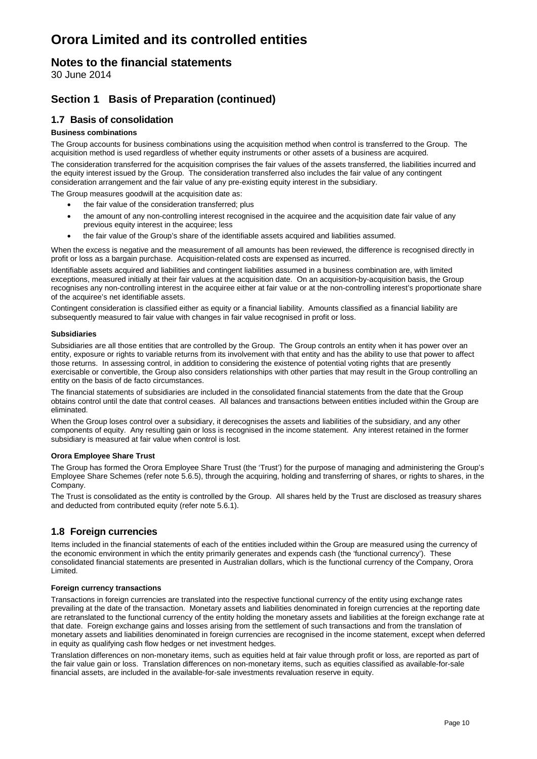# Orora Limited and its controlled entities

## Notes to the financial statements

30 June 2014

## Section 1 Basis of Preparation (continued)

### 1.7 Basis of consolidation

**Business combinations**

The Group accounts for business combinations using the acquisition method when control is transferred to the Group. The acquisition method is used regardless of whether equity instruments or other assets of a business are acquired.

The consideration transferred for the acquisition comprises the fair values of the assets transferred, the liabilities incurred and the equity interest issued by the Group. The consideration transferred also includes the fair value of any contingent consideration arrangement and the fair value of any pre-existing equity interest in the subsidiary.

The Group measures goodwill at the acquisition date as:

- the fair value of the consideration transferred; plus
- the amount of any non-controlling interest recognised in the acquiree and the acquisition date fair value of any previous equity interest in the acquiree; less
- the fair value of the Group's share of the identifiable assets acquired and liabilities assumed.

When the excess is negative and the measurement of all amounts has been reviewed, the difference is recognised directly in profit or loss as a bargain purchase. Acquisition-related costs are expensed as incurred.

Identifiable assets acquired and liabilities and contingent liabilities assumed in a business combination are, with limited exceptions, measured initially at their fair values at the acquisition date. On an acquisition-by-acquisition basis, the Group recognises any non-controlling interest in the acquiree either at fair value or at the non-controlling interest's proportionate share of the acquiree's net identifiable assets.

Contingent consideration is classified either as equity or a financial liability. Amounts classified as a financial liability are subsequently measured to fair value with changes in fair value recognised in profit or loss.

**Subsidiaries**

Subsidiaries are all those entities that are controlled by the Group. The Group controls an entity when it has power over an entity, exposure or rights to variable returns from its involvement with that entity and has the ability to use that power to affect those returns. In assessing control, in addition to considering the existence of potential voting rights that are presently exercisable or convertible, the Group also considers relationships with other parties that may result in the Group controlling an entity on the basis of de facto circumstances.

The financial statements of subsidiaries are included in the consolidated financial statements from the date that the Group obtains control until the date that control ceases. All balances and transactions between entities included within the Group are eliminated.

When the Group loses control over a subsidiary, it derecognises the assets and liabilities of the subsidiary, and any other components of equity. Any resulting gain or loss is recognised in the income statement. Any interest retained in the former subsidiary is measured at fair value when control is lost.

**Orora Employee Share Trust**

The Group has formed the Orora Employee Share Trust (the 'Trust') for the purpose of managing and administering the Group's Employee Share Schemes (refer note 5.6.5), through the acquiring, holding and transferring of shares, or rights to shares, in the Company.

The Trust is consolidated as the entity is controlled by the Group. All shares held by the Trust are disclosed as treasury shares and deducted from contributed equity (refer note 5.6.1).

### 1.8 Foreign currencies

Items included in the financial statements of each of the entities included within the Group are measured using the currency of the economic environment in which the entity primarily generates and expends cash (the 'functional currency'). These consolidated financial statements are presented in Australian dollars, which is the functional currency of the Company, Orora Limited.

**Foreign currency transactions**

Transactions in foreign currencies are translated into the respective functional currency of the entity using exchange rates prevailing at the date of the transaction. Monetary assets and liabilities denominated in foreign currencies at the reporting date are retranslated to the functional currency of the entity holding the monetary assets and liabilities at the foreign exchange rate at that date. Foreign exchange gains and losses arising from the settlement of such transactions and from the translation of monetary assets and liabilities denominated in foreign currencies are recognised in the income statement, except when deferred in equity as qualifying cash flow hedges or net investment hedges.

Translation differences on non-monetary items, such as equities held at fair value through profit or loss, are reported as part of the fair value gain or loss. Translation differences on non-monetary items, such as equities classified as available-for-sale financial assets, are included in the available-for-sale investments revaluation reserve in equity.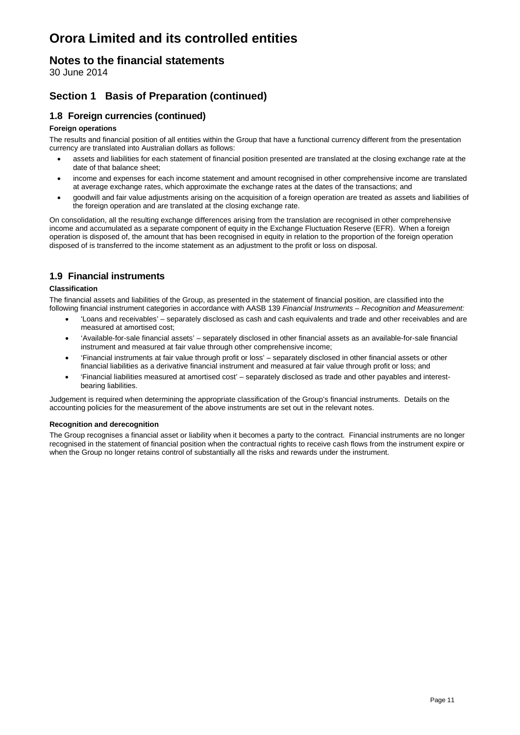# Orora Limited and its controlled entities

## Notes to the financial statements

30 June 2014

## Section 1 Basis of Preparation (continued)

### 1.8 Foreign currencies (continued)

**Foreign operations**

The results and financial position of all entities within the Group that have a functional currency different from the presentation currency are translated into Australian dollars as follows:

- assets and liabilities for each statement of financial position presented are translated at the closing exchange rate at the date of that balance sheet;
- income and expenses for each income statement and amount recognised in other comprehensive income are translated at average exchange rates, which approximate the exchange rates at the dates of the transactions; and
- goodwill and fair value adjustments arising on the acquisition of a foreign operation are treated as assets and liabilities of the foreign operation and are translated at the closing exchange rate.

On consolidation, all the resulting exchange differences arising from the translation are recognised in other comprehensive income and accumulated as a separate component of equity in the Exchange Fluctuation Reserve (EFR). When a foreign operation is disposed of, the amount that has been recognised in equity in relation to the proportion of the foreign operation disposed of is transferred to the income statement as an adjustment to the profit or loss on disposal.

### 1.9 Financial instruments

**Classification**

The financial assets and liabilities of the Group, as presented in the statement of financial position, are classified into the following financial instrument categories in accordance with AASB 139 *Financial Instruments – Recognition and Measurement:*

- 'Loans and receivables' – separately disclosed as cash and cash equivalents and trade and other receivables and are measured at amortised cost;
- 'Available-for-sale financial assets' – separately disclosed in other financial assets as an available-for-sale financial instrument and measured at fair value through other comprehensive income;
- 'Financial instruments at fair value through profit or loss' – separately disclosed in other financial assets or other financial liabilities as a derivative financial instrument and measured at fair value through profit or loss; and
- 'Financial liabilities measured at amortised cost' – separately disclosed as trade and other payables and interest-bearing liabilities.

Judgement is required when determining the appropriate classification of the Group's financial instruments. Details on the accounting policies for the measurement of the above instruments are set out in the relevant notes.

**Recognition and derecognition**

The Group recognises a financial asset or liability when it becomes a party to the contract. Financial instruments are no longer recognised in the statement of financial position when the contractual rights to receive cash flows from the instrument expire or when the Group no longer retains control of substantially all the risks and rewards under the instrument.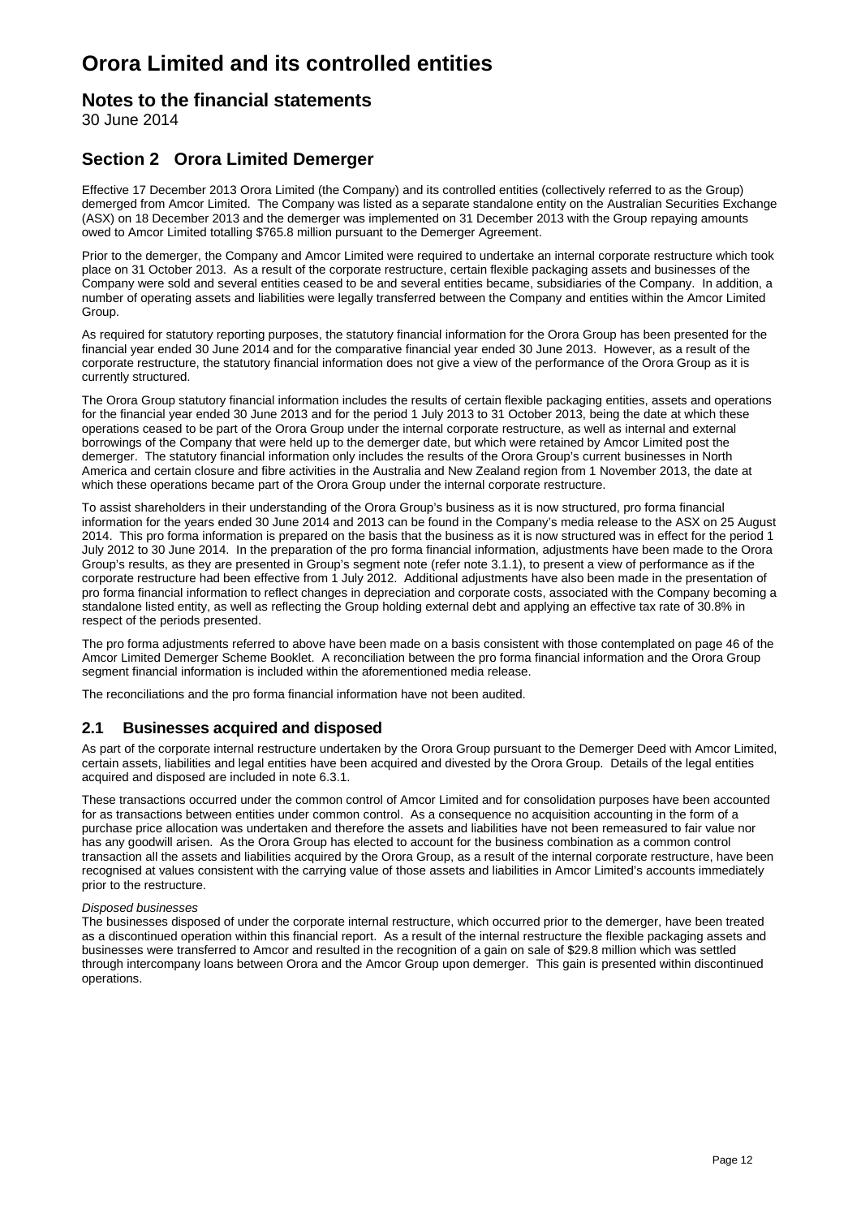# Orora Limited and its controlled entities

## Notes to the financial statements

30 June 2014

## Section 2 Orora Limited Demerger

Effective 17 December 2013 Orora Limited (the Company) and its controlled entities (collectively referred to as the Group) demerged from Amcor Limited. The Company was listed as a separate standalone entity on the Australian Securities Exchange (ASX) on 18 December 2013 and the demerger was implemented on 31 December 2013 with the Group repaying amounts owed to Amcor Limited totalling $765.8 million pursuant to the Demerger Agreement.

Prior to the demerger, the Company and Amcor Limited were required to undertake an internal corporate restructure which took place on 31 October 2013. As a result of the corporate restructure, certain flexible packaging assets and businesses of the Company were sold and several entities ceased to be and several entities became, subsidiaries of the Company. In addition, a number of operating assets and liabilities were legally transferred between the Company and entities within the Amcor Limited Group.

As required for statutory reporting purposes, the statutory financial information for the Orora Group has been presented for the financial year ended 30 June 2014 and for the comparative financial year ended 30 June 2013. However, as a result of the corporate restructure, the statutory financial information does not give a view of the performance of the Orora Group as it is currently structured.

The Orora Group statutory financial information includes the results of certain flexible packaging entities, assets and operations for the financial year ended 30 June 2013 and for the period 1 July 2013 to 31 October 2013, being the date at which these operations ceased to be part of the Orora Group under the internal corporate restructure, as well as internal and external borrowings of the Company that were held up to the demerger date, but which were retained by Amcor Limited post the demerger. The statutory financial information only includes the results of the Orora Group's current businesses in North America and certain closure and fibre activities in the Australia and New Zealand region from 1 November 2013, the date at which these operations became part of the Orora Group under the internal corporate restructure.

To assist shareholders in their understanding of the Orora Group's business as it is now structured, pro forma financial information for the years ended 30 June 2014 and 2013 can be found in the Company's media release to the ASX on 25 August 2014. This pro forma information is prepared on the basis that the business as it is now structured was in effect for the period 1 July 2012 to 30 June 2014. In the preparation of the pro forma financial information, adjustments have been made to the Orora Group's results, as they are presented in Group's segment note (refer note 3.1.1), to present a view of performance as if the corporate restructure had been effective from 1 July 2012. Additional adjustments have also been made in the presentation of pro forma financial information to reflect changes in depreciation and corporate costs, associated with the Company becoming a standalone listed entity, as well as reflecting the Group holding external debt and applying an effective tax rate of 30.8% in respect of the periods presented.

The pro forma adjustments referred to above have been made on a basis consistent with those contemplated on page 46 of the Amcor Limited Demerger Scheme Booklet. A reconciliation between the pro forma financial information and the Orora Group segment financial information is included within the aforementioned media release.

The reconciliations and the pro forma financial information have not been audited.

### 2.1 Businesses acquired and disposed

As part of the corporate internal restructure undertaken by the Orora Group pursuant to the Demerger Deed with Amcor Limited, certain assets, liabilities and legal entities have been acquired and divested by the Orora Group. Details of the legal entities acquired and disposed are included in note 6.3.1.

These transactions occurred under the common control of Amcor Limited and for consolidation purposes have been accounted for as transactions between entities under common control. As a consequence no acquisition accounting in the form of a purchase price allocation was undertaken and therefore the assets and liabilities have not been remeasured to fair value nor has any goodwill arisen. As the Orora Group has elected to account for the business combination as a common control transaction all the assets and liabilities acquired by the Orora Group, as a result of the internal corporate restructure, have been recognised at values consistent with the carrying value of those assets and liabilities in Amcor Limited's accounts immediately prior to the restructure.

*Disposed businesses*

The businesses disposed of under the corporate internal restructure, which occurred prior to the demerger, have been treated as a discontinued operation within this financial report. As a result of the internal restructure the flexible packaging assets and businesses were transferred to Amcor and resulted in the recognition of a gain on sale of $29.8 million which was settled through intercompany loans between Orora and the Amcor Group upon demerger. This gain is presented within discontinued operations.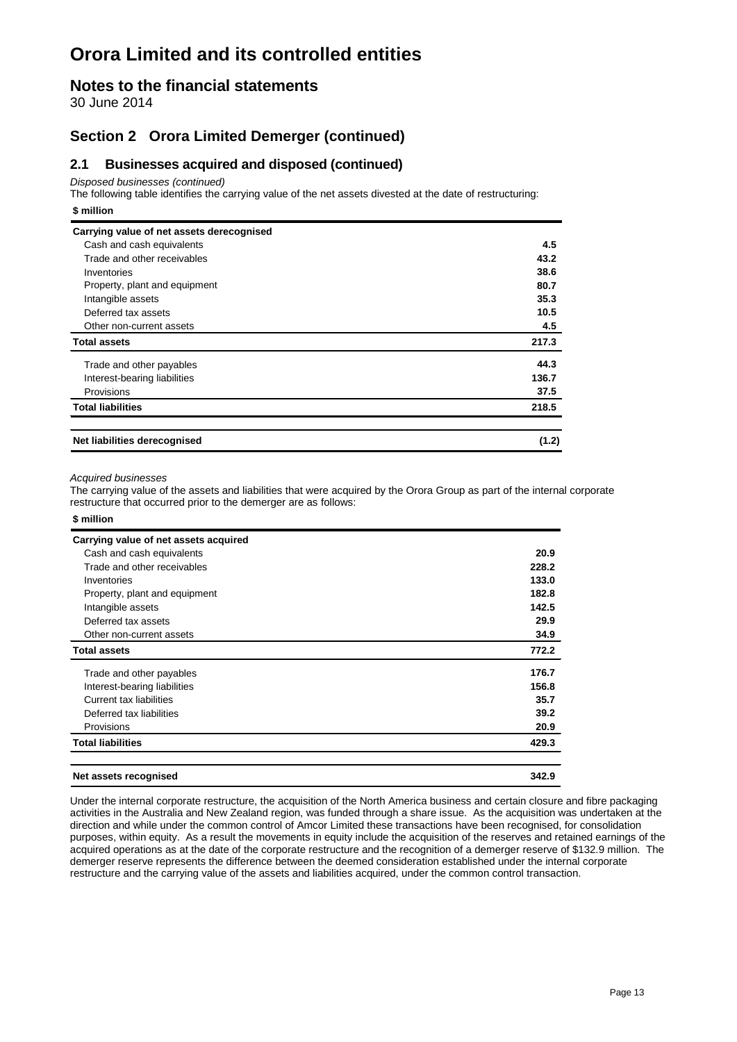# Orora Limited and its controlled entities

## Notes to the financial statements

30 June 2014

## Section 2 Orora Limited Demerger (continued)

### 2.1 Businesses acquired and disposed (continued)

*Disposed businesses (continued)*

The following table identifies the carrying value of the net assets divested at the date of restructuring:

| $ million | |
|---|---|
| **Carrying value of net assets derecognised** | |
| Cash and cash equivalents | **4.5** |
| Trade and other receivables | **43.2** |
| Inventories | **38.6** |
| Property, plant and equipment | **80.7** |
| Intangible assets | **35.3** |
| Deferred tax assets | **10.5** |
| Other non-current assets | **4.5** |
| **Total assets** | **217.3** |
| Trade and other payables | **44.3** |
| Interest-bearing liabilities | **136.7** |
| Provisions | **37.5** |
| **Total liabilities** | **218.5** |
| **Net liabilities derecognised** | **(1.2)** |

*Acquired businesses*

The carrying value of the assets and liabilities that were acquired by the Orora Group as part of the internal corporate restructure that occurred prior to the demerger are as follows:

| $ million | |
|---|---|
| **Carrying value of net assets acquired** | |
| Cash and cash equivalents | **20.9** |
| Trade and other receivables | **228.2** |
| Inventories | **133.0** |
| Property, plant and equipment | **182.8** |
| Intangible assets | **142.5** |
| Deferred tax assets | **29.9** |
| Other non-current assets | **34.9** |
| **Total assets** | **772.2** |
| Trade and other payables | **176.7** |
| Interest-bearing liabilities | **156.8** |
| Current tax liabilities | **35.7** |
| Deferred tax liabilities | **39.2** |
| Provisions | **20.9** |
| **Total liabilities** | **429.3** |
| **Net assets recognised** | **342.9** |

Under the internal corporate restructure, the acquisition of the North America business and certain closure and fibre packaging activities in the Australia and New Zealand region, was funded through a share issue. As the acquisition was undertaken at the direction and while under the common control of Amcor Limited these transactions have been recognised, for consolidation purposes, within equity. As a result the movements in equity include the acquisition of the reserves and retained earnings of the acquired operations as at the date of the corporate restructure and the recognition of a demerger reserve of $132.9 million. The demerger reserve represents the difference between the deemed consideration established under the internal corporate restructure and the carrying value of the assets and liabilities acquired, under the common control transaction.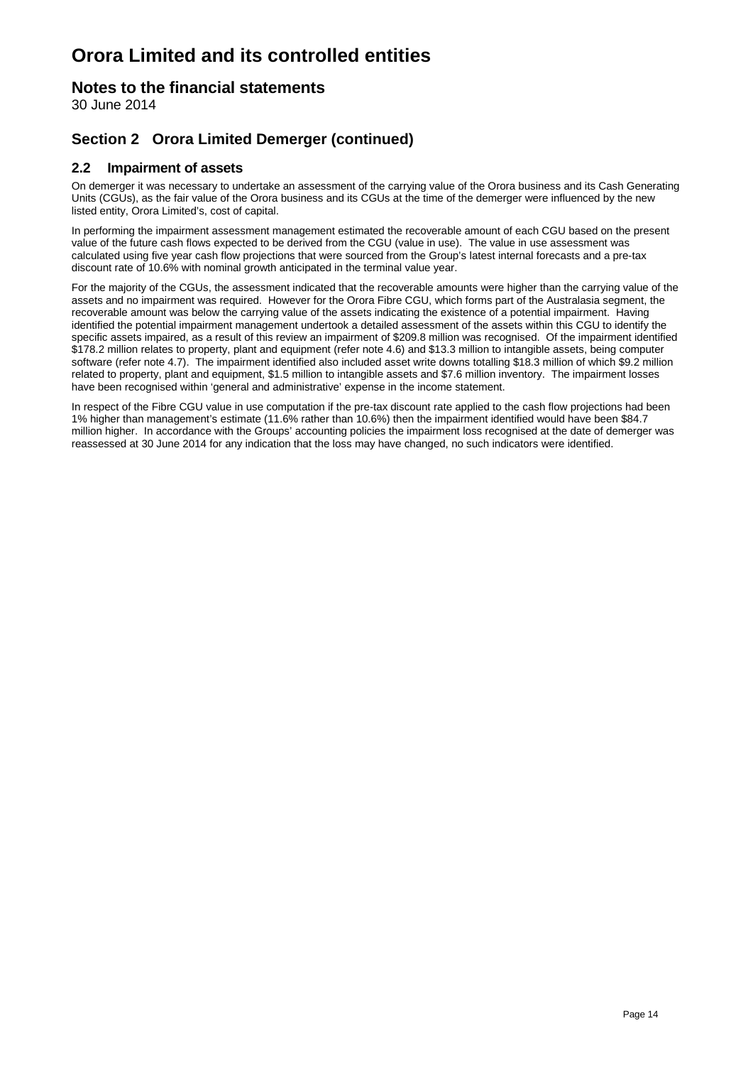# Orora Limited and its controlled entities

## Notes to the financial statements

30 June 2014

## Section 2 Orora Limited Demerger (continued)

### 2.2 Impairment of assets

On demerger it was necessary to undertake an assessment of the carrying value of the Orora business and its Cash Generating Units (CGUs), as the fair value of the Orora business and its CGUs at the time of the demerger were influenced by the new listed entity, Orora Limited's, cost of capital.

In performing the impairment assessment management estimated the recoverable amount of each CGU based on the present value of the future cash flows expected to be derived from the CGU (value in use). The value in use assessment was calculated using five year cash flow projections that were sourced from the Group's latest internal forecasts and a pre-tax discount rate of 10.6% with nominal growth anticipated in the terminal value year.

For the majority of the CGUs, the assessment indicated that the recoverable amounts were higher than the carrying value of the assets and no impairment was required. However for the Orora Fibre CGU, which forms part of the Australasia segment, the recoverable amount was below the carrying value of the assets indicating the existence of a potential impairment. Having identified the potential impairment management undertook a detailed assessment of the assets within this CGU to identify the specific assets impaired, as a result of this review an impairment of $209.8 million was recognised. Of the impairment identified $178.2 million relates to property, plant and equipment (refer note 4.6) and $13.3 million to intangible assets, being computer software (refer note 4.7). The impairment identified also included asset write downs totalling $18.3 million of which $9.2 million related to property, plant and equipment, $1.5 million to intangible assets and $7.6 million inventory. The impairment losses have been recognised within 'general and administrative' expense in the income statement.

In respect of the Fibre CGU value in use computation if the pre-tax discount rate applied to the cash flow projections had been 1% higher than management's estimate (11.6% rather than 10.6%) then the impairment identified would have been $84.7 million higher. In accordance with the Groups' accounting policies the impairment loss recognised at the date of demerger was reassessed at 30 June 2014 for any indication that the loss may have changed, no such indicators were identified.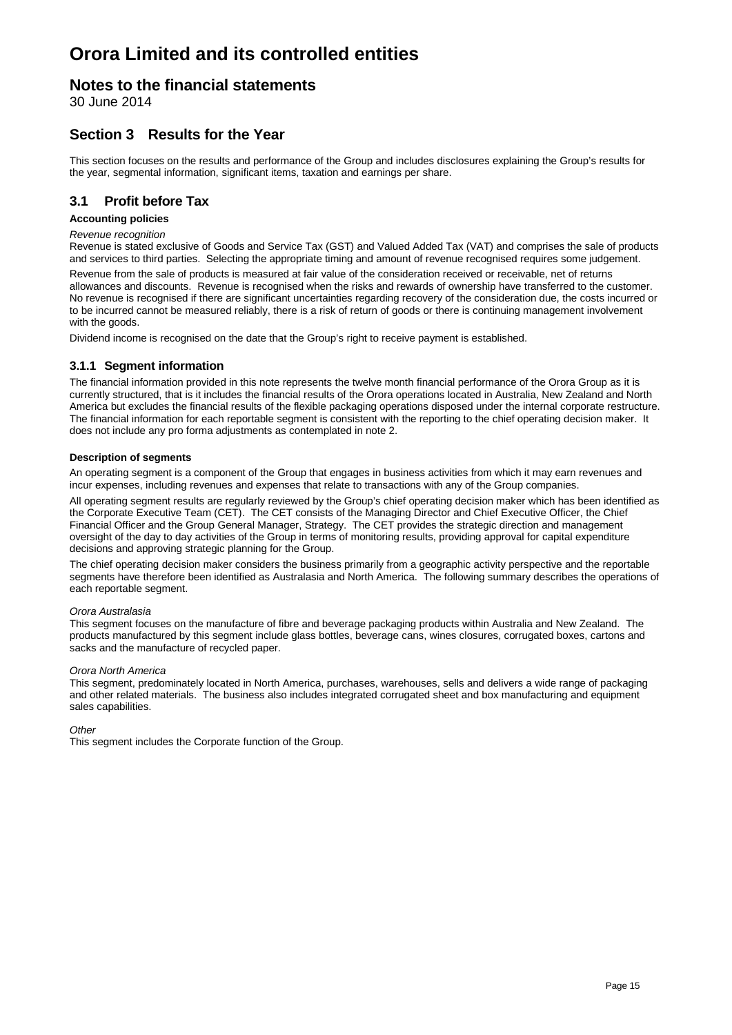# Orora Limited and its controlled entities

## Notes to the financial statements

30 June 2014

## Section 3 Results for the Year

This section focuses on the results and performance of the Group and includes disclosures explaining the Group's results for the year, segmental information, significant items, taxation and earnings per share.

### 3.1 Profit before Tax

**Accounting policies**

*Revenue recognition*

Revenue is stated exclusive of Goods and Service Tax (GST) and Valued Added Tax (VAT) and comprises the sale of products and services to third parties. Selecting the appropriate timing and amount of revenue recognised requires some judgement.

Revenue from the sale of products is measured at fair value of the consideration received or receivable, net of returns allowances and discounts. Revenue is recognised when the risks and rewards of ownership have transferred to the customer. No revenue is recognised if there are significant uncertainties regarding recovery of the consideration due, the costs incurred or to be incurred cannot be measured reliably, there is a risk of return of goods or there is continuing management involvement with the goods.

Dividend income is recognised on the date that the Group's right to receive payment is established.

#### 3.1.1 Segment information

The financial information provided in this note represents the twelve month financial performance of the Orora Group as it is currently structured, that is it includes the financial results of the Orora operations located in Australia, New Zealand and North America but excludes the financial results of the flexible packaging operations disposed under the internal corporate restructure. The financial information for each reportable segment is consistent with the reporting to the chief operating decision maker. It does not include any pro forma adjustments as contemplated in note 2.

**Description of segments**

An operating segment is a component of the Group that engages in business activities from which it may earn revenues and incur expenses, including revenues and expenses that relate to transactions with any of the Group companies.

All operating segment results are regularly reviewed by the Group's chief operating decision maker which has been identified as the Corporate Executive Team (CET). The CET consists of the Managing Director and Chief Executive Officer, the Chief Financial Officer and the Group General Manager, Strategy. The CET provides the strategic direction and management oversight of the day to day activities of the Group in terms of monitoring results, providing approval for capital expenditure decisions and approving strategic planning for the Group.

The chief operating decision maker considers the business primarily from a geographic activity perspective and the reportable segments have therefore been identified as Australasia and North America. The following summary describes the operations of each reportable segment.

*Orora Australasia*

This segment focuses on the manufacture of fibre and beverage packaging products within Australia and New Zealand. The products manufactured by this segment include glass bottles, beverage cans, wines closures, corrugated boxes, cartons and sacks and the manufacture of recycled paper.

*Orora North America*

This segment, predominately located in North America, purchases, warehouses, sells and delivers a wide range of packaging and other related materials. The business also includes integrated corrugated sheet and box manufacturing and equipment sales capabilities.

*Other*

This segment includes the Corporate function of the Group.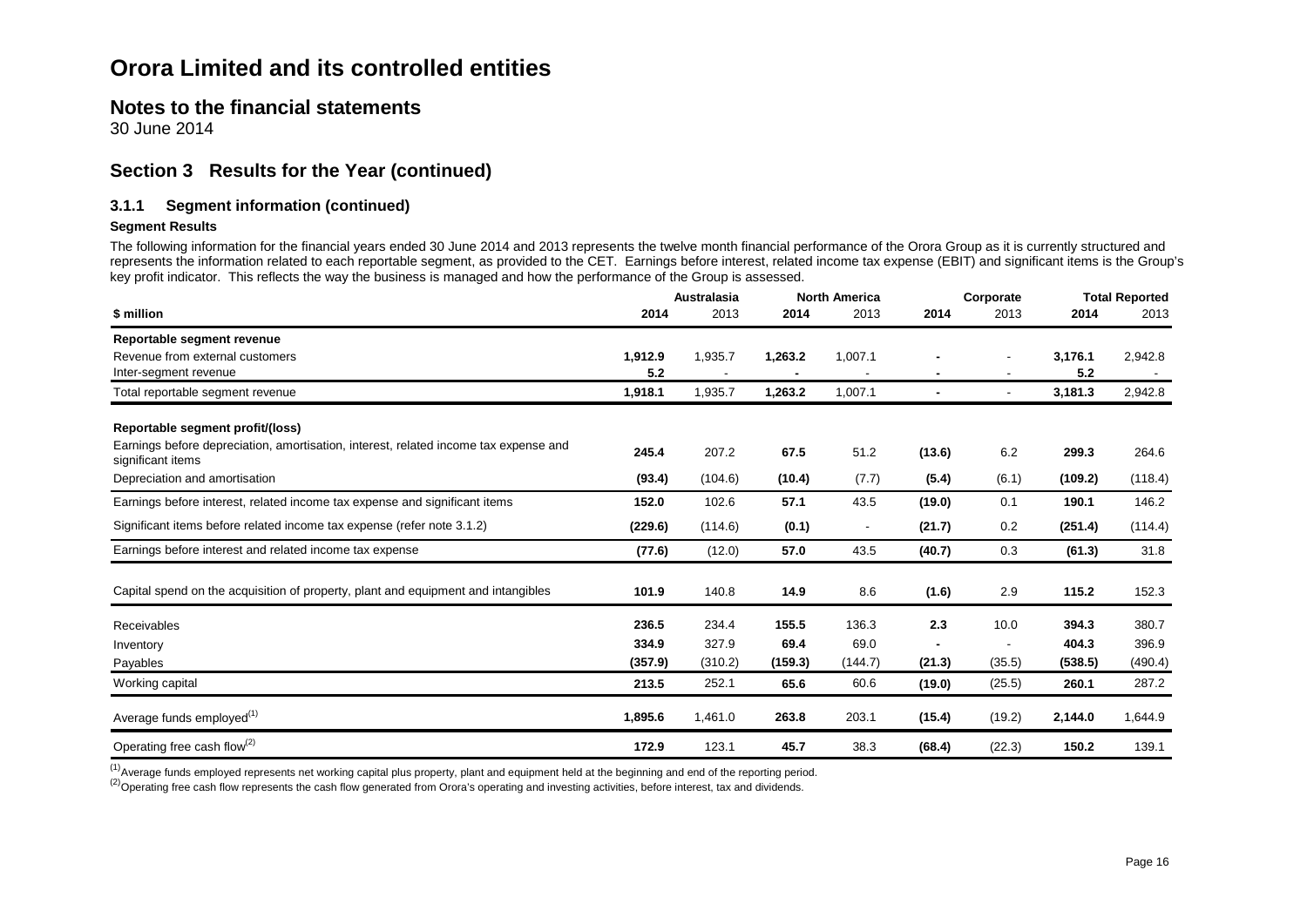# Orora Limited and its controlled entities

## Notes to the financial statements

30 June 2014

## Section 3 Results for the Year (continued)

### 3.1.1 Segment information (continued)

**Segment Results**

The following information for the financial years ended 30 June 2014 and 2013 represents the twelve month financial performance of the Orora Group as it is currently structured and represents the information related to each reportable segment, as provided to the CET. Earnings before interest, related income tax expense (EBIT) and significant items is the Group's key profit indicator. This reflects the way the business is managed and how the performance of the Group is assessed.

| | Australasia | | North America | | Corporate | | Total Reported | |
|---|---|---|---|---|---|---|---|---|
| **$ million** | **2014** | 2013 | **2014** | 2013 | **2014** | 2013 | **2014** | 2013 |
| **Reportable segment revenue** | | | | | | | | |
| Revenue from external customers | **1,912.9** | 1,935.7 | **1,263.2** | 1,007.1 | **-** | - | **3,176.1** | 2,942.8 |
| Inter-segment revenue | **5.2** | - | **-** | - | **-** | - | **5.2** | - |
| Total reportable segment revenue | **1,918.1** | 1,935.7 | **1,263.2** | 1,007.1 | **-** | - | **3,181.3** | 2,942.8 |
| **Reportable segment profit/(loss)** | | | | | | | | |
| Earnings before depreciation, amortisation, interest, related income tax expense and significant items | **245.4** | 207.2 | **67.5** | 51.2 | **(13.6)** | 6.2 | **299.3** | 264.6 |
| Depreciation and amortisation | **(93.4)** | (104.6) | **(10.4)** | (7.7) | **(5.4)** | (6.1) | **(109.2)** | (118.4) |
| Earnings before interest, related income tax expense and significant items | **152.0** | 102.6 | **57.1** | 43.5 | **(19.0)** | 0.1 | **190.1** | 146.2 |
| Significant items before related income tax expense (refer note 3.1.2) | **(229.6)** | (114.6) | **(0.1)** | - | **(21.7)** | 0.2 | **(251.4)** | (114.4) |
| Earnings before interest and related income tax expense | **(77.6)** | (12.0) | **57.0** | 43.5 | **(40.7)** | 0.3 | **(61.3)** | 31.8 |
| Capital spend on the acquisition of property, plant and equipment and intangibles | **101.9** | 140.8 | **14.9** | 8.6 | **(1.6)** | 2.9 | **115.2** | 152.3 |
| Receivables | **236.5** | 234.4 | **155.5** | 136.3 | **2.3** | 10.0 | **394.3** | 380.7 |
| Inventory | **334.9** | 327.9 | **69.4** | 69.0 | **-** | - | **404.3** | 396.9 |
| Payables | **(357.9)** | (310.2) | **(159.3)** | (144.7) | **(21.3)** | (35.5) | **(538.5)** | (490.4) |
| Working capital | **213.5** | 252.1 | **65.6** | 60.6 | **(19.0)** | (25.5) | **260.1** | 287.2 |
| Average funds employed[(1)] | **1,895.6** | 1,461.0 | **263.8** | 203.1 | **(15.4)** | (19.2) | **2,144.0** | 1,644.9 |
| Operating free cash flow[(2)] | **172.9** | 123.1 | **45.7** | 38.3 | **(68.4)** | (22.3) | **150.2** | 139.1 |

[(1)] Average funds employed represents net working capital plus property, plant and equipment held at the beginning and end of the reporting period.

[(2)] Operating free cash flow represents the cash flow generated from Orora's operating and investing activities, before interest, tax and dividends.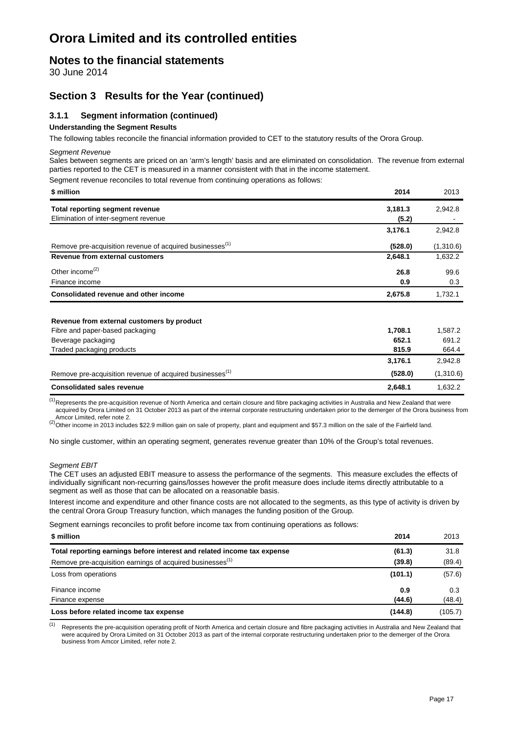# Orora Limited and its controlled entities

## Notes to the financial statements

30 June 2014

## Section 3 Results for the Year (continued)

### 3.1.1 Segment information (continued)

**Understanding the Segment Results**

The following tables reconcile the financial information provided to CET to the statutory results of the Orora Group.

*Segment Revenue*

Sales between segments are priced on an 'arm's length' basis and are eliminated on consolidation. The revenue from external parties reported to the CET is measured in a manner consistent with that in the income statement.

Segment revenue reconciles to total revenue from continuing operations as follows:

| $ million | 2014 | 2013 |
|---|---|---|
| **Total reporting segment revenue** | **3,181.3** | 2,942.8 |
| Elimination of inter-segment revenue | **(5.2)** | - |
| | **3,176.1** | 2,942.8 |
| Remove pre-acquisition revenue of acquired businesses[(1)] | **(528.0)** | (1,310.6) |
| **Revenue from external customers** | **2,648.1** | 1,632.2 |
| Other income[(2)] | **26.8** | 99.6 |
| Finance income | **0.9** | 0.3 |
| **Consolidated revenue and other income** | **2,675.8** | 1,732.1 |

| | 2014 | 2013 |
|---|---|---|
| **Revenue from external customers by product** | | |
| Fibre and paper-based packaging | **1,708.1** | 1,587.2 |
| Beverage packaging | **652.1** | 691.2 |
| Traded packaging products | **815.9** | 664.4 |
| | **3,176.1** | 2,942.8 |
| Remove pre-acquisition revenue of acquired businesses[(1)] | **(528.0)** | (1,310.6) |
| **Consolidated sales revenue** | **2,648.1** | 1,632.2 |

[(1)] Represents the pre-acquisition revenue of North America and certain closure and fibre packaging activities in Australia and New Zealand that were acquired by Orora Limited on 31 October 2013 as part of the internal corporate restructuring undertaken prior to the demerger of the Orora business from Amcor Limited, refer note 2.

[(2)] Other income in 2013 includes $22.9 million gain on sale of property, plant and equipment and $57.3 million on the sale of the Fairfield land.

No single customer, within an operating segment, generates revenue greater than 10% of the Group's total revenues.

*Segment EBIT*

The CET uses an adjusted EBIT measure to assess the performance of the segments. This measure excludes the effects of individually significant non-recurring gains/losses however the profit measure does include items directly attributable to a segment as well as those that can be allocated on a reasonable basis.

Interest income and expenditure and other finance costs are not allocated to the segments, as this type of activity is driven by the central Orora Group Treasury function, which manages the funding position of the Group.

Segment earnings reconciles to profit before income tax from continuing operations as follows:

| $ million | 2014 | 2013 |
|---|---|---|
| **Total reporting earnings before interest and related income tax expense** | **(61.3)** | 31.8 |
| Remove pre-acquisition earnings of acquired businesses[(1)] | **(39.8)** | (89.4) |
| Loss from operations | **(101.1)** | (57.6) |
| Finance income | **0.9** | 0.3 |
| Finance expense | **(44.6)** | (48.4) |
| **Loss before related income tax expense** | **(144.8)** | (105.7) |

[(1)] Represents the pre-acquisition operating profit of North America and certain closure and fibre packaging activities in Australia and New Zealand that were acquired by Orora Limited on 31 October 2013 as part of the internal corporate restructuring undertaken prior to the demerger of the Orora business from Amcor Limited, refer note 2.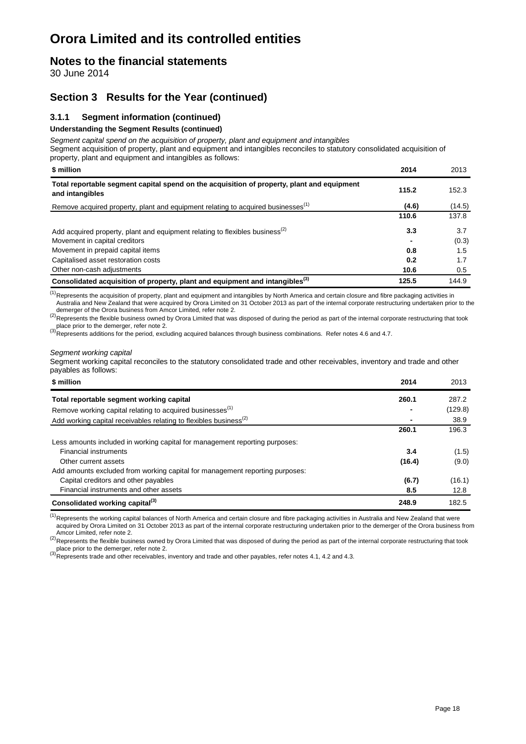# Orora Limited and its controlled entities

## Notes to the financial statements

30 June 2014

## Section 3 Results for the Year (continued)

### 3.1.1 Segment information (continued)

**Understanding the Segment Results (continued)**

*Segment capital spend on the acquisition of property, plant and equipment and intangibles*

Segment acquisition of property, plant and equipment and intangibles reconciles to statutory consolidated acquisition of property, plant and equipment and intangibles as follows:

| $ million | 2014 | 2013 |
|---|---|---|
| **Total reportable segment capital spend on the acquisition of property, plant and equipment and intangibles** | **115.2** | 152.3 |
| Remove acquired property, plant and equipment relating to acquired businesses[1] | **(4.6)** | (14.5) |
| | **110.6** | 137.8 |
| Add acquired property, plant and equipment relating to flexibles business[2] | **3.3** | 3.7 |
| Movement in capital creditors | **-** | (0.3) |
| Movement in prepaid capital items | **0.8** | 1.5 |
| Capitalised asset restoration costs | **0.2** | 1.7 |
| Other non-cash adjustments | **10.6** | 0.5 |
| **Consolidated acquisition of property, plant and equipment and intangibles[3]** | **125.5** | 144.9 |

[1] Represents the acquisition of property, plant and equipment and intangibles by North America and certain closure and fibre packaging activities in Australia and New Zealand that were acquired by Orora Limited on 31 October 2013 as part of the internal corporate restructuring undertaken prior to the demerger of the Orora business from Amcor Limited, refer note 2.

[2] Represents the flexible business owned by Orora Limited that was disposed of during the period as part of the internal corporate restructuring that took place prior to the demerger, refer note 2.

[3] Represents additions for the period, excluding acquired balances through business combinations. Refer notes 4.6 and 4.7.

*Segment working capital*

Segment working capital reconciles to the statutory consolidated trade and other receivables, inventory and trade and other payables as follows:

| $ million | 2014 | 2013 |
|---|---|---|
| **Total reportable segment working capital** | **260.1** | 287.2 |
| Remove working capital relating to acquired businesses[1] | **-** | (129.8) |
| Add working capital receivables relating to flexibles business[2] | **-** | 38.9 |
| | **260.1** | 196.3 |
| Less amounts included in working capital for management reporting purposes: | | |
| Financial instruments | **3.4** | (1.5) |
| Other current assets | **(16.4)** | (9.0) |
| Add amounts excluded from working capital for management reporting purposes: | | |
| Capital creditors and other payables | **(6.7)** | (16.1) |
| Financial instruments and other assets | **8.5** | 12.8 |
| **Consolidated working capital[3]** | **248.9** | 182.5 |

[1] Represents the working capital balances of North America and certain closure and fibre packaging activities in Australia and New Zealand that were acquired by Orora Limited on 31 October 2013 as part of the internal corporate restructuring undertaken prior to the demerger of the Orora business from Amcor Limited, refer note 2.

[2] Represents the flexible business owned by Orora Limited that was disposed of during the period as part of the internal corporate restructuring that took place prior to the demerger, refer note 2.

[3] Represents trade and other receivables, inventory and trade and other payables, refer notes 4.1, 4.2 and 4.3.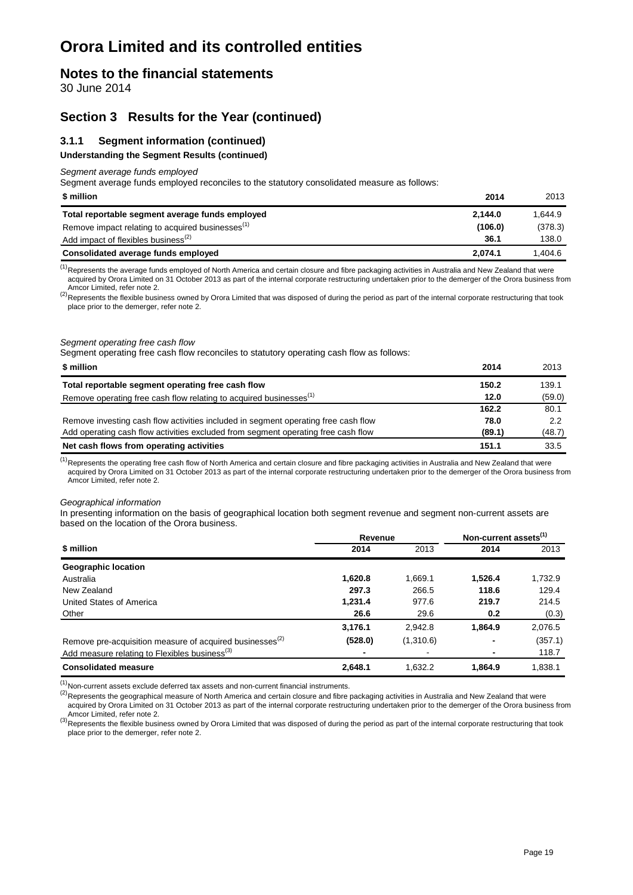# Orora Limited and its controlled entities

## Notes to the financial statements

30 June 2014

## Section 3 Results for the Year (continued)

### 3.1.1 Segment information (continued)

**Understanding the Segment Results (continued)**

*Segment average funds employed*

Segment average funds employed reconciles to the statutory consolidated measure as follows:

| \$ million | 2014 | 2013 |
|---|---|---|
| **Total reportable segment average funds employed** | **2,144.0** | 1,644.9 |
| Remove impact relating to acquired businesses[(1)] | **(106.0)** | (378.3) |
| Add impact of flexibles business[(2)] | **36.1** | 138.0 |
| **Consolidated average funds employed** | **2,074.1** | 1,404.6 |

[(1)] Represents the average funds employed of North America and certain closure and fibre packaging activities in Australia and New Zealand that were acquired by Orora Limited on 31 October 2013 as part of the internal corporate restructuring undertaken prior to the demerger of the Orora business from Amcor Limited, refer note 2.

[(2)] Represents the flexible business owned by Orora Limited that was disposed of during the period as part of the internal corporate restructuring that took place prior to the demerger, refer note 2.

*Segment operating free cash flow*

Segment operating free cash flow reconciles to statutory operating cash flow as follows:

| \$ million | 2014 | 2013 |
|---|---|---|
| **Total reportable segment operating free cash flow** | **150.2** | 139.1 |
| Remove operating free cash flow relating to acquired businesses[(1)] | **12.0** | (59.0) |
| | **162.2** | 80.1 |
| Remove investing cash flow activities included in segment operating free cash flow | **78.0** | 2.2 |
| Add operating cash flow activities excluded from segment operating free cash flow | **(89.1)** | (48.7) |
| **Net cash flows from operating activities** | **151.1** | 33.5 |

[(1)] Represents the operating free cash flow of North America and certain closure and fibre packaging activities in Australia and New Zealand that were acquired by Orora Limited on 31 October 2013 as part of the internal corporate restructuring undertaken prior to the demerger of the Orora business from Amcor Limited, refer note 2.

*Geographical information*

In presenting information on the basis of geographical location both segment revenue and segment non-current assets are based on the location of the Orora business.

| | Revenue | | Non-current assets[(1)] | |
|---|---|---|---|---|
| **\$ million** | **2014** | 2013 | **2014** | 2013 |
| **Geographic location** | | | | |
| Australia | **1,620.8** | 1,669.1 | **1,526.4** | 1,732.9 |
| New Zealand | **297.3** | 266.5 | **118.6** | 129.4 |
| United States of America | **1,231.4** | 977.6 | **219.7** | 214.5 |
| Other | **26.6** | 29.6 | **0.2** | (0.3) |
| | **3,176.1** | 2,942.8 | **1,864.9** | 2,076.5 |
| Remove pre-acquisition measure of acquired businesses[(2)] | **(528.0)** | (1,310.6) | **-** | (357.1) |
| Add measure relating to Flexibles business[(3)] | **-** | - | **-** | 118.7 |
| **Consolidated measure** | **2,648.1** | 1,632.2 | **1,864.9** | 1,838.1 |

[(1)] Non-current assets exclude deferred tax assets and non-current financial instruments.

[(2)] Represents the geographical measure of North America and certain closure and fibre packaging activities in Australia and New Zealand that were acquired by Orora Limited on 31 October 2013 as part of the internal corporate restructuring undertaken prior to the demerger of the Orora business from Amcor Limited, refer note 2.

[(3)] Represents the flexible business owned by Orora Limited that was disposed of during the period as part of the internal corporate restructuring that took place prior to the demerger, refer note 2.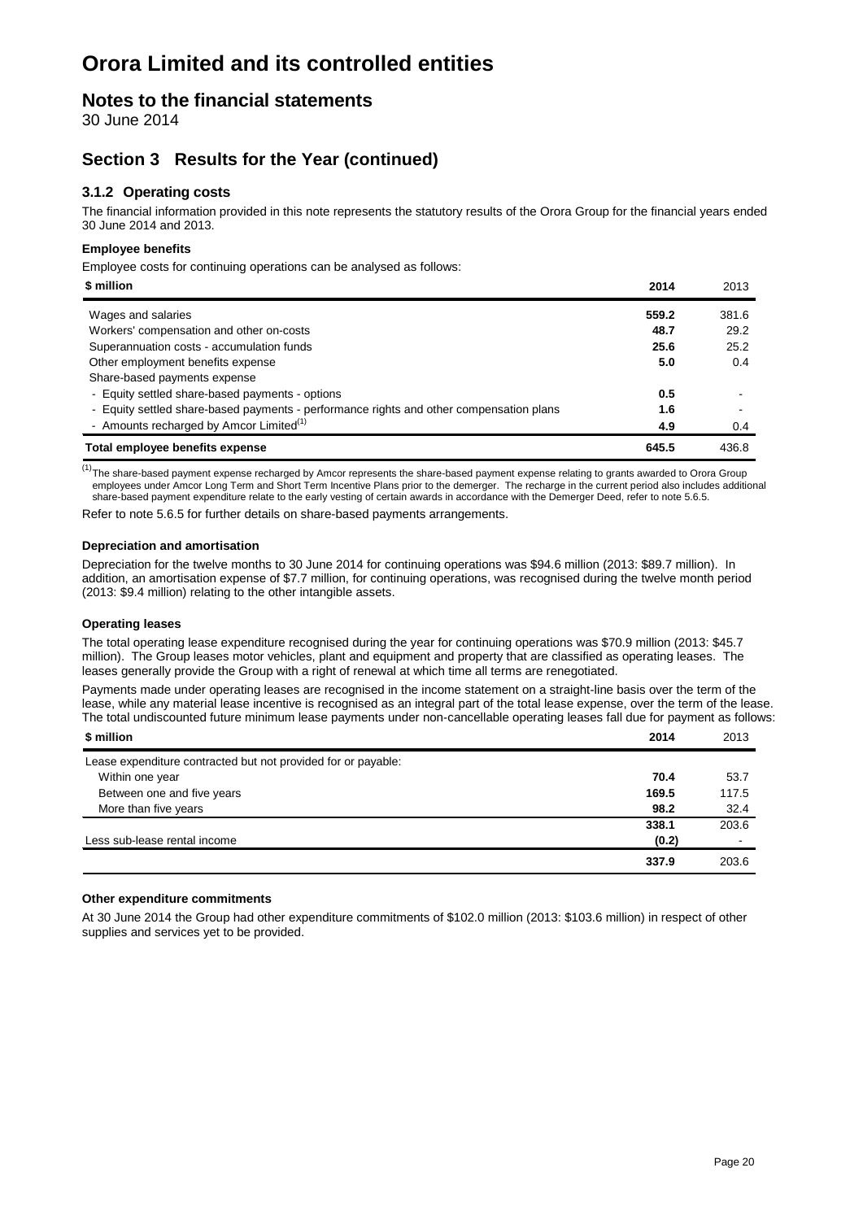# Orora Limited and its controlled entities

## Notes to the financial statements

30 June 2014

## Section 3 Results for the Year (continued)

### 3.1.2 Operating costs

The financial information provided in this note represents the statutory results of the Orora Group for the financial years ended 30 June 2014 and 2013.

**Employee benefits**

Employee costs for continuing operations can be analysed as follows:

| $ million | 2014 | 2013 |
|---|---|---|
| Wages and salaries | **559.2** | 381.6 |
| Workers' compensation and other on-costs | **48.7** | 29.2 |
| Superannuation costs - accumulation funds | **25.6** | 25.2 |
| Other employment benefits expense | **5.0** | 0.4 |
| Share-based payments expense | | |
| - Equity settled share-based payments - options | **0.5** | - |
| - Equity settled share-based payments - performance rights and other compensation plans | **1.6** | - |
| - Amounts recharged by Amcor Limited[(1)] | **4.9** | 0.4 |
| **Total employee benefits expense** | **645.5** | 436.8 |

[(1)] The share-based payment expense recharged by Amcor represents the share-based payment expense relating to grants awarded to Orora Group employees under Amcor Long Term and Short Term Incentive Plans prior to the demerger. The recharge in the current period also includes additional share-based payment expenditure relate to the early vesting of certain awards in accordance with the Demerger Deed, refer to note 5.6.5.

Refer to note 5.6.5 for further details on share-based payments arrangements.

**Depreciation and amortisation**

Depreciation for the twelve months to 30 June 2014 for continuing operations was $94.6 million (2013: $89.7 million). In addition, an amortisation expense of $7.7 million, for continuing operations, was recognised during the twelve month period (2013: $9.4 million) relating to the other intangible assets.

**Operating leases**

The total operating lease expenditure recognised during the year for continuing operations was $70.9 million (2013: $45.7 million). The Group leases motor vehicles, plant and equipment and property that are classified as operating leases. The leases generally provide the Group with a right of renewal at which time all terms are renegotiated.

Payments made under operating leases are recognised in the income statement on a straight-line basis over the term of the lease, while any material lease incentive is recognised as an integral part of the total lease expense, over the term of the lease. The total undiscounted future minimum lease payments under non-cancellable operating leases fall due for payment as follows:

| $ million | 2014 | 2013 |
|---|---|---|
| Lease expenditure contracted but not provided for or payable: | | |
| Within one year | **70.4** | 53.7 |
| Between one and five years | **169.5** | 117.5 |
| More than five years | **98.2** | 32.4 |
| | **338.1** | 203.6 |
| Less sub-lease rental income | **(0.2)** | - |
| | **337.9** | 203.6 |

**Other expenditure commitments**

At 30 June 2014 the Group had other expenditure commitments of $102.0 million (2013: $103.6 million) in respect of other supplies and services yet to be provided.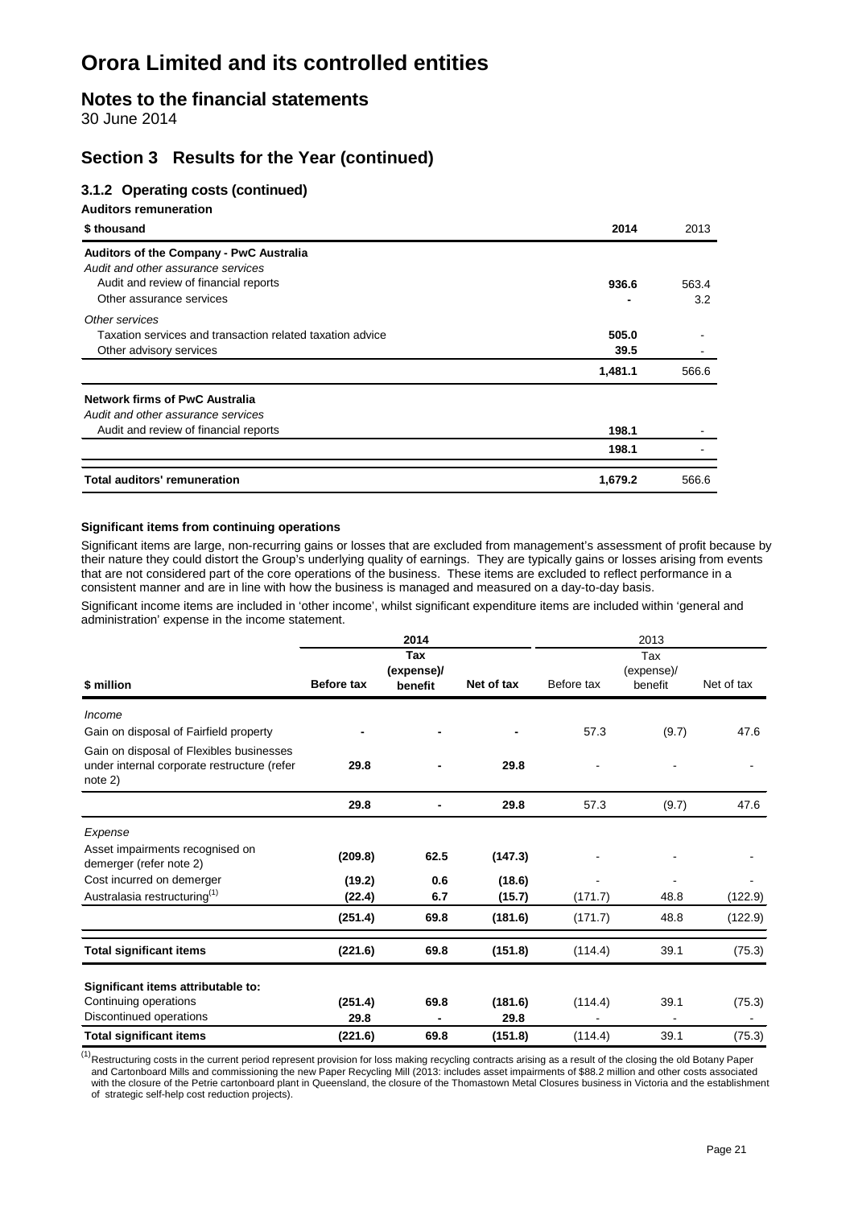# Orora Limited and its controlled entities

## Notes to the financial statements

30 June 2014

## Section 3 Results for the Year (continued)

### 3.1.2 Operating costs (continued)

**Auditors remuneration**

| $ thousand | 2014 | 2013 |
|---|---|---|
| **Auditors of the Company - PwC Australia** | | |
| *Audit and other assurance services* | | |
| Audit and review of financial reports | **936.6** | 563.4 |
| Other assurance services | **-** | 3.2 |
| *Other services* | | |
| Taxation services and transaction related taxation advice | **505.0** | - |
| Other advisory services | **39.5** | - |
| | **1,481.1** | 566.6 |
| **Network firms of PwC Australia** | | |
| *Audit and other assurance services* | | |
| Audit and review of financial reports | **198.1** | - |
| | **198.1** | - |
| **Total auditors' remuneration** | **1,679.2** | 566.6 |

**Significant items from continuing operations**

Significant items are large, non-recurring gains or losses that are excluded from management's assessment of profit because by their nature they could distort the Group's underlying quality of earnings. They are typically gains or losses arising from events that are not considered part of the core operations of the business. These items are excluded to reflect performance in a consistent manner and are in line with how the business is managed and measured on a day-to-day basis.

Significant income items are included in 'other income', whilst significant expenditure items are included within 'general and administration' expense in the income statement.

| | **2014** | | | 2013 | | |
|---|---|---|---|---|---|---|
| **$ million** | **Before tax** | **Tax (expense)/ benefit** | **Net of tax** | Before tax | Tax (expense)/ benefit | Net of tax |
| *Income* | | | | | | |
| Gain on disposal of Fairfield property | **-** | **-** | **-** | 57.3 | (9.7) | 47.6 |
| Gain on disposal of Flexibles businesses under internal corporate restructure (refer note 2) | **29.8** | **-** | **29.8** | - | - | - |
| | **29.8** | **-** | **29.8** | 57.3 | (9.7) | 47.6 |
| *Expense* | | | | | | |
| Asset impairments recognised on demerger (refer note 2) | **(209.8)** | **62.5** | **(147.3)** | - | - | - |
| Cost incurred on demerger | **(19.2)** | **0.6** | **(18.6)** | - | - | - |
| Australasia restructuring[(1)] | **(22.4)** | **6.7** | **(15.7)** | (171.7) | 48.8 | (122.9) |
| | **(251.4)** | **69.8** | **(181.6)** | (171.7) | 48.8 | (122.9) |
| **Total significant items** | **(221.6)** | **69.8** | **(151.8)** | (114.4) | 39.1 | (75.3) |
| **Significant items attributable to:** | | | | | | |
| Continuing operations | **(251.4)** | **69.8** | **(181.6)** | (114.4) | 39.1 | (75.3) |
| Discontinued operations | **29.8** | **-** | **29.8** | - | - | - |
| **Total significant items** | **(221.6)** | **69.8** | **(151.8)** | (114.4) | 39.1 | (75.3) |

[(1)] Restructuring costs in the current period represent provision for loss making recycling contracts arising as a result of the closing the old Botany Paper and Cartonboard Mills and commissioning the new Paper Recycling Mill (2013: includes asset impairments of $88.2 million and other costs associated with the closure of the Petrie cartonboard plant in Queensland, the closure of the Thomastown Metal Closures business in Victoria and the establishment of strategic self-help cost reduction projects).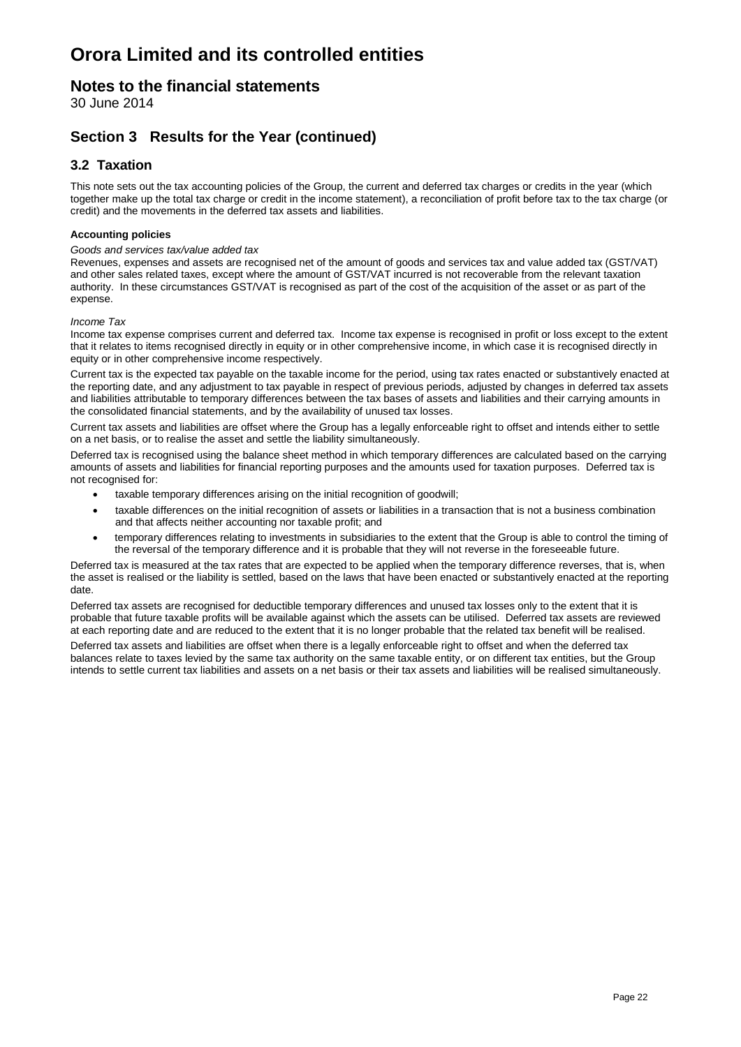# Orora Limited and its controlled entities

## Notes to the financial statements

30 June 2014

## Section 3 Results for the Year (continued)

### 3.2 Taxation

This note sets out the tax accounting policies of the Group, the current and deferred tax charges or credits in the year (which together make up the total tax charge or credit in the income statement), a reconciliation of profit before tax to the tax charge (or credit) and the movements in the deferred tax assets and liabilities.

**Accounting policies**

*Goods and services tax/value added tax*

Revenues, expenses and assets are recognised net of the amount of goods and services tax and value added tax (GST/VAT) and other sales related taxes, except where the amount of GST/VAT incurred is not recoverable from the relevant taxation authority. In these circumstances GST/VAT is recognised as part of the cost of the acquisition of the asset or as part of the expense.

*Income Tax*

Income tax expense comprises current and deferred tax. Income tax expense is recognised in profit or loss except to the extent that it relates to items recognised directly in equity or in other comprehensive income, in which case it is recognised directly in equity or in other comprehensive income respectively.

Current tax is the expected tax payable on the taxable income for the period, using tax rates enacted or substantively enacted at the reporting date, and any adjustment to tax payable in respect of previous periods, adjusted by changes in deferred tax assets and liabilities attributable to temporary differences between the tax bases of assets and liabilities and their carrying amounts in the consolidated financial statements, and by the availability of unused tax losses.

Current tax assets and liabilities are offset where the Group has a legally enforceable right to offset and intends either to settle on a net basis, or to realise the asset and settle the liability simultaneously.

Deferred tax is recognised using the balance sheet method in which temporary differences are calculated based on the carrying amounts of assets and liabilities for financial reporting purposes and the amounts used for taxation purposes. Deferred tax is not recognised for:

- taxable temporary differences arising on the initial recognition of goodwill;
- taxable differences on the initial recognition of assets or liabilities in a transaction that is not a business combination and that affects neither accounting nor taxable profit; and
- temporary differences relating to investments in subsidiaries to the extent that the Group is able to control the timing of the reversal of the temporary difference and it is probable that they will not reverse in the foreseeable future.

Deferred tax is measured at the tax rates that are expected to be applied when the temporary difference reverses, that is, when the asset is realised or the liability is settled, based on the laws that have been enacted or substantively enacted at the reporting date.

Deferred tax assets are recognised for deductible temporary differences and unused tax losses only to the extent that it is probable that future taxable profits will be available against which the assets can be utilised. Deferred tax assets are reviewed at each reporting date and are reduced to the extent that it is no longer probable that the related tax benefit will be realised.

Deferred tax assets and liabilities are offset when there is a legally enforceable right to offset and when the deferred tax balances relate to taxes levied by the same tax authority on the same taxable entity, or on different tax entities, but the Group intends to settle current tax liabilities and assets on a net basis or their tax assets and liabilities will be realised simultaneously.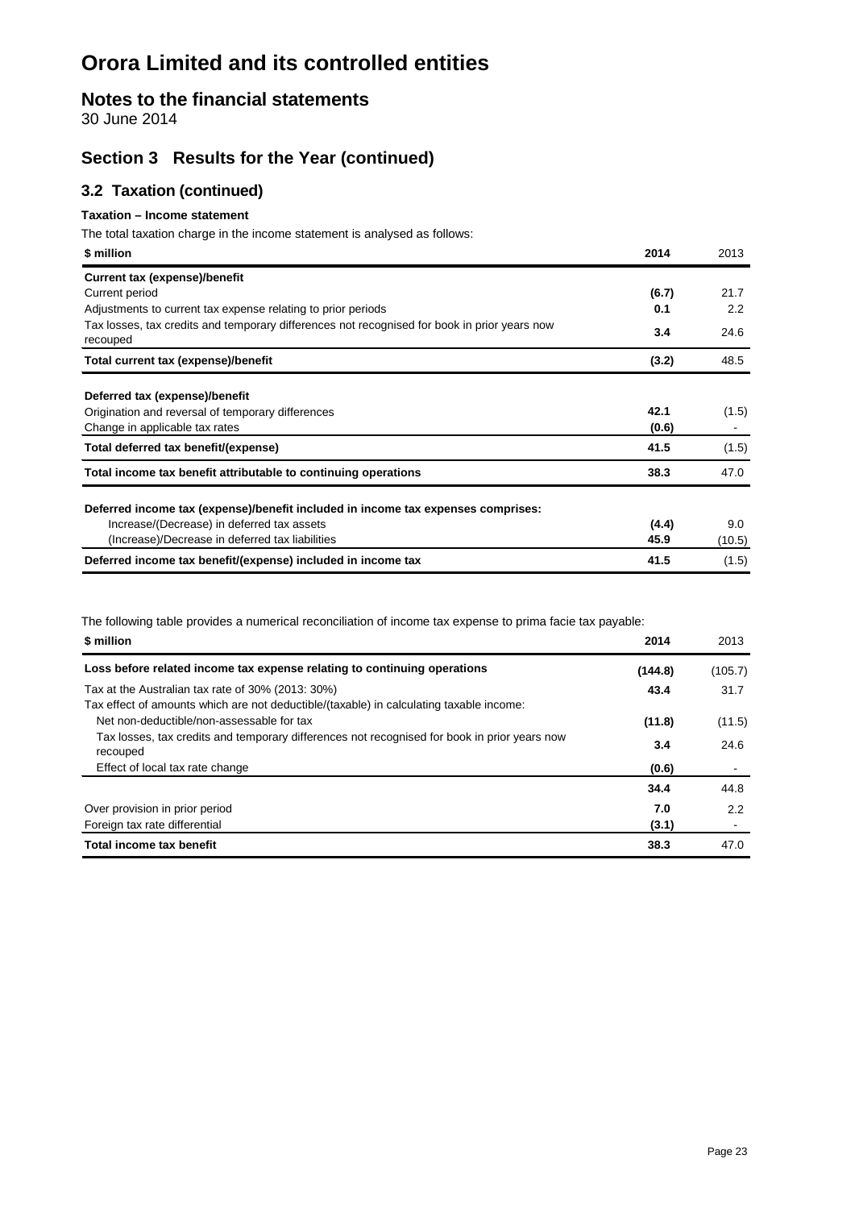# Orora Limited and its controlled entities

## Notes to the financial statements

30 June 2014

## Section 3 Results for the Year (continued)

### 3.2 Taxation (continued)

**Taxation – Income statement**

The total taxation charge in the income statement is analysed as follows:

| $ million | 2014 | 2013 |
|---|---|---|
| **Current tax (expense)/benefit** | | |
| Current period | **(6.7)** | 21.7 |
| Adjustments to current tax expense relating to prior periods | **0.1** | 2.2 |
| Tax losses, tax credits and temporary differences not recognised for book in prior years now recouped | **3.4** | 24.6 |
| **Total current tax (expense)/benefit** | **(3.2)** | 48.5 |
| **Deferred tax (expense)/benefit** | | |
| Origination and reversal of temporary differences | **42.1** | (1.5) |
| Change in applicable tax rates | **(0.6)** | - |
| **Total deferred tax benefit/(expense)** | **41.5** | (1.5) |
| **Total income tax benefit attributable to continuing operations** | **38.3** | 47.0 |
| **Deferred income tax (expense)/benefit included in income tax expenses comprises:** | | |
| Increase/(Decrease) in deferred tax assets | **(4.4)** | 9.0 |
| (Increase)/Decrease in deferred tax liabilities | **45.9** | (10.5) |
| **Deferred income tax benefit/(expense) included in income tax** | **41.5** | (1.5) |

The following table provides a numerical reconciliation of income tax expense to prima facie tax payable:

| $ million | 2014 | 2013 |
|---|---|---|
| **Loss before related income tax expense relating to continuing operations** | **(144.8)** | (105.7) |
| Tax at the Australian tax rate of 30% (2013: 30%) | **43.4** | 31.7 |
| Tax effect of amounts which are not deductible/(taxable) in calculating taxable income: | | |
| Net non-deductible/non-assessable for tax | **(11.8)** | (11.5) |
| Tax losses, tax credits and temporary differences not recognised for book in prior years now recouped | **3.4** | 24.6 |
| Effect of local tax rate change | **(0.6)** | - |
| | **34.4** | 44.8 |
| Over provision in prior period | **7.0** | 2.2 |
| Foreign tax rate differential | **(3.1)** | - |
| **Total income tax benefit** | **38.3** | 47.0 |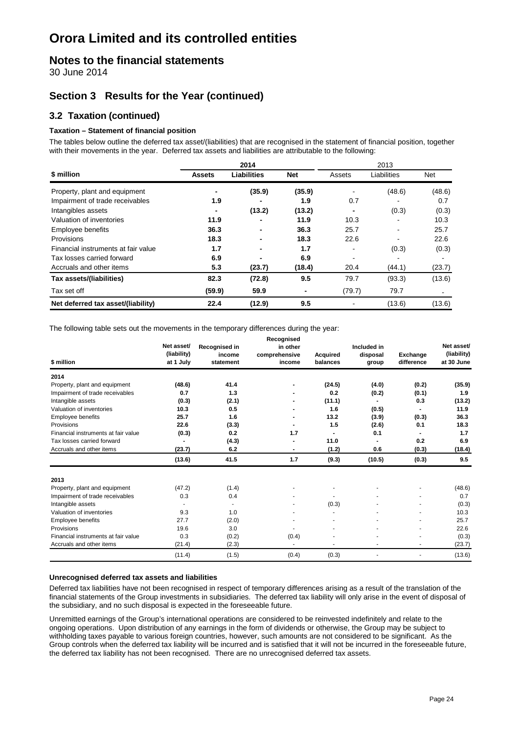# Orora Limited and its controlled entities

## Notes to the financial statements

30 June 2014

## Section 3 Results for the Year (continued)

### 3.2 Taxation (continued)

**Taxation – Statement of financial position**

The tables below outline the deferred tax asset/(liabilities) that are recognised in the statement of financial position, together with their movements in the year. Deferred tax assets and liabilities are attributable to the following:

| $ million | 2014 Assets | 2014 Liabilities | 2014 Net | 2013 Assets | 2013 Liabilities | 2013 Net |
|---|---|---|---|---|---|---|
| Property, plant and equipment | - | (35.9) | (35.9) | - | (48.6) | (48.6) |
| Impairment of trade receivables | 1.9 | - | 1.9 | 0.7 | - | 0.7 |
| Intangibles assets | - | (13.2) | (13.2) | - | (0.3) | (0.3) |
| Valuation of inventories | 11.9 | - | 11.9 | 10.3 | - | 10.3 |
| Employee benefits | 36.3 | - | 36.3 | 25.7 | - | 25.7 |
| Provisions | 18.3 | - | 18.3 | 22.6 | - | 22.6 |
| Financial instruments at fair value | 1.7 | - | 1.7 | - | (0.3) | (0.3) |
| Tax losses carried forward | 6.9 | - | 6.9 | - | - | - |
| Accruals and other items | 5.3 | (23.7) | (18.4) | 20.4 | (44.1) | (23.7) |
| **Tax assets/(liabilities)** | **82.3** | **(72.8)** | **9.5** | 79.7 | (93.3) | (13.6) |
| Tax set off | (59.9) | 59.9 | - | (79.7) | 79.7 | - |
| **Net deferred tax asset/(liability)** | **22.4** | **(12.9)** | **9.5** | - | (13.6) | (13.6) |

The following table sets out the movements in the temporary differences during the year:

| $ million | Net asset/ (liability) at 1 July | Recognised in income statement | Recognised in other comprehensive income | Acquired balances | Included in disposal group | Exchange difference | Net asset/ (liability) at 30 June |
|---|---|---|---|---|---|---|---|
| **2014** | | | | | | | |
| Property, plant and equipment | (48.6) | 41.4 | - | (24.5) | (4.0) | (0.2) | (35.9) |
| Impairment of trade receivables | 0.7 | 1.3 | - | 0.2 | (0.2) | (0.1) | 1.9 |
| Intangible assets | (0.3) | (2.1) | - | (11.1) | - | 0.3 | (13.2) |
| Valuation of inventories | 10.3 | 0.5 | - | 1.6 | (0.5) | - | 11.9 |
| Employee benefits | 25.7 | 1.6 | - | 13.2 | (3.9) | (0.3) | 36.3 |
| Provisions | 22.6 | (3.3) | - | 1.5 | (2.6) | 0.1 | 18.3 |
| Financial instruments at fair value | (0.3) | 0.2 | 1.7 | - | 0.1 | - | 1.7 |
| Tax losses carried forward | - | (4.3) | - | 11.0 | - | 0.2 | 6.9 |
| Accruals and other items | (23.7) | 6.2 | - | (1.2) | 0.6 | (0.3) | (18.4) |
| | **(13.6)** | **41.5** | **1.7** | **(9.3)** | **(10.5)** | **(0.3)** | **9.5** |
| **2013** | | | | | | | |
| Property, plant and equipment | (47.2) | (1.4) | - | - | - | - | (48.6) |
| Impairment of trade receivables | 0.3 | 0.4 | - | - | - | - | 0.7 |
| Intangible assets | - | - | - | (0.3) | - | - | (0.3) |
| Valuation of inventories | 9.3 | 1.0 | - | - | - | - | 10.3 |
| Employee benefits | 27.7 | (2.0) | - | - | - | - | 25.7 |
| Provisions | 19.6 | 3.0 | - | - | - | - | 22.6 |
| Financial instruments at fair value | 0.3 | (0.2) | (0.4) | - | - | - | (0.3) |
| Accruals and other items | (21.4) | (2.3) | - | - | - | - | (23.7) |
| | (11.4) | (1.5) | (0.4) | (0.3) | - | - | (13.6) |

**Unrecognised deferred tax assets and liabilities**

Deferred tax liabilities have not been recognised in respect of temporary differences arising as a result of the translation of the financial statements of the Group investments in subsidiaries. The deferred tax liability will only arise in the event of disposal of the subsidiary, and no such disposal is expected in the foreseeable future.

Unremitted earnings of the Group's international operations are considered to be reinvested indefinitely and relate to the ongoing operations. Upon distribution of any earnings in the form of dividends or otherwise, the Group may be subject to withholding taxes payable to various foreign countries, however, such amounts are not considered to be significant. As the Group controls when the deferred tax liability will be incurred and is satisfied that it will not be incurred in the foreseeable future, the deferred tax liability has not been recognised. There are no unrecognised deferred tax assets.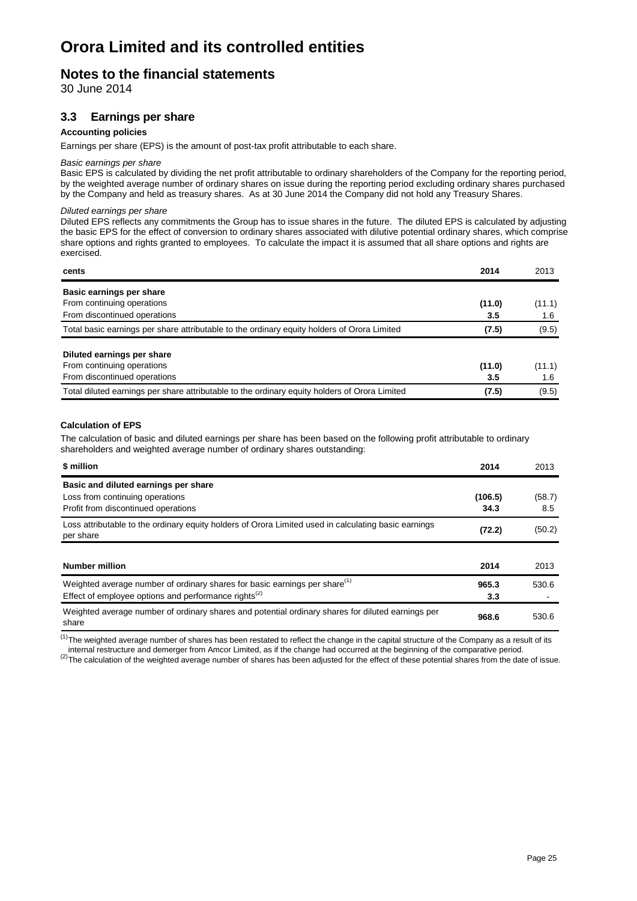# Orora Limited and its controlled entities

## Notes to the financial statements

30 June 2014

### 3.3 Earnings per share

**Accounting policies**

Earnings per share (EPS) is the amount of post-tax profit attributable to each share.

*Basic earnings per share*

Basic EPS is calculated by dividing the net profit attributable to ordinary shareholders of the Company for the reporting period, by the weighted average number of ordinary shares on issue during the reporting period excluding ordinary shares purchased by the Company and held as treasury shares. As at 30 June 2014 the Company did not hold any Treasury Shares.

*Diluted earnings per share*

Diluted EPS reflects any commitments the Group has to issue shares in the future. The diluted EPS is calculated by adjusting the basic EPS for the effect of conversion to ordinary shares associated with dilutive potential ordinary shares, which comprise share options and rights granted to employees. To calculate the impact it is assumed that all share options and rights are exercised.

| cents | 2014 | 2013 |
|---|---|---|
| **Basic earnings per share** | | |
| From continuing operations | **(11.0)** | (11.1) |
| From discontinued operations | **3.5** | 1.6 |
| Total basic earnings per share attributable to the ordinary equity holders of Orora Limited | **(7.5)** | (9.5) |
| **Diluted earnings per share** | | |
| From continuing operations | **(11.0)** | (11.1) |
| From discontinued operations | **3.5** | 1.6 |
| Total diluted earnings per share attributable to the ordinary equity holders of Orora Limited | **(7.5)** | (9.5) |

**Calculation of EPS**

The calculation of basic and diluted earnings per share has been based on the following profit attributable to ordinary shareholders and weighted average number of ordinary shares outstanding:

| $ million | 2014 | 2013 |
|---|---|---|
| **Basic and diluted earnings per share** | | |
| Loss from continuing operations | **(106.5)** | (58.7) |
| Profit from discontinued operations | **34.3** | 8.5 |
| Loss attributable to the ordinary equity holders of Orora Limited used in calculating basic earnings per share | **(72.2)** | (50.2) |

| Number million | 2014 | 2013 |
|---|---|---|
| Weighted average number of ordinary shares for basic earnings per share[(1)] | **965.3** | 530.6 |
| Effect of employee options and performance rights[(2)] | **3.3** | - |
| Weighted average number of ordinary shares and potential ordinary shares for diluted earnings per share | **968.6** | 530.6 |

[(1)] The weighted average number of shares has been restated to reflect the change in the capital structure of the Company as a result of its internal restructure and demerger from Amcor Limited, as if the change had occurred at the beginning of the comparative period.

[(2)] The calculation of the weighted average number of shares has been adjusted for the effect of these potential shares from the date of issue.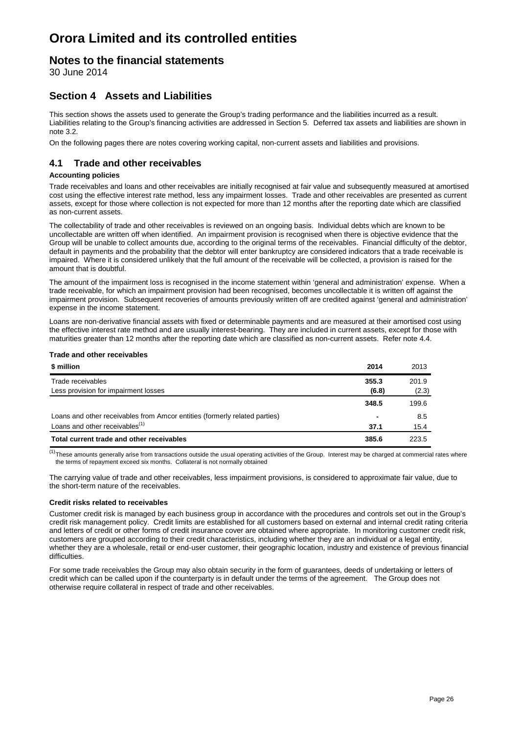# Orora Limited and its controlled entities

## Notes to the financial statements

30 June 2014

## Section 4 Assets and Liabilities

This section shows the assets used to generate the Group's trading performance and the liabilities incurred as a result. Liabilities relating to the Group's financing activities are addressed in Section 5. Deferred tax assets and liabilities are shown in note 3.2.

On the following pages there are notes covering working capital, non-current assets and liabilities and provisions.

### 4.1 Trade and other receivables

**Accounting policies**

Trade receivables and loans and other receivables are initially recognised at fair value and subsequently measured at amortised cost using the effective interest rate method, less any impairment losses. Trade and other receivables are presented as current assets, except for those where collection is not expected for more than 12 months after the reporting date which are classified as non-current assets.

The collectability of trade and other receivables is reviewed on an ongoing basis. Individual debts which are known to be uncollectable are written off when identified. An impairment provision is recognised when there is objective evidence that the Group will be unable to collect amounts due, according to the original terms of the receivables. Financial difficulty of the debtor, default in payments and the probability that the debtor will enter bankruptcy are considered indicators that a trade receivable is impaired. Where it is considered unlikely that the full amount of the receivable will be collected, a provision is raised for the amount that is doubtful.

The amount of the impairment loss is recognised in the income statement within 'general and administration' expense. When a trade receivable, for which an impairment provision had been recognised, becomes uncollectable it is written off against the impairment provision. Subsequent recoveries of amounts previously written off are credited against 'general and administration' expense in the income statement.

Loans are non-derivative financial assets with fixed or determinable payments and are measured at their amortised cost using the effective interest rate method and are usually interest-bearing. They are included in current assets, except for those with maturities greater than 12 months after the reporting date which are classified as non-current assets. Refer note 4.4.

**Trade and other receivables**

| $ million | 2014 | 2013 |
|---|---|---|
| Trade receivables | **355.3** | 201.9 |
| Less provision for impairment losses | **(6.8)** | (2.3) |
| | **348.5** | 199.6 |
| Loans and other receivables from Amcor entities (formerly related parties) | **-** | 8.5 |
| Loans and other receivables[1] | **37.1** | 15.4 |
| **Total current trade and other receivables** | **385.6** | 223.5 |

[1] These amounts generally arise from transactions outside the usual operating activities of the Group. Interest may be charged at commercial rates where the terms of repayment exceed six months. Collateral is not normally obtained

The carrying value of trade and other receivables, less impairment provisions, is considered to approximate fair value, due to the short-term nature of the receivables.

**Credit risks related to receivables**

Customer credit risk is managed by each business group in accordance with the procedures and controls set out in the Group's credit risk management policy. Credit limits are established for all customers based on external and internal credit rating criteria and letters of credit or other forms of credit insurance cover are obtained where appropriate. In monitoring customer credit risk, customers are grouped according to their credit characteristics, including whether they are an individual or a legal entity, whether they are a wholesale, retail or end-user customer, their geographic location, industry and existence of previous financial difficulties.

For some trade receivables the Group may also obtain security in the form of guarantees, deeds of undertaking or letters of credit which can be called upon if the counterparty is in default under the terms of the agreement. The Group does not otherwise require collateral in respect of trade and other receivables.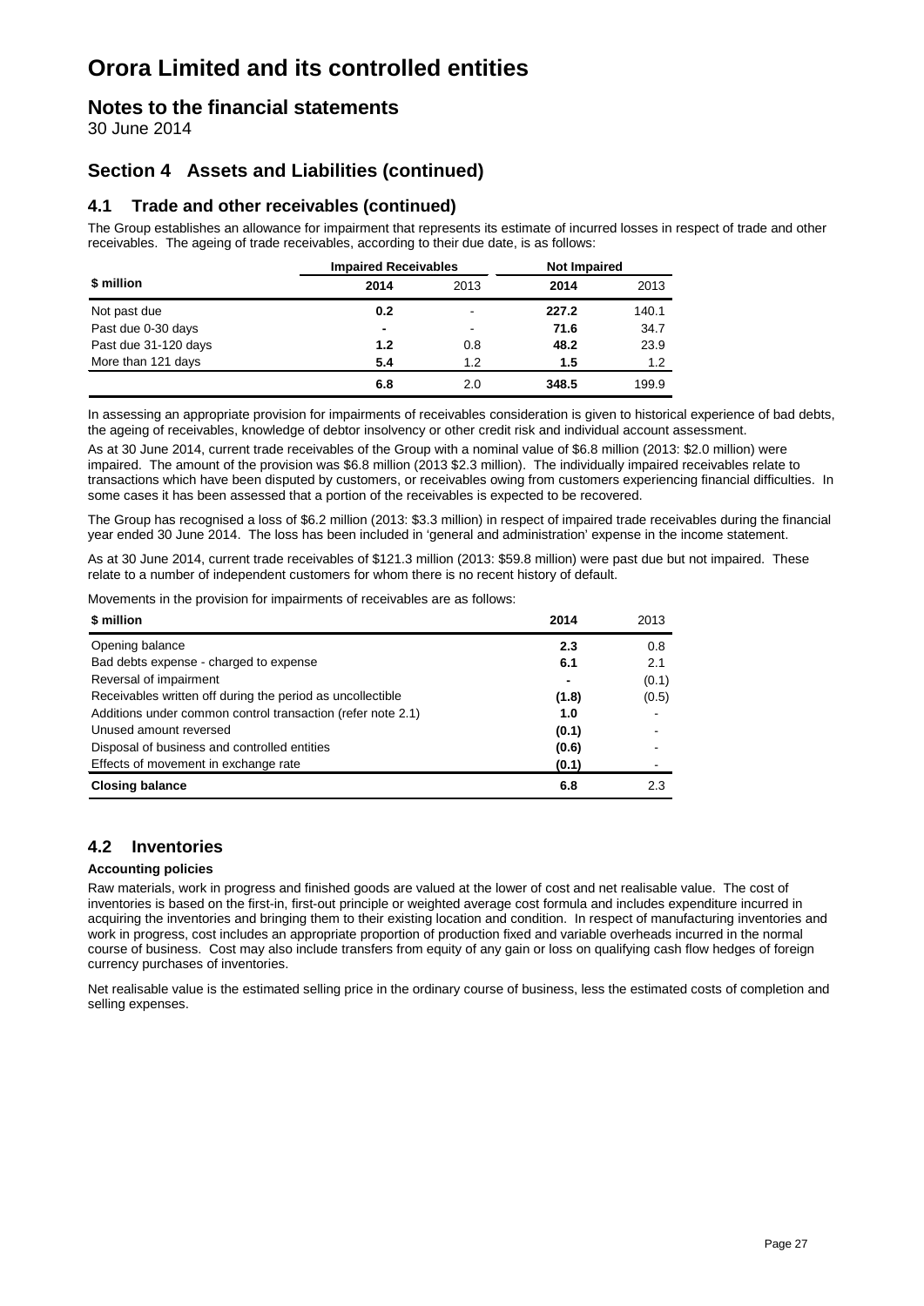# Orora Limited and its controlled entities

## Notes to the financial statements

30 June 2014

## Section 4 Assets and Liabilities (continued)

### 4.1 Trade and other receivables (continued)

The Group establishes an allowance for impairment that represents its estimate of incurred losses in respect of trade and other receivables. The ageing of trade receivables, according to their due date, is as follows:

| $ million | Impaired Receivables | | Not Impaired | |
|---|---|---|---|---|
| | **2014** | 2013 | **2014** | 2013 |
| Not past due | **0.2** | - | **227.2** | 140.1 |
| Past due 0-30 days | **-** | - | **71.6** | 34.7 |
| Past due 31-120 days | **1.2** | 0.8 | **48.2** | 23.9 |
| More than 121 days | **5.4** | 1.2 | **1.5** | 1.2 |
| | **6.8** | 2.0 | **348.5** | 199.9 |

In assessing an appropriate provision for impairments of receivables consideration is given to historical experience of bad debts, the ageing of receivables, knowledge of debtor insolvency or other credit risk and individual account assessment.

As at 30 June 2014, current trade receivables of the Group with a nominal value of $6.8 million (2013: $2.0 million) were impaired. The amount of the provision was $6.8 million (2013 $2.3 million). The individually impaired receivables relate to transactions which have been disputed by customers, or receivables owing from customers experiencing financial difficulties. In some cases it has been assessed that a portion of the receivables is expected to be recovered.

The Group has recognised a loss of $6.2 million (2013: $3.3 million) in respect of impaired trade receivables during the financial year ended 30 June 2014. The loss has been included in 'general and administration' expense in the income statement.

As at 30 June 2014, current trade receivables of $121.3 million (2013: $59.8 million) were past due but not impaired. These relate to a number of independent customers for whom there is no recent history of default.

Movements in the provision for impairments of receivables are as follows:

| $ million | 2014 | 2013 |
|---|---|---|
| Opening balance | **2.3** | 0.8 |
| Bad debts expense - charged to expense | **6.1** | 2.1 |
| Reversal of impairment | **-** | (0.1) |
| Receivables written off during the period as uncollectible | **(1.8)** | (0.5) |
| Additions under common control transaction (refer note 2.1) | **1.0** | - |
| Unused amount reversed | **(0.1)** | - |
| Disposal of business and controlled entities | **(0.6)** | - |
| Effects of movement in exchange rate | **(0.1)** | - |
| **Closing balance** | **6.8** | 2.3 |

### 4.2 Inventories

**Accounting policies**

Raw materials, work in progress and finished goods are valued at the lower of cost and net realisable value. The cost of inventories is based on the first-in, first-out principle or weighted average cost formula and includes expenditure incurred in acquiring the inventories and bringing them to their existing location and condition. In respect of manufacturing inventories and work in progress, cost includes an appropriate proportion of production fixed and variable overheads incurred in the normal course of business. Cost may also include transfers from equity of any gain or loss on qualifying cash flow hedges of foreign currency purchases of inventories.

Net realisable value is the estimated selling price in the ordinary course of business, less the estimated costs of completion and selling expenses.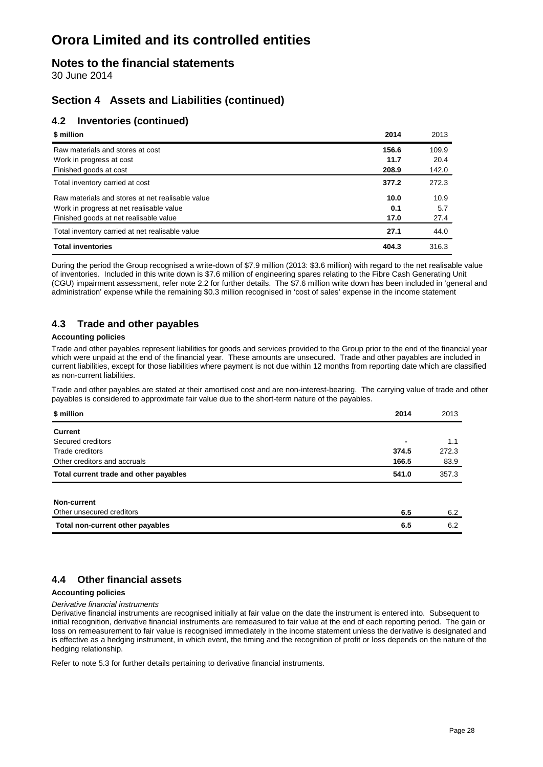# Orora Limited and its controlled entities

## Notes to the financial statements

30 June 2014

## Section 4 Assets and Liabilities (continued)

### 4.2 Inventories (continued)

| $ million | 2014 | 2013 |
|---|---|---|
| Raw materials and stores at cost | **156.6** | 109.9 |
| Work in progress at cost | **11.7** | 20.4 |
| Finished goods at cost | **208.9** | 142.0 |
| Total inventory carried at cost | **377.2** | 272.3 |
| Raw materials and stores at net realisable value | **10.0** | 10.9 |
| Work in progress at net realisable value | **0.1** | 5.7 |
| Finished goods at net realisable value | **17.0** | 27.4 |
| Total inventory carried at net realisable value | **27.1** | 44.0 |
| **Total inventories** | **404.3** | 316.3 |

During the period the Group recognised a write-down of $7.9 million (2013: $3.6 million) with regard to the net realisable value of inventories. Included in this write down is $7.6 million of engineering spares relating to the Fibre Cash Generating Unit (CGU) impairment assessment, refer note 2.2 for further details. The $7.6 million write down has been included in 'general and administration' expense while the remaining $0.3 million recognised in 'cost of sales' expense in the income statement

### 4.3 Trade and other payables

**Accounting policies**

Trade and other payables represent liabilities for goods and services provided to the Group prior to the end of the financial year which were unpaid at the end of the financial year. These amounts are unsecured. Trade and other payables are included in current liabilities, except for those liabilities where payment is not due within 12 months from reporting date which are classified as non-current liabilities.

Trade and other payables are stated at their amortised cost and are non-interest-bearing. The carrying value of trade and other payables is considered to approximate fair value due to the short-term nature of the payables.

| $ million | 2014 | 2013 |
|---|---|---|
| **Current** | | |
| Secured creditors | - | 1.1 |
| Trade creditors | **374.5** | 272.3 |
| Other creditors and accruals | **166.5** | 83.9 |
| **Total current trade and other payables** | **541.0** | 357.3 |
| | | |
| **Non-current** | | |
| Other unsecured creditors | **6.5** | 6.2 |
| **Total non-current other payables** | **6.5** | 6.2 |

### 4.4 Other financial assets

**Accounting policies**

*Derivative financial instruments*

Derivative financial instruments are recognised initially at fair value on the date the instrument is entered into. Subsequent to initial recognition, derivative financial instruments are remeasured to fair value at the end of each reporting period. The gain or loss on remeasurement to fair value is recognised immediately in the income statement unless the derivative is designated and is effective as a hedging instrument, in which event, the timing and the recognition of profit or loss depends on the nature of the hedging relationship.

Refer to note 5.3 for further details pertaining to derivative financial instruments.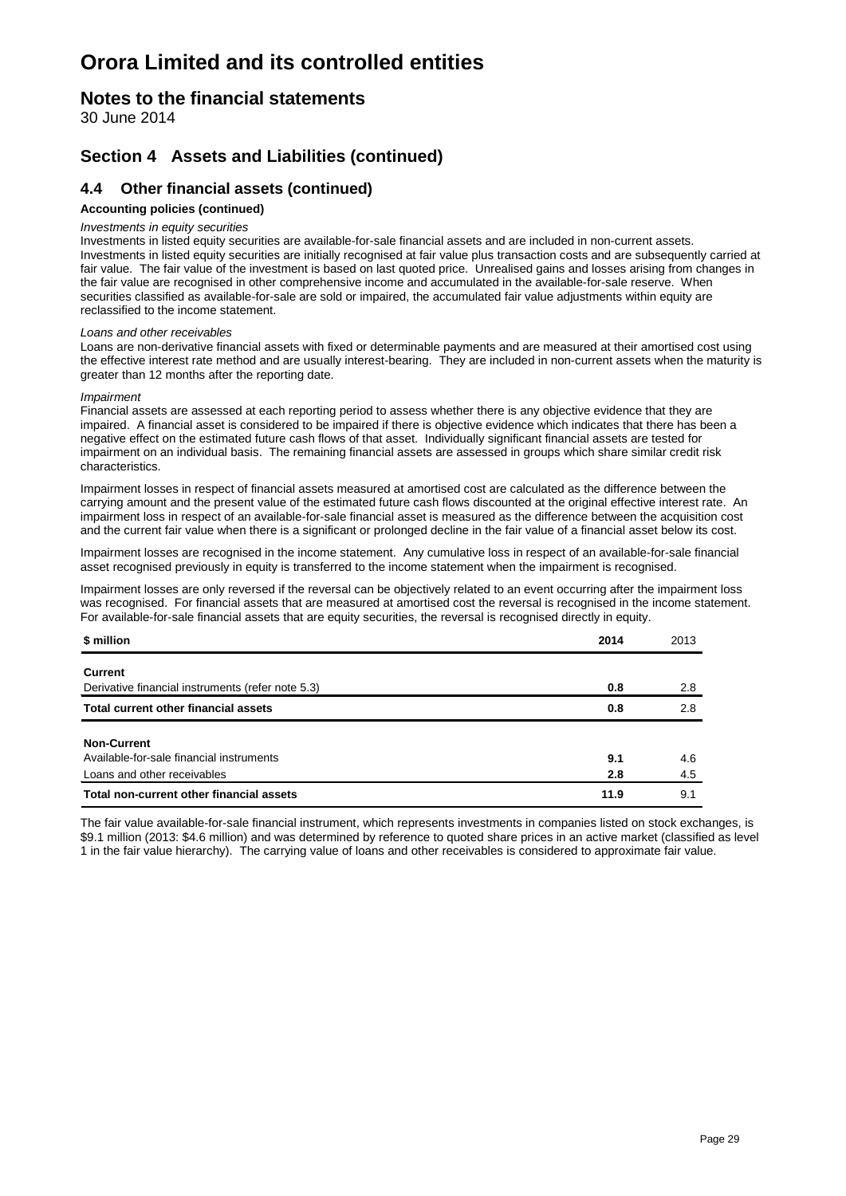# Orora Limited and its controlled entities

## Notes to the financial statements

30 June 2014

## Section 4 Assets and Liabilities (continued)

### 4.4 Other financial assets (continued)

**Accounting policies (continued)**

*Investments in equity securities*

Investments in listed equity securities are available-for-sale financial assets and are included in non-current assets. Investments in listed equity securities are initially recognised at fair value plus transaction costs and are subsequently carried at fair value. The fair value of the investment is based on last quoted price. Unrealised gains and losses arising from changes in the fair value are recognised in other comprehensive income and accumulated in the available-for-sale reserve. When securities classified as available-for-sale are sold or impaired, the accumulated fair value adjustments within equity are reclassified to the income statement.

*Loans and other receivables*

Loans are non-derivative financial assets with fixed or determinable payments and are measured at their amortised cost using the effective interest rate method and are usually interest-bearing. They are included in non-current assets when the maturity is greater than 12 months after the reporting date.

*Impairment*

Financial assets are assessed at each reporting period to assess whether there is any objective evidence that they are impaired. A financial asset is considered to be impaired if there is objective evidence which indicates that there has been a negative effect on the estimated future cash flows of that asset. Individually significant financial assets are tested for impairment on an individual basis. The remaining financial assets are assessed in groups which share similar credit risk characteristics.

Impairment losses in respect of financial assets measured at amortised cost are calculated as the difference between the carrying amount and the present value of the estimated future cash flows discounted at the original effective interest rate. An impairment loss in respect of an available-for-sale financial asset is measured as the difference between the acquisition cost and the current fair value when there is a significant or prolonged decline in the fair value of a financial asset below its cost.

Impairment losses are recognised in the income statement. Any cumulative loss in respect of an available-for-sale financial asset recognised previously in equity is transferred to the income statement when the impairment is recognised.

Impairment losses are only reversed if the reversal can be objectively related to an event occurring after the impairment loss was recognised. For financial assets that are measured at amortised cost the reversal is recognised in the income statement. For available-for-sale financial assets that are equity securities, the reversal is recognised directly in equity.

| **$ million** | **2014** | 2013 |
|---|---|---|
| **Current** | | |
| Derivative financial instruments (refer note 5.3) | **0.8** | 2.8 |
| **Total current other financial assets** | **0.8** | 2.8 |
| **Non-Current** | | |
| Available-for-sale financial instruments | **9.1** | 4.6 |
| Loans and other receivables | **2.8** | 4.5 |
| **Total non-current other financial assets** | **11.9** | 9.1 |

The fair value available-for-sale financial instrument, which represents investments in companies listed on stock exchanges, is $9.1 million (2013: $4.6 million) and was determined by reference to quoted share prices in an active market (classified as level 1 in the fair value hierarchy). The carrying value of loans and other receivables is considered to approximate fair value.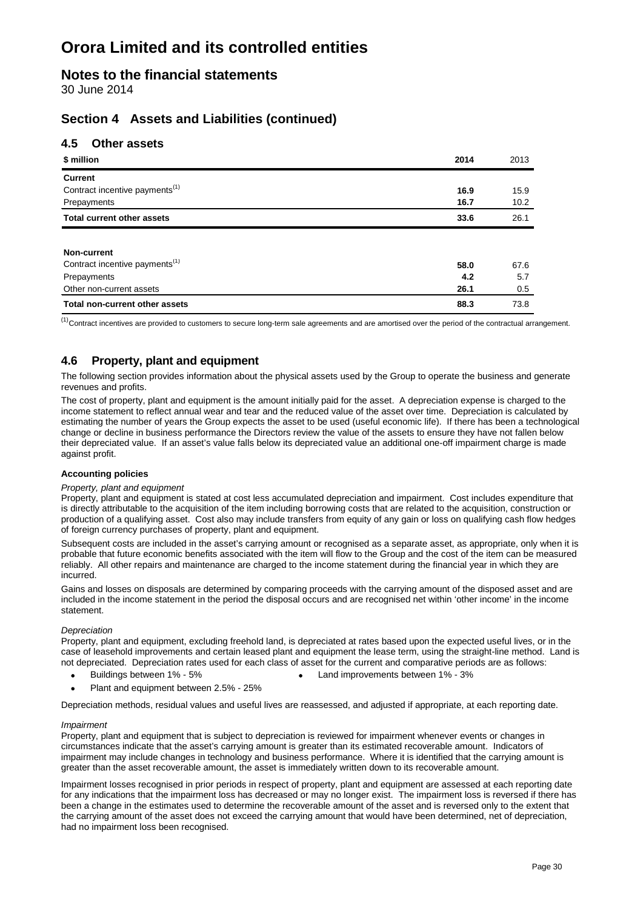# Orora Limited and its controlled entities

## Notes to the financial statements

30 June 2014

## Section 4 Assets and Liabilities (continued)

### 4.5 Other assets

| $ million | 2014 | 2013 |
|---|---|---|
| **Current** | | |
| Contract incentive payments[1] | **16.9** | 15.9 |
| Prepayments | **16.7** | 10.2 |
| **Total current other assets** | **33.6** | 26.1 |
| | | |
| **Non-current** | | |
| Contract incentive payments[1] | **58.0** | 67.6 |
| Prepayments | **4.2** | 5.7 |
| Other non-current assets | **26.1** | 0.5 |
| **Total non-current other assets** | **88.3** | 73.8 |

[1] Contract incentives are provided to customers to secure long-term sale agreements and are amortised over the period of the contractual arrangement.

### 4.6 Property, plant and equipment

The following section provides information about the physical assets used by the Group to operate the business and generate revenues and profits.

The cost of property, plant and equipment is the amount initially paid for the asset. A depreciation expense is charged to the income statement to reflect annual wear and tear and the reduced value of the asset over time. Depreciation is calculated by estimating the number of years the Group expects the asset to be used (useful economic life). If there has been a technological change or decline in business performance the Directors review the value of the assets to ensure they have not fallen below their depreciated value. If an asset's value falls below its depreciated value an additional one-off impairment charge is made against profit.

#### Accounting policies

*Property, plant and equipment*

Property, plant and equipment is stated at cost less accumulated depreciation and impairment. Cost includes expenditure that is directly attributable to the acquisition of the item including borrowing costs that are related to the acquisition, construction or production of a qualifying asset. Cost also may include transfers from equity of any gain or loss on qualifying cash flow hedges of foreign currency purchases of property, plant and equipment.

Subsequent costs are included in the asset's carrying amount or recognised as a separate asset, as appropriate, only when it is probable that future economic benefits associated with the item will flow to the Group and the cost of the item can be measured reliably. All other repairs and maintenance are charged to the income statement during the financial year in which they are incurred.

Gains and losses on disposals are determined by comparing proceeds with the carrying amount of the disposed asset and are included in the income statement in the period the disposal occurs and are recognised net within 'other income' in the income statement.

*Depreciation*

Property, plant and equipment, excluding freehold land, is depreciated at rates based upon the expected useful lives, or in the case of leasehold improvements and certain leased plant and equipment the lease term, using the straight-line method. Land is not depreciated. Depreciation rates used for each class of asset for the current and comparative periods are as follows:

- Buildings between 1% - 5%
- Land improvements between 1% - 3%
- Plant and equipment between 2.5% - 25%

Depreciation methods, residual values and useful lives are reassessed, and adjusted if appropriate, at each reporting date.

*Impairment*

Property, plant and equipment that is subject to depreciation is reviewed for impairment whenever events or changes in circumstances indicate that the asset's carrying amount is greater than its estimated recoverable amount. Indicators of impairment may include changes in technology and business performance. Where it is identified that the carrying amount is greater than the asset recoverable amount, the asset is immediately written down to its recoverable amount.

Impairment losses recognised in prior periods in respect of property, plant and equipment are assessed at each reporting date for any indications that the impairment loss has decreased or may no longer exist. The impairment loss is reversed if there has been a change in the estimates used to determine the recoverable amount of the asset and is reversed only to the extent that the carrying amount of the asset does not exceed the carrying amount that would have been determined, net of depreciation, had no impairment loss been recognised.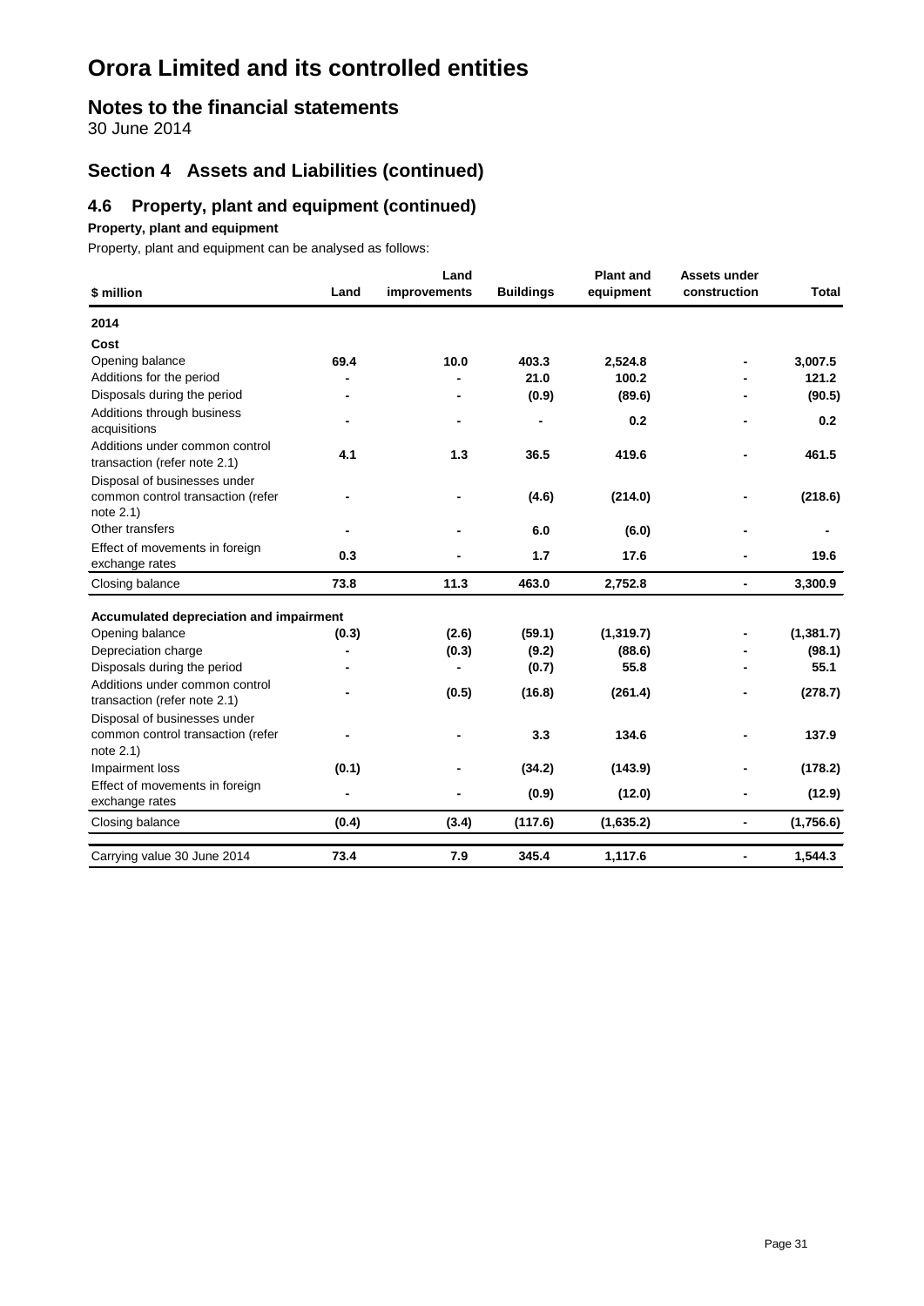# Orora Limited and its controlled entities

## Notes to the financial statements

30 June 2014

## Section 4 Assets and Liabilities (continued)

### 4.6 Property, plant and equipment (continued)

**Property, plant and equipment**

Property, plant and equipment can be analysed as follows:

| $ million | Land | Land improvements | Buildings | Plant and equipment | Assets under construction | Total |
|---|---|---|---|---|---|---|
| **2014** | | | | | | |
| **Cost** | | | | | | |
| Opening balance | **69.4** | **10.0** | **403.3** | **2,524.8** | **-** | **3,007.5** |
| Additions for the period | **-** | **-** | **21.0** | **100.2** | **-** | **121.2** |
| Disposals during the period | **-** | **-** | **(0.9)** | **(89.6)** | **-** | **(90.5)** |
| Additions through business acquisitions | **-** | **-** | **-** | **0.2** | **-** | **0.2** |
| Additions under common control transaction (refer note 2.1) | **4.1** | **1.3** | **36.5** | **419.6** | **-** | **461.5** |
| Disposal of businesses under common control transaction (refer note 2.1) | **-** | **-** | **(4.6)** | **(214.0)** | **-** | **(218.6)** |
| Other transfers | **-** | **-** | **6.0** | **(6.0)** | **-** | **-** |
| Effect of movements in foreign exchange rates | **0.3** | **-** | **1.7** | **17.6** | **-** | **19.6** |
| Closing balance | **73.8** | **11.3** | **463.0** | **2,752.8** | **-** | **3,300.9** |
| **Accumulated depreciation and impairment** | | | | | | |
| Opening balance | **(0.3)** | **(2.6)** | **(59.1)** | **(1,319.7)** | **-** | **(1,381.7)** |
| Depreciation charge | **-** | **(0.3)** | **(9.2)** | **(88.6)** | **-** | **(98.1)** |
| Disposals during the period | **-** | **-** | **(0.7)** | **55.8** | **-** | **55.1** |
| Additions under common control transaction (refer note 2.1) | **-** | **(0.5)** | **(16.8)** | **(261.4)** | **-** | **(278.7)** |
| Disposal of businesses under common control transaction (refer note 2.1) | **-** | **-** | **3.3** | **134.6** | **-** | **137.9** |
| Impairment loss | **(0.1)** | **-** | **(34.2)** | **(143.9)** | **-** | **(178.2)** |
| Effect of movements in foreign exchange rates | **-** | **-** | **(0.9)** | **(12.0)** | **-** | **(12.9)** |
| Closing balance | **(0.4)** | **(3.4)** | **(117.6)** | **(1,635.2)** | **-** | **(1,756.6)** |
| Carrying value 30 June 2014 | **73.4** | **7.9** | **345.4** | **1,117.6** | **-** | **1,544.3** |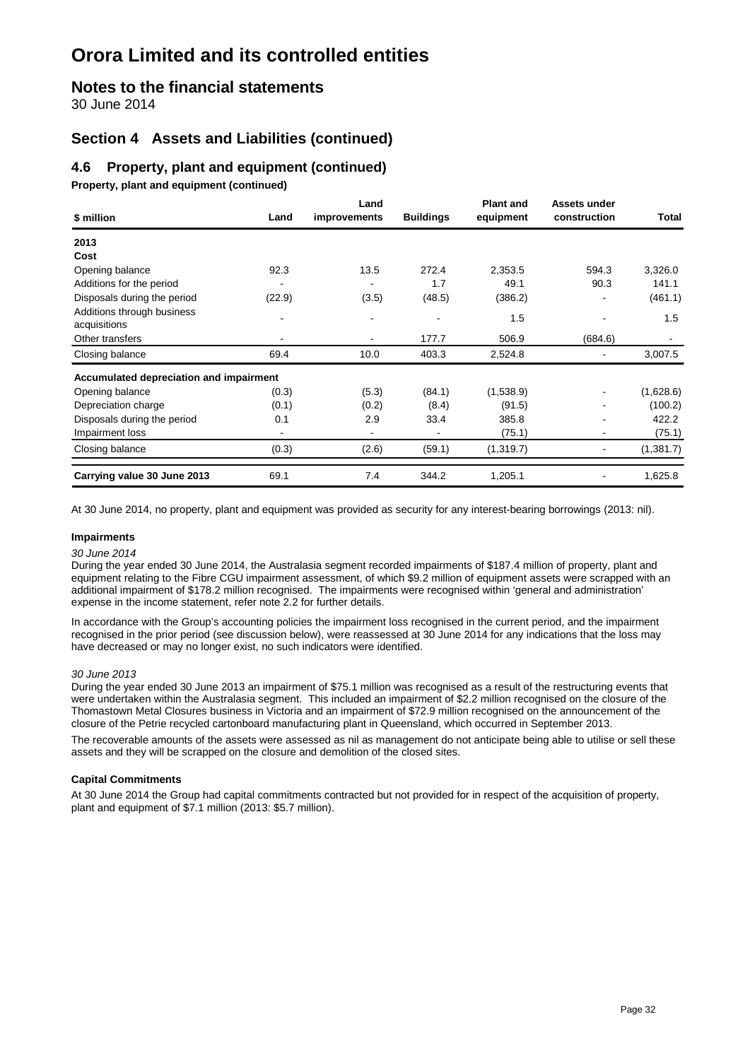# Orora Limited and its controlled entities

## Notes to the financial statements

30 June 2014

## Section 4 Assets and Liabilities (continued)

### 4.6 Property, plant and equipment (continued)

**Property, plant and equipment (continued)**

| $ million | Land | Land improvements | Buildings | Plant and equipment | Assets under construction | Total |
|---|---|---|---|---|---|---|
| **2013** | | | | | | |
| **Cost** | | | | | | |
| Opening balance | 92.3 | 13.5 | 272.4 | 2,353.5 | 594.3 | 3,326.0 |
| Additions for the period | - | - | 1.7 | 49.1 | 90.3 | 141.1 |
| Disposals during the period | (22.9) | (3.5) | (48.5) | (386.2) | - | (461.1) |
| Additions through business acquisitions | - | - | - | 1.5 | - | 1.5 |
| Other transfers | - | - | 177.7 | 506.9 | (684.6) | - |
| Closing balance | 69.4 | 10.0 | 403.3 | 2,524.8 | - | 3,007.5 |
| **Accumulated depreciation and impairment** | | | | | | |
| Opening balance | (0.3) | (5.3) | (84.1) | (1,538.9) | - | (1,628.6) |
| Depreciation charge | (0.1) | (0.2) | (8.4) | (91.5) | - | (100.2) |
| Disposals during the period | 0.1 | 2.9 | 33.4 | 385.8 | - | 422.2 |
| Impairment loss | - | - | - | (75.1) | - | (75.1) |
| Closing balance | (0.3) | (2.6) | (59.1) | (1,319.7) | - | (1,381.7) |
| **Carrying value 30 June 2013** | 69.1 | 7.4 | 344.2 | 1,205.1 | - | 1,625.8 |

At 30 June 2014, no property, plant and equipment was provided as security for any interest-bearing borrowings (2013: nil).

**Impairments**

*30 June 2014*

During the year ended 30 June 2014, the Australasia segment recorded impairments of $187.4 million of property, plant and equipment relating to the Fibre CGU impairment assessment, of which $9.2 million of equipment assets were scrapped with an additional impairment of $178.2 million recognised. The impairments were recognised within 'general and administration' expense in the income statement, refer note 2.2 for further details.

In accordance with the Group's accounting policies the impairment loss recognised in the current period, and the impairment recognised in the prior period (see discussion below), were reassessed at 30 June 2014 for any indications that the loss may have decreased or may no longer exist, no such indicators were identified.

*30 June 2013*

During the year ended 30 June 2013 an impairment of $75.1 million was recognised as a result of the restructuring events that were undertaken within the Australasia segment. This included an impairment of $2.2 million recognised on the closure of the Thomastown Metal Closures business in Victoria and an impairment of $72.9 million recognised on the announcement of the closure of the Petrie recycled cartonboard manufacturing plant in Queensland, which occurred in September 2013.

The recoverable amounts of the assets were assessed as nil as management do not anticipate being able to utilise or sell these assets and they will be scrapped on the closure and demolition of the closed sites.

**Capital Commitments**

At 30 June 2014 the Group had capital commitments contracted but not provided for in respect of the acquisition of property, plant and equipment of $7.1 million (2013: $5.7 million).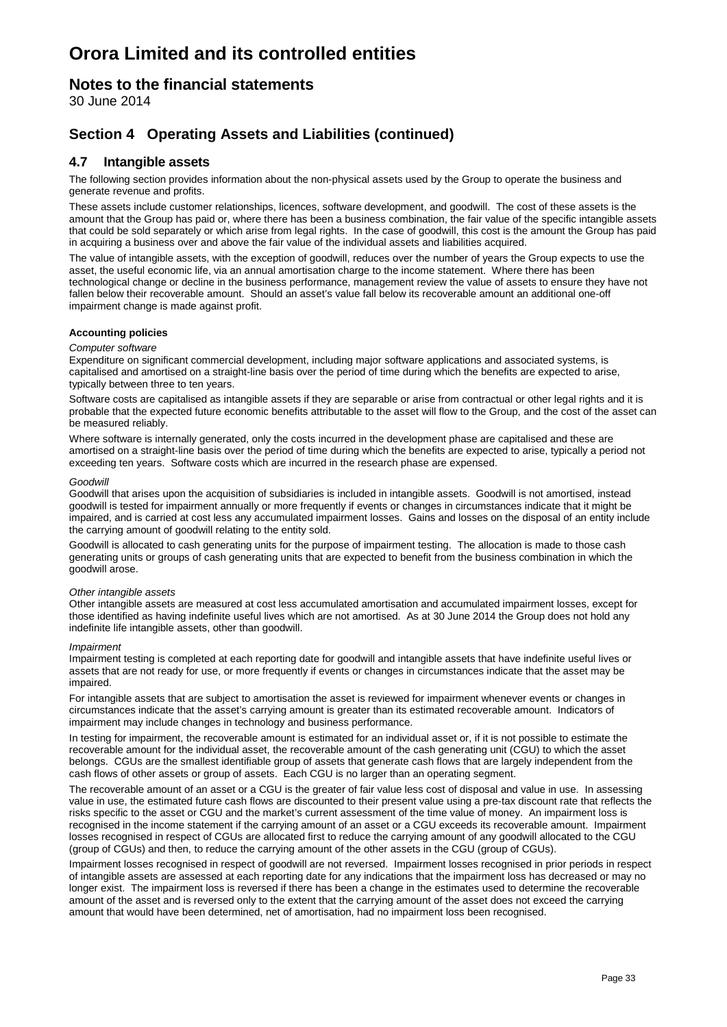# Orora Limited and its controlled entities

## Notes to the financial statements

30 June 2014

## Section 4 Operating Assets and Liabilities (continued)

### 4.7 Intangible assets

The following section provides information about the non-physical assets used by the Group to operate the business and generate revenue and profits.

These assets include customer relationships, licences, software development, and goodwill. The cost of these assets is the amount that the Group has paid or, where there has been a business combination, the fair value of the specific intangible assets that could be sold separately or which arise from legal rights. In the case of goodwill, this cost is the amount the Group has paid in acquiring a business over and above the fair value of the individual assets and liabilities acquired.

The value of intangible assets, with the exception of goodwill, reduces over the number of years the Group expects to use the asset, the useful economic life, via an annual amortisation charge to the income statement. Where there has been technological change or decline in the business performance, management review the value of assets to ensure they have not fallen below their recoverable amount. Should an asset's value fall below its recoverable amount an additional one-off impairment change is made against profit.

**Accounting policies**

*Computer software*

Expenditure on significant commercial development, including major software applications and associated systems, is capitalised and amortised on a straight-line basis over the period of time during which the benefits are expected to arise, typically between three to ten years.

Software costs are capitalised as intangible assets if they are separable or arise from contractual or other legal rights and it is probable that the expected future economic benefits attributable to the asset will flow to the Group, and the cost of the asset can be measured reliably.

Where software is internally generated, only the costs incurred in the development phase are capitalised and these are amortised on a straight-line basis over the period of time during which the benefits are expected to arise, typically a period not exceeding ten years. Software costs which are incurred in the research phase are expensed.

*Goodwill*

Goodwill that arises upon the acquisition of subsidiaries is included in intangible assets. Goodwill is not amortised, instead goodwill is tested for impairment annually or more frequently if events or changes in circumstances indicate that it might be impaired, and is carried at cost less any accumulated impairment losses. Gains and losses on the disposal of an entity include the carrying amount of goodwill relating to the entity sold.

Goodwill is allocated to cash generating units for the purpose of impairment testing. The allocation is made to those cash generating units or groups of cash generating units that are expected to benefit from the business combination in which the goodwill arose.

*Other intangible assets*

Other intangible assets are measured at cost less accumulated amortisation and accumulated impairment losses, except for those identified as having indefinite useful lives which are not amortised. As at 30 June 2014 the Group does not hold any indefinite life intangible assets, other than goodwill.

*Impairment*

Impairment testing is completed at each reporting date for goodwill and intangible assets that have indefinite useful lives or assets that are not ready for use, or more frequently if events or changes in circumstances indicate that the asset may be impaired.

For intangible assets that are subject to amortisation the asset is reviewed for impairment whenever events or changes in circumstances indicate that the asset's carrying amount is greater than its estimated recoverable amount. Indicators of impairment may include changes in technology and business performance.

In testing for impairment, the recoverable amount is estimated for an individual asset or, if it is not possible to estimate the recoverable amount for the individual asset, the recoverable amount of the cash generating unit (CGU) to which the asset belongs. CGUs are the smallest identifiable group of assets that generate cash flows that are largely independent from the cash flows of other assets or group of assets. Each CGU is no larger than an operating segment.

The recoverable amount of an asset or a CGU is the greater of fair value less cost of disposal and value in use. In assessing value in use, the estimated future cash flows are discounted to their present value using a pre-tax discount rate that reflects the risks specific to the asset or CGU and the market's current assessment of the time value of money. An impairment loss is recognised in the income statement if the carrying amount of an asset or a CGU exceeds its recoverable amount. Impairment losses recognised in respect of CGUs are allocated first to reduce the carrying amount of any goodwill allocated to the CGU (group of CGUs) and then, to reduce the carrying amount of the other assets in the CGU (group of CGUs).

Impairment losses recognised in respect of goodwill are not reversed. Impairment losses recognised in prior periods in respect of intangible assets are assessed at each reporting date for any indications that the impairment loss has decreased or may no longer exist. The impairment loss is reversed if there has been a change in the estimates used to determine the recoverable amount of the asset and is reversed only to the extent that the carrying amount of the asset does not exceed the carrying amount that would have been determined, net of amortisation, had no impairment loss been recognised.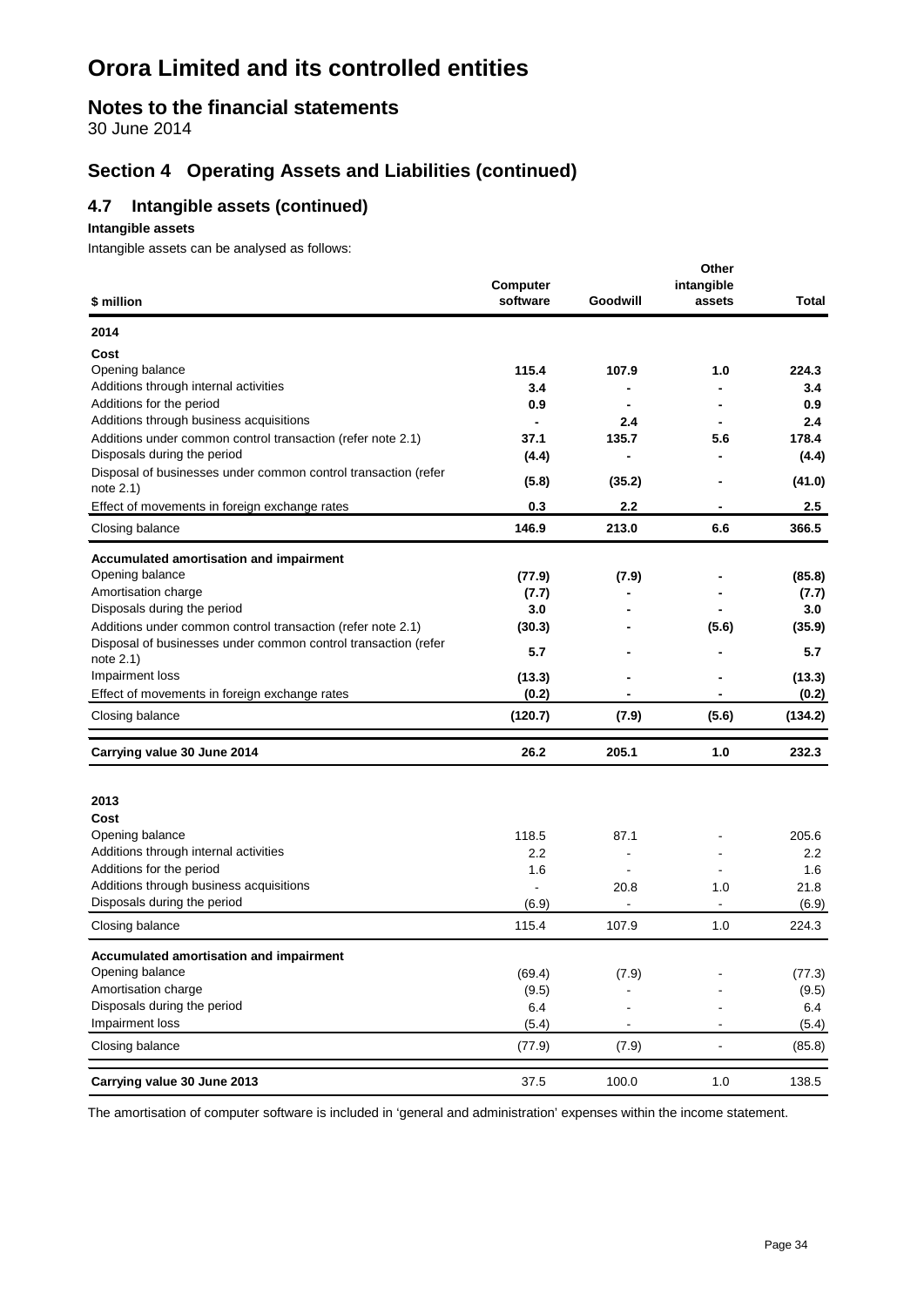# Orora Limited and its controlled entities

## Notes to the financial statements

30 June 2014

## Section 4 Operating Assets and Liabilities (continued)

### 4.7 Intangible assets (continued)

**Intangible assets**

Intangible assets can be analysed as follows:

| $ million | Computer software | Goodwill | Other intangible assets | Total |
|---|---|---|---|---|
| **2014** | | | | |
| **Cost** | | | | |
| Opening balance | **115.4** | **107.9** | **1.0** | **224.3** |
| Additions through internal activities | **3.4** | **-** | **-** | **3.4** |
| Additions for the period | **0.9** | **-** | **-** | **0.9** |
| Additions through business acquisitions | **-** | **2.4** | **-** | **2.4** |
| Additions under common control transaction (refer note 2.1) | **37.1** | **135.7** | **5.6** | **178.4** |
| Disposals during the period | **(4.4)** | **-** | **-** | **(4.4)** |
| Disposal of businesses under common control transaction (refer note 2.1) | **(5.8)** | **(35.2)** | **-** | **(41.0)** |
| Effect of movements in foreign exchange rates | **0.3** | **2.2** | **-** | **2.5** |
| Closing balance | **146.9** | **213.0** | **6.6** | **366.5** |
| **Accumulated amortisation and impairment** | | | | |
| Opening balance | **(77.9)** | **(7.9)** | **-** | **(85.8)** |
| Amortisation charge | **(7.7)** | **-** | **-** | **(7.7)** |
| Disposals during the period | **3.0** | **-** | **-** | **3.0** |
| Additions under common control transaction (refer note 2.1) | **(30.3)** | **-** | **(5.6)** | **(35.9)** |
| Disposal of businesses under common control transaction (refer note 2.1) | **5.7** | **-** | **-** | **5.7** |
| Impairment loss | **(13.3)** | **-** | **-** | **(13.3)** |
| Effect of movements in foreign exchange rates | **(0.2)** | **-** | **-** | **(0.2)** |
| Closing balance | **(120.7)** | **(7.9)** | **(5.6)** | **(134.2)** |
| **Carrying value 30 June 2014** | **26.2** | **205.1** | **1.0** | **232.3** |
| | | | | |
| **2013** | | | | |
| **Cost** | | | | |
| Opening balance | 118.5 | 87.1 | - | 205.6 |
| Additions through internal activities | 2.2 | - | - | 2.2 |
| Additions for the period | 1.6 | - | - | 1.6 |
| Additions through business acquisitions | - | 20.8 | 1.0 | 21.8 |
| Disposals during the period | (6.9) | - | - | (6.9) |
| Closing balance | 115.4 | 107.9 | 1.0 | 224.3 |
| **Accumulated amortisation and impairment** | | | | |
| Opening balance | (69.4) | (7.9) | - | (77.3) |
| Amortisation charge | (9.5) | - | - | (9.5) |
| Disposals during the period | 6.4 | - | - | 6.4 |
| Impairment loss | (5.4) | - | - | (5.4) |
| Closing balance | (77.9) | (7.9) | - | (85.8) |
| **Carrying value 30 June 2013** | 37.5 | 100.0 | 1.0 | 138.5 |

The amortisation of computer software is included in 'general and administration' expenses within the income statement.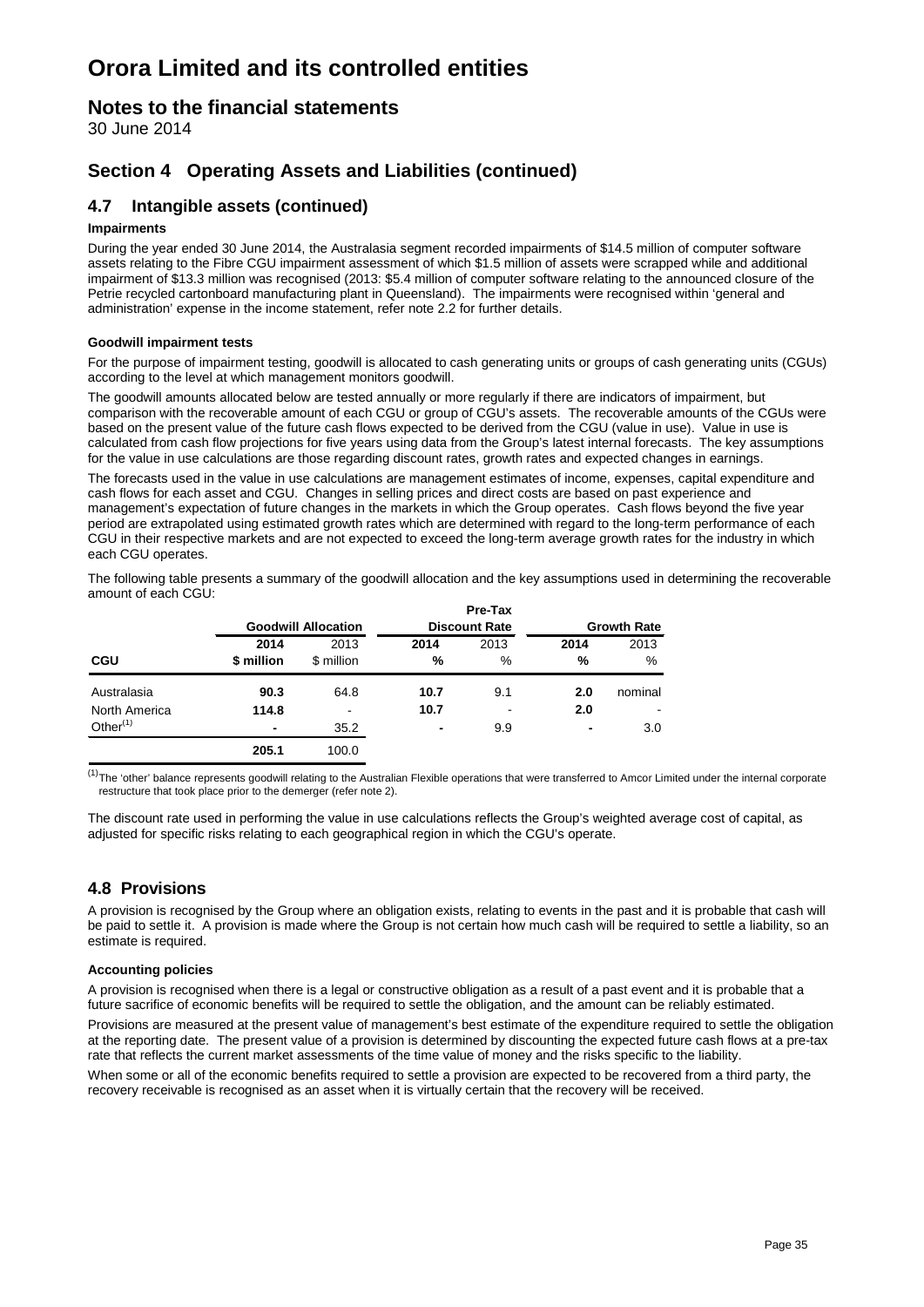# Orora Limited and its controlled entities

## Notes to the financial statements

30 June 2014

## Section 4 Operating Assets and Liabilities (continued)

### 4.7 Intangible assets (continued)

**Impairments**

During the year ended 30 June 2014, the Australasia segment recorded impairments of $14.5 million of computer software assets relating to the Fibre CGU impairment assessment of which $1.5 million of assets were scrapped while and additional impairment of $13.3 million was recognised (2013: $5.4 million of computer software relating to the announced closure of the Petrie recycled cartonboard manufacturing plant in Queensland). The impairments were recognised within 'general and administration' expense in the income statement, refer note 2.2 for further details.

**Goodwill impairment tests**

For the purpose of impairment testing, goodwill is allocated to cash generating units or groups of cash generating units (CGUs) according to the level at which management monitors goodwill.

The goodwill amounts allocated below are tested annually or more regularly if there are indicators of impairment, but comparison with the recoverable amount of each CGU or group of CGU's assets. The recoverable amounts of the CGUs were based on the present value of the future cash flows expected to be derived from the CGU (value in use). Value in use is calculated from cash flow projections for five years using data from the Group's latest internal forecasts. The key assumptions for the value in use calculations are those regarding discount rates, growth rates and expected changes in earnings.

The forecasts used in the value in use calculations are management estimates of income, expenses, capital expenditure and cash flows for each asset and CGU. Changes in selling prices and direct costs are based on past experience and management's expectation of future changes in the markets in which the Group operates. Cash flows beyond the five year period are extrapolated using estimated growth rates which are determined with regard to the long-term performance of each CGU in their respective markets and are not expected to exceed the long-term average growth rates for the industry in which each CGU operates.

The following table presents a summary of the goodwill allocation and the key assumptions used in determining the recoverable amount of each CGU:

| | Goodwill Allocation | | Pre-Tax Discount Rate | | Growth Rate | |
|---|---|---|---|---|---|---|
| | **2014** | 2013 | **2014** | 2013 | **2014** | 2013 |
| **CGU** | **$ million** | $ million | **%** | % | **%** | % |
| Australasia | **90.3** | 64.8 | **10.7** | 9.1 | **2.0** | nominal |
| North America | **114.8** | - | **10.7** | - | **2.0** | - |
| Other[1] | **-** | 35.2 | **-** | 9.9 | **-** | 3.0 |
| | **205.1** | 100.0 | | | | |

[1] The 'other' balance represents goodwill relating to the Australian Flexible operations that were transferred to Amcor Limited under the internal corporate restructure that took place prior to the demerger (refer note 2).

The discount rate used in performing the value in use calculations reflects the Group's weighted average cost of capital, as adjusted for specific risks relating to each geographical region in which the CGU's operate.

### 4.8 Provisions

A provision is recognised by the Group where an obligation exists, relating to events in the past and it is probable that cash will be paid to settle it. A provision is made where the Group is not certain how much cash will be required to settle a liability, so an estimate is required.

**Accounting policies**

A provision is recognised when there is a legal or constructive obligation as a result of a past event and it is probable that a future sacrifice of economic benefits will be required to settle the obligation, and the amount can be reliably estimated.

Provisions are measured at the present value of management's best estimate of the expenditure required to settle the obligation at the reporting date. The present value of a provision is determined by discounting the expected future cash flows at a pre-tax rate that reflects the current market assessments of the time value of money and the risks specific to the liability.

When some or all of the economic benefits required to settle a provision are expected to be recovered from a third party, the recovery receivable is recognised as an asset when it is virtually certain that the recovery will be received.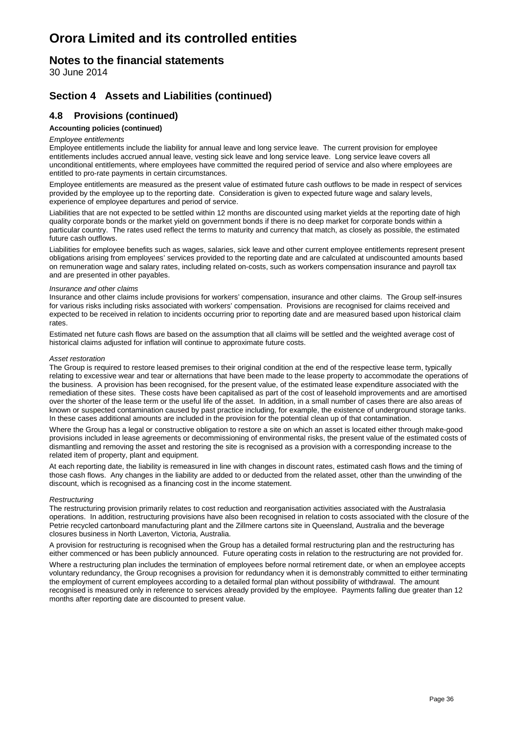# Orora Limited and its controlled entities

## Notes to the financial statements

30 June 2014

## Section 4 Assets and Liabilities (continued)

### 4.8 Provisions (continued)

**Accounting policies (continued)**

*Employee entitlements*

Employee entitlements include the liability for annual leave and long service leave. The current provision for employee entitlements includes accrued annual leave, vesting sick leave and long service leave. Long service leave covers all unconditional entitlements, where employees have committed the required period of service and also where employees are entitled to pro-rate payments in certain circumstances.

Employee entitlements are measured as the present value of estimated future cash outflows to be made in respect of services provided by the employee up to the reporting date. Consideration is given to expected future wage and salary levels, experience of employee departures and period of service.

Liabilities that are not expected to be settled within 12 months are discounted using market yields at the reporting date of high quality corporate bonds or the market yield on government bonds if there is no deep market for corporate bonds within a particular country. The rates used reflect the terms to maturity and currency that match, as closely as possible, the estimated future cash outflows.

Liabilities for employee benefits such as wages, salaries, sick leave and other current employee entitlements represent present obligations arising from employees' services provided to the reporting date and are calculated at undiscounted amounts based on remuneration wage and salary rates, including related on-costs, such as workers compensation insurance and payroll tax and are presented in other payables.

*Insurance and other claims*

Insurance and other claims include provisions for workers' compensation, insurance and other claims. The Group self-insures for various risks including risks associated with workers' compensation. Provisions are recognised for claims received and expected to be received in relation to incidents occurring prior to reporting date and are measured based upon historical claim rates.

Estimated net future cash flows are based on the assumption that all claims will be settled and the weighted average cost of historical claims adjusted for inflation will continue to approximate future costs.

*Asset restoration*

The Group is required to restore leased premises to their original condition at the end of the respective lease term, typically relating to excessive wear and tear or alternations that have been made to the lease property to accommodate the operations of the business. A provision has been recognised, for the present value, of the estimated lease expenditure associated with the remediation of these sites. These costs have been capitalised as part of the cost of leasehold improvements and are amortised over the shorter of the lease term or the useful life of the asset. In addition, in a small number of cases there are also areas of known or suspected contamination caused by past practice including, for example, the existence of underground storage tanks. In these cases additional amounts are included in the provision for the potential clean up of that contamination.

Where the Group has a legal or constructive obligation to restore a site on which an asset is located either through make-good provisions included in lease agreements or decommissioning of environmental risks, the present value of the estimated costs of dismantling and removing the asset and restoring the site is recognised as a provision with a corresponding increase to the related item of property, plant and equipment.

At each reporting date, the liability is remeasured in line with changes in discount rates, estimated cash flows and the timing of those cash flows. Any changes in the liability are added to or deducted from the related asset, other than the unwinding of the discount, which is recognised as a financing cost in the income statement.

*Restructuring*

The restructuring provision primarily relates to cost reduction and reorganisation activities associated with the Australasia operations. In addition, restructuring provisions have also been recognised in relation to costs associated with the closure of the Petrie recycled cartonboard manufacturing plant and the Zillmere cartons site in Queensland, Australia and the beverage closures business in North Laverton, Victoria, Australia.

A provision for restructuring is recognised when the Group has a detailed formal restructuring plan and the restructuring has either commenced or has been publicly announced. Future operating costs in relation to the restructuring are not provided for.

Where a restructuring plan includes the termination of employees before normal retirement date, or when an employee accepts voluntary redundancy, the Group recognises a provision for redundancy when it is demonstrably committed to either terminating the employment of current employees according to a detailed formal plan without possibility of withdrawal. The amount recognised is measured only in reference to services already provided by the employee. Payments falling due greater than 12 months after reporting date are discounted to present value.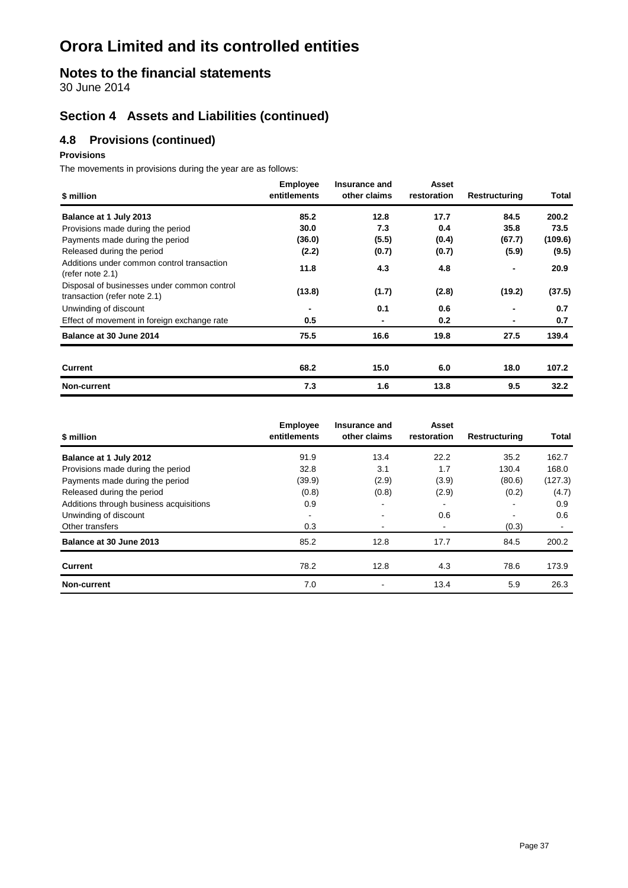# Orora Limited and its controlled entities

## Notes to the financial statements

30 June 2014

## Section 4 Assets and Liabilities (continued)

### 4.8 Provisions (continued)

**Provisions**

The movements in provisions during the year are as follows:

| $ million | Employee entitlements | Insurance and other claims | Asset restoration | Restructuring | Total |
|---|---|---|---|---|---|
| **Balance at 1 July 2013** | **85.2** | **12.8** | **17.7** | **84.5** | **200.2** |
| Provisions made during the period | **30.0** | **7.3** | **0.4** | **35.8** | **73.5** |
| Payments made during the period | **(36.0)** | **(5.5)** | **(0.4)** | **(67.7)** | **(109.6)** |
| Released during the period | **(2.2)** | **(0.7)** | **(0.7)** | **(5.9)** | **(9.5)** |
| Additions under common control transaction (refer note 2.1) | **11.8** | **4.3** | **4.8** | **-** | **20.9** |
| Disposal of businesses under common control transaction (refer note 2.1) | **(13.8)** | **(1.7)** | **(2.8)** | **(19.2)** | **(37.5)** |
| Unwinding of discount | **-** | **0.1** | **0.6** | **-** | **0.7** |
| Effect of movement in foreign exchange rate | **0.5** | **-** | **0.2** | **-** | **0.7** |
| **Balance at 30 June 2014** | **75.5** | **16.6** | **19.8** | **27.5** | **139.4** |
| **Current** | **68.2** | **15.0** | **6.0** | **18.0** | **107.2** |
| **Non-current** | **7.3** | **1.6** | **13.8** | **9.5** | **32.2** |

| $ million | Employee entitlements | Insurance and other claims | Asset restoration | Restructuring | Total |
|---|---|---|---|---|---|
| **Balance at 1 July 2012** | 91.9 | 13.4 | 22.2 | 35.2 | 162.7 |
| Provisions made during the period | 32.8 | 3.1 | 1.7 | 130.4 | 168.0 |
| Payments made during the period | (39.9) | (2.9) | (3.9) | (80.6) | (127.3) |
| Released during the period | (0.8) | (0.8) | (2.9) | (0.2) | (4.7) |
| Additions through business acquisitions | 0.9 | - | - | - | 0.9 |
| Unwinding of discount | - | - | 0.6 | - | 0.6 |
| Other transfers | 0.3 | - | - | (0.3) | - |
| **Balance at 30 June 2013** | 85.2 | 12.8 | 17.7 | 84.5 | 200.2 |
| **Current** | 78.2 | 12.8 | 4.3 | 78.6 | 173.9 |
| **Non-current** | 7.0 | - | 13.4 | 5.9 | 26.3 |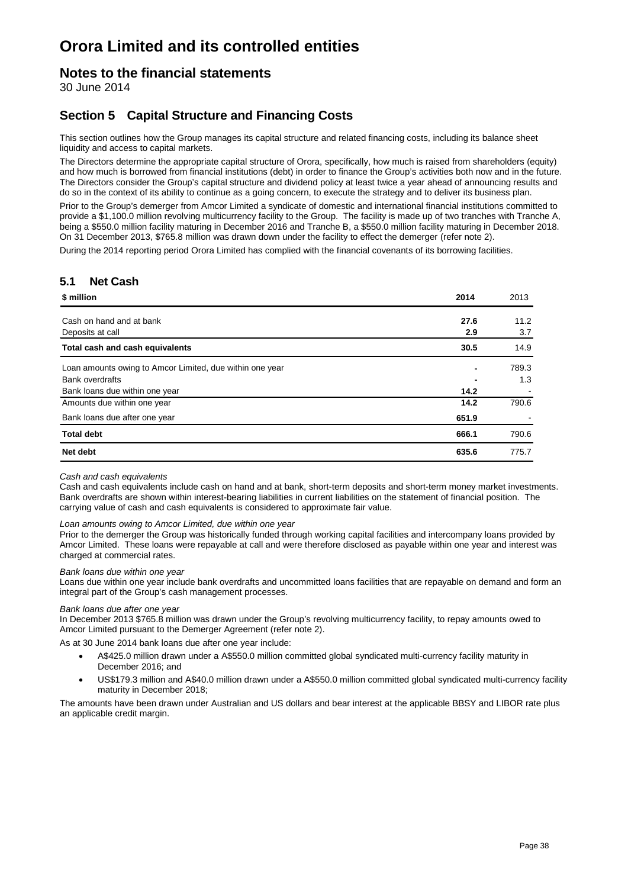# Orora Limited and its controlled entities

## Notes to the financial statements

30 June 2014

## Section 5 Capital Structure and Financing Costs

This section outlines how the Group manages its capital structure and related financing costs, including its balance sheet liquidity and access to capital markets.

The Directors determine the appropriate capital structure of Orora, specifically, how much is raised from shareholders (equity) and how much is borrowed from financial institutions (debt) in order to finance the Group's activities both now and in the future. The Directors consider the Group's capital structure and dividend policy at least twice a year ahead of announcing results and do so in the context of its ability to continue as a going concern, to execute the strategy and to deliver its business plan.

Prior to the Group's demerger from Amcor Limited a syndicate of domestic and international financial institutions committed to provide a $1,100.0 million revolving multicurrency facility to the Group. The facility is made up of two tranches with Tranche A, being a $550.0 million facility maturing in December 2016 and Tranche B, a $550.0 million facility maturing in December 2018. On 31 December 2013, $765.8 million was drawn down under the facility to effect the demerger (refer note 2).

During the 2014 reporting period Orora Limited has complied with the financial covenants of its borrowing facilities.

### 5.1 Net Cash

| $ million | 2014 | 2013 |
|---|---|---|
| Cash on hand and at bank | **27.6** | 11.2 |
| Deposits at call | **2.9** | 3.7 |
| **Total cash and cash equivalents** | **30.5** | 14.9 |
| Loan amounts owing to Amcor Limited, due within one year | **-** | 789.3 |
| Bank overdrafts | **-** | 1.3 |
| Bank loans due within one year | **14.2** | - |
| Amounts due within one year | **14.2** | 790.6 |
| Bank loans due after one year | **651.9** | - |
| **Total debt** | **666.1** | 790.6 |
| **Net debt** | **635.6** | 775.7 |

*Cash and cash equivalents*

Cash and cash equivalents include cash on hand and at bank, short-term deposits and short-term money market investments. Bank overdrafts are shown within interest-bearing liabilities in current liabilities on the statement of financial position. The carrying value of cash and cash equivalents is considered to approximate fair value.

*Loan amounts owing to Amcor Limited, due within one year*

Prior to the demerger the Group was historically funded through working capital facilities and intercompany loans provided by Amcor Limited. These loans were repayable at call and were therefore disclosed as payable within one year and interest was charged at commercial rates.

*Bank loans due within one year*

Loans due within one year include bank overdrafts and uncommitted loans facilities that are repayable on demand and form an integral part of the Group's cash management processes.

*Bank loans due after one year*

In December 2013 $765.8 million was drawn under the Group's revolving multicurrency facility, to repay amounts owed to Amcor Limited pursuant to the Demerger Agreement (refer note 2).

As at 30 June 2014 bank loans due after one year include:

- A$425.0 million drawn under a A$550.0 million committed global syndicated multi-currency facility maturity in December 2016; and
- US$179.3 million and A$40.0 million drawn under a A$550.0 million committed global syndicated multi-currency facility maturity in December 2018;

The amounts have been drawn under Australian and US dollars and bear interest at the applicable BBSY and LIBOR rate plus an applicable credit margin.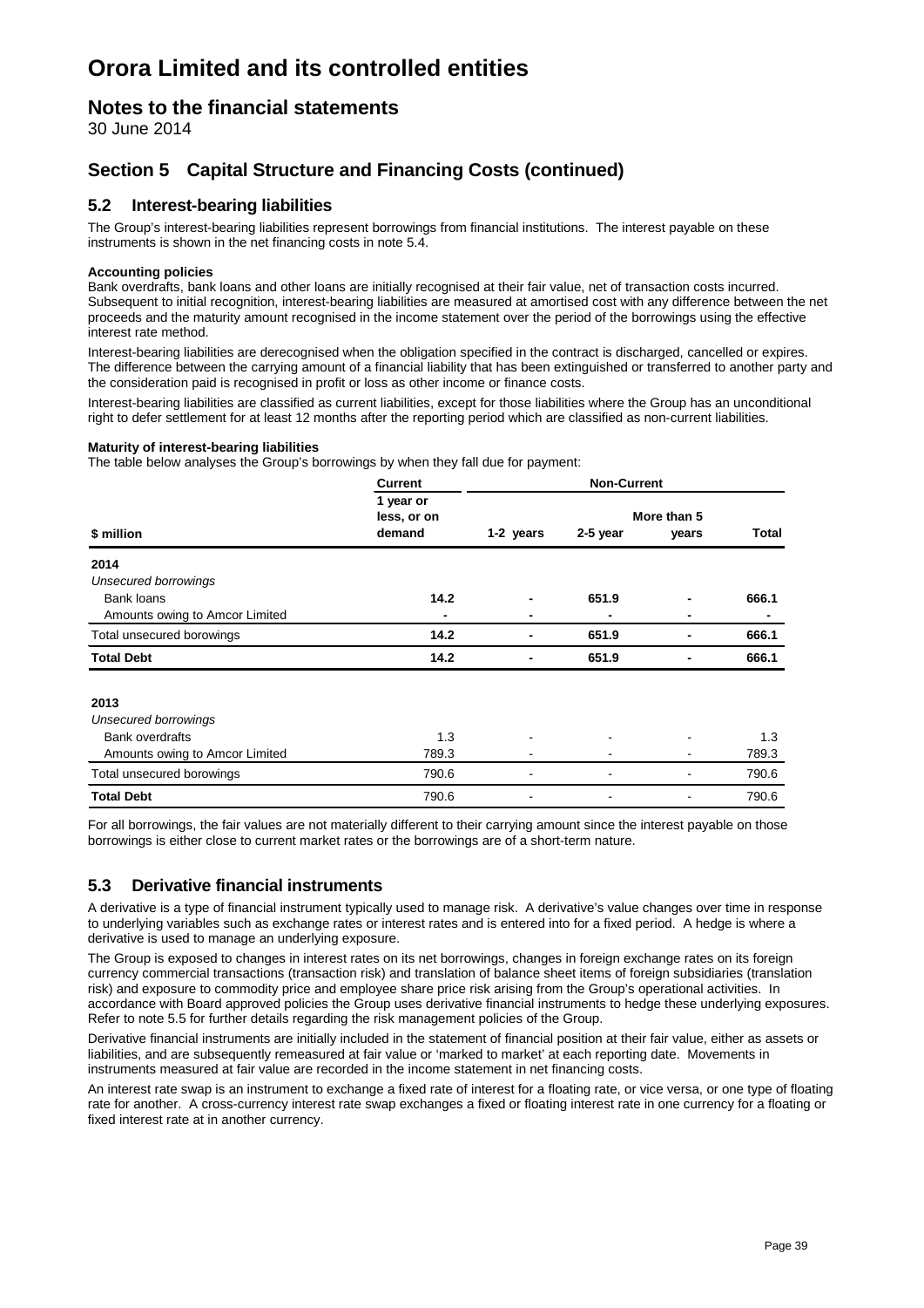# Orora Limited and its controlled entities

## Notes to the financial statements

30 June 2014

## Section 5 Capital Structure and Financing Costs (continued)

### 5.2 Interest-bearing liabilities

The Group's interest-bearing liabilities represent borrowings from financial institutions. The interest payable on these instruments is shown in the net financing costs in note 5.4.

**Accounting policies**

Bank overdrafts, bank loans and other loans are initially recognised at their fair value, net of transaction costs incurred. Subsequent to initial recognition, interest-bearing liabilities are measured at amortised cost with any difference between the net proceeds and the maturity amount recognised in the income statement over the period of the borrowings using the effective interest rate method.

Interest-bearing liabilities are derecognised when the obligation specified in the contract is discharged, cancelled or expires. The difference between the carrying amount of a financial liability that has been extinguished or transferred to another party and the consideration paid is recognised in profit or loss as other income or finance costs.

Interest-bearing liabilities are classified as current liabilities, except for those liabilities where the Group has an unconditional right to defer settlement for at least 12 months after the reporting period which are classified as non-current liabilities.

**Maturity of interest-bearing liabilities**

The table below analyses the Group's borrowings by when they fall due for payment:

| | Current | Non-Current | | | |
|---|---|---|---|---|---|
| **$ million** | **1 year or less, or on demand** | **1-2 years** | **2-5 year** | **More than 5 years** | **Total** |
| **2014** | | | | | |
| *Unsecured borrowings* | | | | | |
| Bank loans | **14.2** | **-** | **651.9** | **-** | **666.1** |
| Amounts owing to Amcor Limited | **-** | **-** | **-** | **-** | **-** |
| Total unsecured borowings | **14.2** | **-** | **651.9** | **-** | **666.1** |
| **Total Debt** | **14.2** | **-** | **651.9** | **-** | **666.1** |
| **2013** | | | | | |
| *Unsecured borrowings* | | | | | |
| Bank overdrafts | 1.3 | - | - | - | 1.3 |
| Amounts owing to Amcor Limited | 789.3 | - | - | - | 789.3 |
| Total unsecured borowings | 790.6 | - | - | - | 790.6 |
| **Total Debt** | 790.6 | - | - | - | 790.6 |

For all borrowings, the fair values are not materially different to their carrying amount since the interest payable on those borrowings is either close to current market rates or the borrowings are of a short-term nature.

### 5.3 Derivative financial instruments

A derivative is a type of financial instrument typically used to manage risk. A derivative's value changes over time in response to underlying variables such as exchange rates or interest rates and is entered into for a fixed period. A hedge is where a derivative is used to manage an underlying exposure.

The Group is exposed to changes in interest rates on its net borrowings, changes in foreign exchange rates on its foreign currency commercial transactions (transaction risk) and translation of balance sheet items of foreign subsidiaries (translation risk) and exposure to commodity price and employee share price risk arising from the Group's operational activities. In accordance with Board approved policies the Group uses derivative financial instruments to hedge these underlying exposures. Refer to note 5.5 for further details regarding the risk management policies of the Group.

Derivative financial instruments are initially included in the statement of financial position at their fair value, either as assets or liabilities, and are subsequently remeasured at fair value or 'marked to market' at each reporting date. Movements in instruments measured at fair value are recorded in the income statement in net financing costs.

An interest rate swap is an instrument to exchange a fixed rate of interest for a floating rate, or vice versa, or one type of floating rate for another. A cross-currency interest rate swap exchanges a fixed or floating interest rate in one currency for a floating or fixed interest rate at in another currency.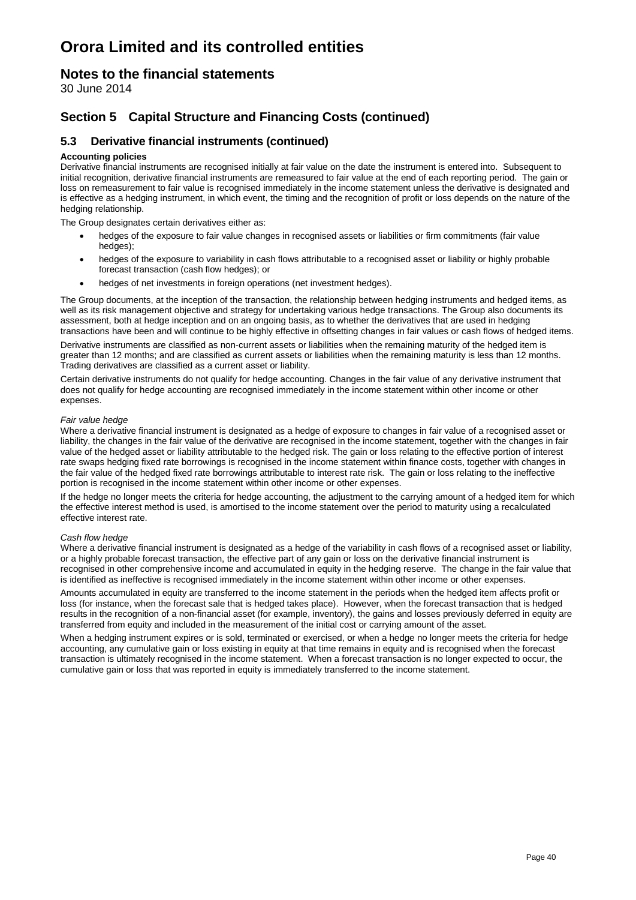# Orora Limited and its controlled entities

## Notes to the financial statements

30 June 2014

## Section 5 Capital Structure and Financing Costs (continued)

### 5.3 Derivative financial instruments (continued)

**Accounting policies**

Derivative financial instruments are recognised initially at fair value on the date the instrument is entered into. Subsequent to initial recognition, derivative financial instruments are remeasured to fair value at the end of each reporting period. The gain or loss on remeasurement to fair value is recognised immediately in the income statement unless the derivative is designated and is effective as a hedging instrument, in which event, the timing and the recognition of profit or loss depends on the nature of the hedging relationship.

The Group designates certain derivatives either as:

- hedges of the exposure to fair value changes in recognised assets or liabilities or firm commitments (fair value hedges);
- hedges of the exposure to variability in cash flows attributable to a recognised asset or liability or highly probable forecast transaction (cash flow hedges); or
- hedges of net investments in foreign operations (net investment hedges).

The Group documents, at the inception of the transaction, the relationship between hedging instruments and hedged items, as well as its risk management objective and strategy for undertaking various hedge transactions. The Group also documents its assessment, both at hedge inception and on an ongoing basis, as to whether the derivatives that are used in hedging transactions have been and will continue to be highly effective in offsetting changes in fair values or cash flows of hedged items.

Derivative instruments are classified as non-current assets or liabilities when the remaining maturity of the hedged item is greater than 12 months; and are classified as current assets or liabilities when the remaining maturity is less than 12 months. Trading derivatives are classified as a current asset or liability.

Certain derivative instruments do not qualify for hedge accounting. Changes in the fair value of any derivative instrument that does not qualify for hedge accounting are recognised immediately in the income statement within other income or other expenses.

*Fair value hedge*

Where a derivative financial instrument is designated as a hedge of exposure to changes in fair value of a recognised asset or liability, the changes in the fair value of the derivative are recognised in the income statement, together with the changes in fair value of the hedged asset or liability attributable to the hedged risk. The gain or loss relating to the effective portion of interest rate swaps hedging fixed rate borrowings is recognised in the income statement within finance costs, together with changes in the fair value of the hedged fixed rate borrowings attributable to interest rate risk. The gain or loss relating to the ineffective portion is recognised in the income statement within other income or other expenses.

If the hedge no longer meets the criteria for hedge accounting, the adjustment to the carrying amount of a hedged item for which the effective interest method is used, is amortised to the income statement over the period to maturity using a recalculated effective interest rate.

*Cash flow hedge*

Where a derivative financial instrument is designated as a hedge of the variability in cash flows of a recognised asset or liability, or a highly probable forecast transaction, the effective part of any gain or loss on the derivative financial instrument is recognised in other comprehensive income and accumulated in equity in the hedging reserve. The change in the fair value that is identified as ineffective is recognised immediately in the income statement within other income or other expenses.

Amounts accumulated in equity are transferred to the income statement in the periods when the hedged item affects profit or loss (for instance, when the forecast sale that is hedged takes place). However, when the forecast transaction that is hedged results in the recognition of a non-financial asset (for example, inventory), the gains and losses previously deferred in equity are transferred from equity and included in the measurement of the initial cost or carrying amount of the asset.

When a hedging instrument expires or is sold, terminated or exercised, or when a hedge no longer meets the criteria for hedge accounting, any cumulative gain or loss existing in equity at that time remains in equity and is recognised when the forecast transaction is ultimately recognised in the income statement. When a forecast transaction is no longer expected to occur, the cumulative gain or loss that was reported in equity is immediately transferred to the income statement.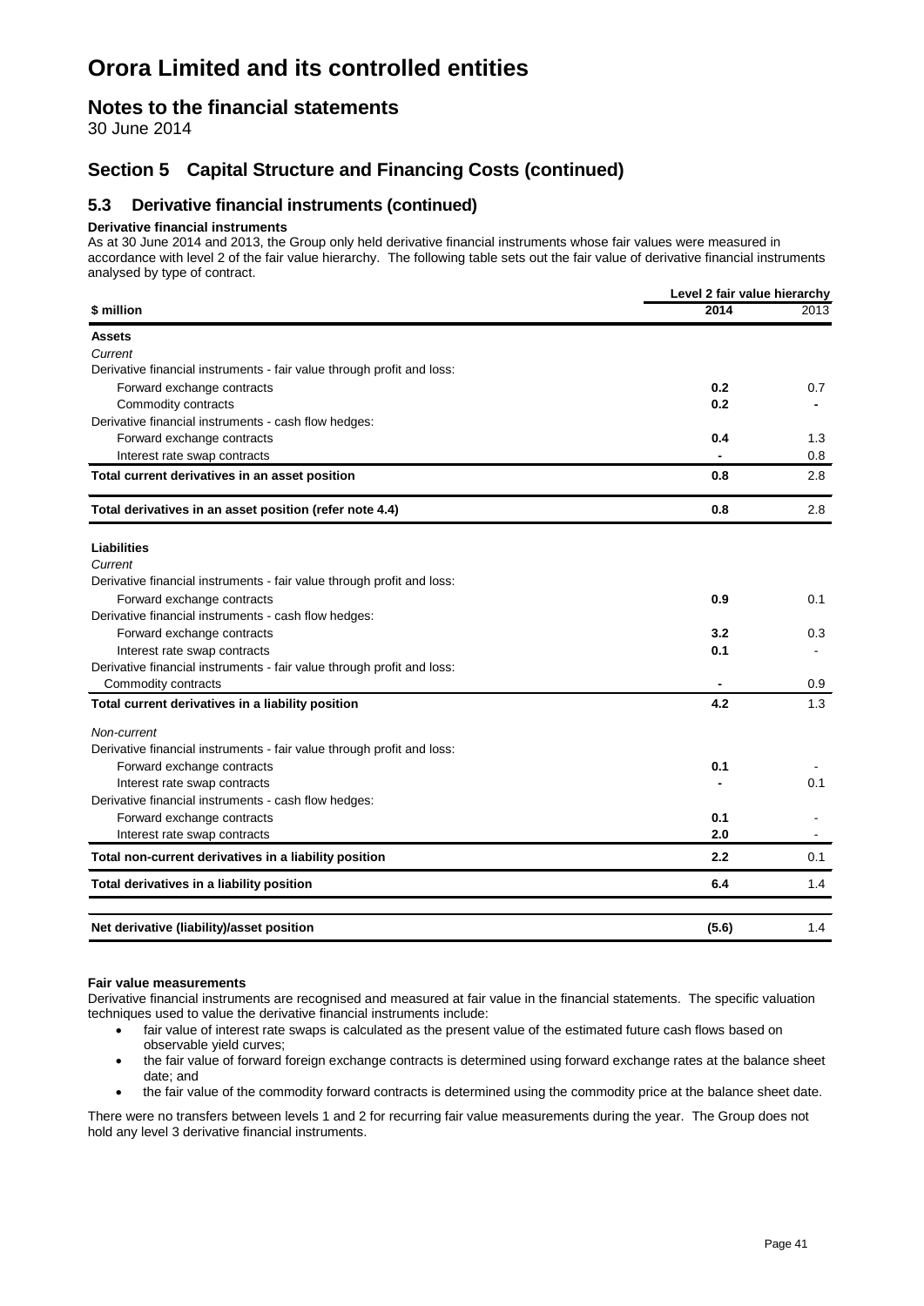# Orora Limited and its controlled entities

## Notes to the financial statements

30 June 2014

## Section 5 Capital Structure and Financing Costs (continued)

### 5.3 Derivative financial instruments (continued)

**Derivative financial instruments**

As at 30 June 2014 and 2013, the Group only held derivative financial instruments whose fair values were measured in accordance with level 2 of the fair value hierarchy. The following table sets out the fair value of derivative financial instruments analysed by type of contract.

| | Level 2 fair value hierarchy | |
|---|---|---|
| **$ million** | **2014** | 2013 |
| **Assets** | | |
| *Current* | | |
| Derivative financial instruments - fair value through profit and loss: | | |
| Forward exchange contracts | **0.2** | 0.7 |
| Commodity contracts | **0.2** | - |
| Derivative financial instruments - cash flow hedges: | | |
| Forward exchange contracts | **0.4** | 1.3 |
| Interest rate swap contracts | **-** | 0.8 |
| **Total current derivatives in an asset position** | **0.8** | 2.8 |
| **Total derivatives in an asset position (refer note 4.4)** | **0.8** | 2.8 |
| **Liabilities** | | |
| *Current* | | |
| Derivative financial instruments - fair value through profit and loss: | | |
| Forward exchange contracts | **0.9** | 0.1 |
| Derivative financial instruments - cash flow hedges: | | |
| Forward exchange contracts | **3.2** | 0.3 |
| Interest rate swap contracts | **0.1** | - |
| Derivative financial instruments - fair value through profit and loss: | | |
| Commodity contracts | **-** | 0.9 |
| **Total current derivatives in a liability position** | **4.2** | 1.3 |
| *Non-current* | | |
| Derivative financial instruments - fair value through profit and loss: | | |
| Forward exchange contracts | **0.1** | - |
| Interest rate swap contracts | **-** | 0.1 |
| Derivative financial instruments - cash flow hedges: | | |
| Forward exchange contracts | **0.1** | - |
| Interest rate swap contracts | **2.0** | - |
| **Total non-current derivatives in a liability position** | **2.2** | 0.1 |
| **Total derivatives in a liability position** | **6.4** | 1.4 |
| **Net derivative (liability)/asset position** | **(5.6)** | 1.4 |

**Fair value measurements**

Derivative financial instruments are recognised and measured at fair value in the financial statements. The specific valuation techniques used to value the derivative financial instruments include:

- fair value of interest rate swaps is calculated as the present value of the estimated future cash flows based on observable yield curves;
- the fair value of forward foreign exchange contracts is determined using forward exchange rates at the balance sheet date; and
- the fair value of the commodity forward contracts is determined using the commodity price at the balance sheet date.

There were no transfers between levels 1 and 2 for recurring fair value measurements during the year. The Group does not hold any level 3 derivative financial instruments.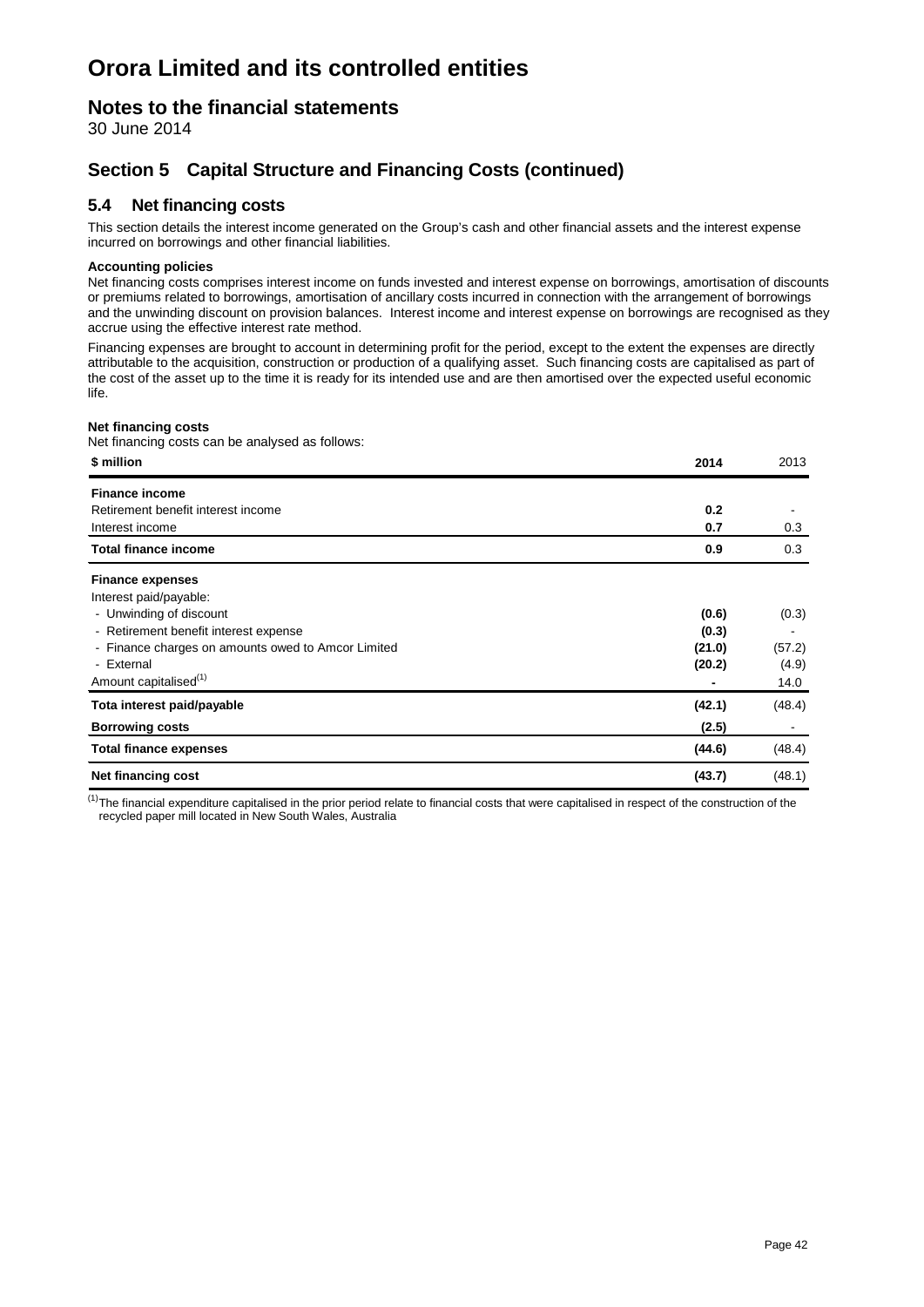# Orora Limited and its controlled entities

## Notes to the financial statements

30 June 2014

## Section 5 Capital Structure and Financing Costs (continued)

### 5.4 Net financing costs

This section details the interest income generated on the Group's cash and other financial assets and the interest expense incurred on borrowings and other financial liabilities.

**Accounting policies**

Net financing costs comprises interest income on funds invested and interest expense on borrowings, amortisation of discounts or premiums related to borrowings, amortisation of ancillary costs incurred in connection with the arrangement of borrowings and the unwinding discount on provision balances. Interest income and interest expense on borrowings are recognised as they accrue using the effective interest rate method.

Financing expenses are brought to account in determining profit for the period, except to the extent the expenses are directly attributable to the acquisition, construction or production of a qualifying asset. Such financing costs are capitalised as part of the cost of the asset up to the time it is ready for its intended use and are then amortised over the expected useful economic life.

**Net financing costs**

Net financing costs can be analysed as follows:

| $ million | 2014 | 2013 |
|---|---|---|
| **Finance income** | | |
| Retirement benefit interest income | **0.2** | - |
| Interest income | **0.7** | 0.3 |
| **Total finance income** | **0.9** | 0.3 |
| **Finance expenses** | | |
| Interest paid/payable: | | |
| - Unwinding of discount | **(0.6)** | (0.3) |
| - Retirement benefit interest expense | **(0.3)** | - |
| - Finance charges on amounts owed to Amcor Limited | **(21.0)** | (57.2) |
| - External | **(20.2)** | (4.9) |
| Amount capitalised[1] | **-** | 14.0 |
| **Tota interest paid/payable** | **(42.1)** | (48.4) |
| **Borrowing costs** | **(2.5)** | - |
| **Total finance expenses** | **(44.6)** | (48.4) |
| **Net financing cost** | **(43.7)** | (48.1) |

[1] The financial expenditure capitalised in the prior period relate to financial costs that were capitalised in respect of the construction of the recycled paper mill located in New South Wales, Australia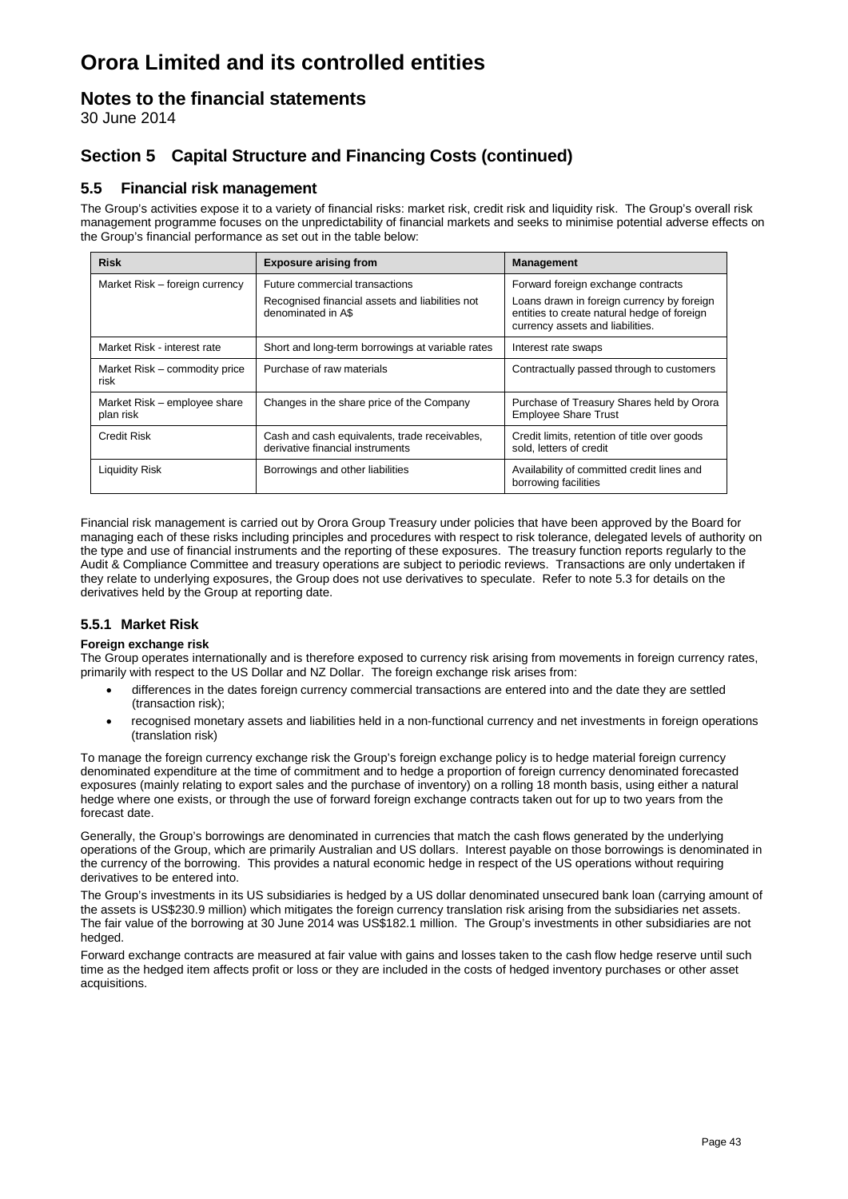# Orora Limited and its controlled entities

## Notes to the financial statements

30 June 2014

## Section 5 Capital Structure and Financing Costs (continued)

### 5.5 Financial risk management

The Group's activities expose it to a variety of financial risks: market risk, credit risk and liquidity risk. The Group's overall risk management programme focuses on the unpredictability of financial markets and seeks to minimise potential adverse effects on the Group's financial performance as set out in the table below:

| Risk | Exposure arising from | Management |
|---|---|---|
| Market Risk – foreign currency | Future commercial transactions<br>Recognised financial assets and liabilities not denominated in A$ | Forward foreign exchange contracts<br>Loans drawn in foreign currency by foreign entities to create natural hedge of foreign currency assets and liabilities. |
| Market Risk - interest rate | Short and long-term borrowings at variable rates | Interest rate swaps |
| Market Risk – commodity price risk | Purchase of raw materials | Contractually passed through to customers |
| Market Risk – employee share plan risk | Changes in the share price of the Company | Purchase of Treasury Shares held by Orora Employee Share Trust |
| Credit Risk | Cash and cash equivalents, trade receivables, derivative financial instruments | Credit limits, retention of title over goods sold, letters of credit |
| Liquidity Risk | Borrowings and other liabilities | Availability of committed credit lines and borrowing facilities |

Financial risk management is carried out by Orora Group Treasury under policies that have been approved by the Board for managing each of these risks including principles and procedures with respect to risk tolerance, delegated levels of authority on the type and use of financial instruments and the reporting of these exposures. The treasury function reports regularly to the Audit & Compliance Committee and treasury operations are subject to periodic reviews. Transactions are only undertaken if they relate to underlying exposures, the Group does not use derivatives to speculate. Refer to note 5.3 for details on the derivatives held by the Group at reporting date.

#### 5.5.1 Market Risk

**Foreign exchange risk**

The Group operates internationally and is therefore exposed to currency risk arising from movements in foreign currency rates, primarily with respect to the US Dollar and NZ Dollar. The foreign exchange risk arises from:

- differences in the dates foreign currency commercial transactions are entered into and the date they are settled (transaction risk);
- recognised monetary assets and liabilities held in a non-functional currency and net investments in foreign operations (translation risk)

To manage the foreign currency exchange risk the Group's foreign exchange policy is to hedge material foreign currency denominated expenditure at the time of commitment and to hedge a proportion of foreign currency denominated forecasted exposures (mainly relating to export sales and the purchase of inventory) on a rolling 18 month basis, using either a natural hedge where one exists, or through the use of forward foreign exchange contracts taken out for up to two years from the forecast date.

Generally, the Group's borrowings are denominated in currencies that match the cash flows generated by the underlying operations of the Group, which are primarily Australian and US dollars. Interest payable on those borrowings is denominated in the currency of the borrowing. This provides a natural economic hedge in respect of the US operations without requiring derivatives to be entered into.

The Group's investments in its US subsidiaries is hedged by a US dollar denominated unsecured bank loan (carrying amount of the assets is US$230.9 million) which mitigates the foreign currency translation risk arising from the subsidiaries net assets. The fair value of the borrowing at 30 June 2014 was US$182.1 million. The Group's investments in other subsidiaries are not hedged.

Forward exchange contracts are measured at fair value with gains and losses taken to the cash flow hedge reserve until such time as the hedged item affects profit or loss or they are included in the costs of hedged inventory purchases or other asset acquisitions.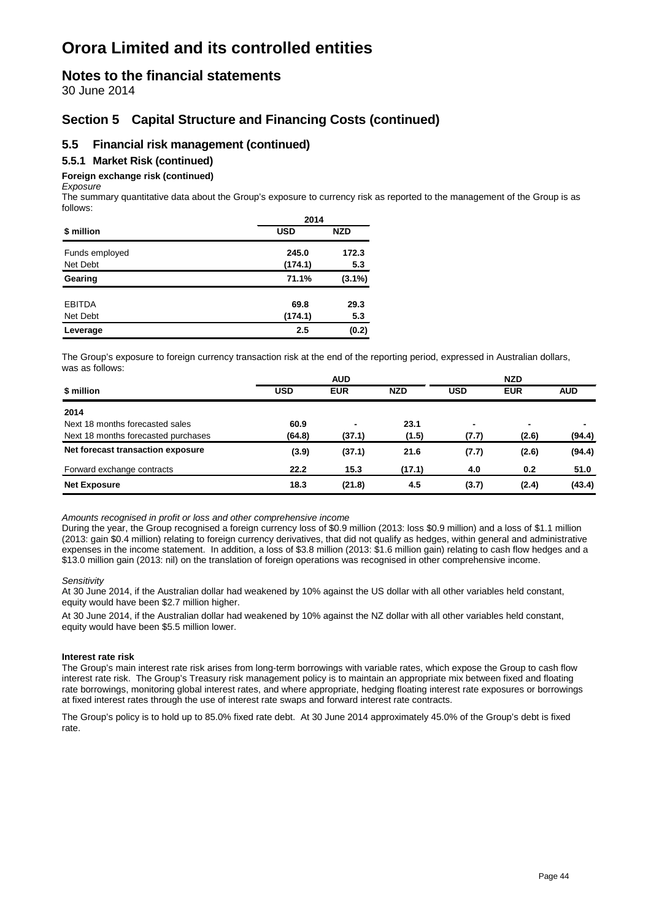# Orora Limited and its controlled entities

## Notes to the financial statements

30 June 2014

## Section 5 Capital Structure and Financing Costs (continued)

### 5.5 Financial risk management (continued)

#### 5.5.1 Market Risk (continued)

**Foreign exchange risk (continued)**

*Exposure*

The summary quantitative data about the Group's exposure to currency risk as reported to the management of the Group is as follows:

| | 2014 | |
|---|---|---|
| **$ million** | **USD** | **NZD** |
| Funds employed | **245.0** | **172.3** |
| Net Debt | **(174.1)** | **5.3** |
| **Gearing** | **71.1%** | **(3.1%)** |
| EBITDA | **69.8** | **29.3** |
| Net Debt | **(174.1)** | **5.3** |
| **Leverage** | **2.5** | **(0.2)** |

The Group's exposure to foreign currency transaction risk at the end of the reporting period, expressed in Australian dollars, was as follows:

| | AUD | | | NZD | | |
|---|---|---|---|---|---|---|
| **$ million** | **USD** | **EUR** | **NZD** | **USD** | **EUR** | **AUD** |
| **2014** | | | | | | |
| Next 18 months forecasted sales | **60.9** | **-** | **23.1** | **-** | **-** | **-** |
| Next 18 months forecasted purchases | **(64.8)** | **(37.1)** | **(1.5)** | **(7.7)** | **(2.6)** | **(94.4)** |
| **Net forecast transaction exposure** | **(3.9)** | **(37.1)** | **21.6** | **(7.7)** | **(2.6)** | **(94.4)** |
| Forward exchange contracts | **22.2** | **15.3** | **(17.1)** | **4.0** | **0.2** | **51.0** |
| **Net Exposure** | **18.3** | **(21.8)** | **4.5** | **(3.7)** | **(2.4)** | **(43.4)** |

*Amounts recognised in profit or loss and other comprehensive income*

During the year, the Group recognised a foreign currency loss of $0.9 million (2013: loss $0.9 million) and a loss of $1.1 million (2013: gain $0.4 million) relating to foreign currency derivatives, that did not qualify as hedges, within general and administrative expenses in the income statement. In addition, a loss of $3.8 million (2013: $1.6 million gain) relating to cash flow hedges and a $13.0 million gain (2013: nil) on the translation of foreign operations was recognised in other comprehensive income.

*Sensitivity*

At 30 June 2014, if the Australian dollar had weakened by 10% against the US dollar with all other variables held constant, equity would have been $2.7 million higher.

At 30 June 2014, if the Australian dollar had weakened by 10% against the NZ dollar with all other variables held constant, equity would have been $5.5 million lower.

**Interest rate risk**

The Group's main interest rate risk arises from long-term borrowings with variable rates, which expose the Group to cash flow interest rate risk. The Group's Treasury risk management policy is to maintain an appropriate mix between fixed and floating rate borrowings, monitoring global interest rates, and where appropriate, hedging floating interest rate exposures or borrowings at fixed interest rates through the use of interest rate swaps and forward interest rate contracts.

The Group's policy is to hold up to 85.0% fixed rate debt. At 30 June 2014 approximately 45.0% of the Group's debt is fixed rate.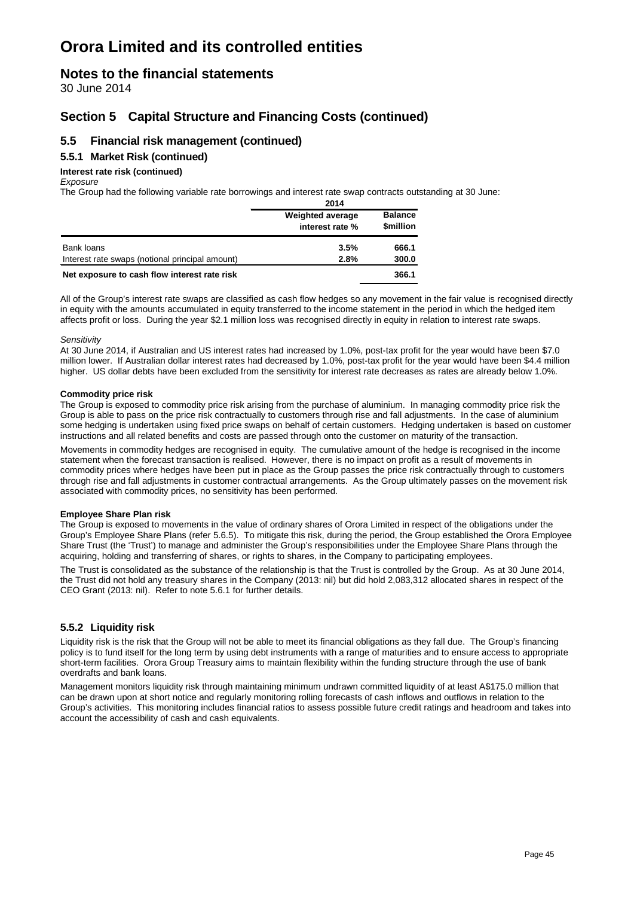# Orora Limited and its controlled entities

## Notes to the financial statements

30 June 2014

## Section 5 Capital Structure and Financing Costs (continued)

### 5.5 Financial risk management (continued)

#### 5.5.1 Market Risk (continued)

**Interest rate risk (continued)**

*Exposure*

The Group had the following variable rate borrowings and interest rate swap contracts outstanding at 30 June:

| | 2014 | |
|---|---|---|
| | **Weighted average interest rate %** | **Balance $million** |
| Bank loans | **3.5%** | **666.1** |
| Interest rate swaps (notional principal amount) | **2.8%** | **300.0** |
| **Net exposure to cash flow interest rate risk** | | **366.1** |

All of the Group's interest rate swaps are classified as cash flow hedges so any movement in the fair value is recognised directly in equity with the amounts accumulated in equity transferred to the income statement in the period in which the hedged item affects profit or loss. During the year $2.1 million loss was recognised directly in equity in relation to interest rate swaps.

*Sensitivity*

At 30 June 2014, if Australian and US interest rates had increased by 1.0%, post-tax profit for the year would have been $7.0 million lower. If Australian dollar interest rates had decreased by 1.0%, post-tax profit for the year would have been $4.4 million higher. US dollar debts have been excluded from the sensitivity for interest rate decreases as rates are already below 1.0%.

**Commodity price risk**

The Group is exposed to commodity price risk arising from the purchase of aluminium. In managing commodity price risk the Group is able to pass on the price risk contractually to customers through rise and fall adjustments. In the case of aluminium some hedging is undertaken using fixed price swaps on behalf of certain customers. Hedging undertaken is based on customer instructions and all related benefits and costs are passed through onto the customer on maturity of the transaction.

Movements in commodity hedges are recognised in equity. The cumulative amount of the hedge is recognised in the income statement when the forecast transaction is realised. However, there is no impact on profit as a result of movements in commodity prices where hedges have been put in place as the Group passes the price risk contractually through to customers through rise and fall adjustments in customer contractual arrangements. As the Group ultimately passes on the movement risk associated with commodity prices, no sensitivity has been performed.

**Employee Share Plan risk**

The Group is exposed to movements in the value of ordinary shares of Orora Limited in respect of the obligations under the Group's Employee Share Plans (refer 5.6.5). To mitigate this risk, during the period, the Group established the Orora Employee Share Trust (the 'Trust') to manage and administer the Group's responsibilities under the Employee Share Plans through the acquiring, holding and transferring of shares, or rights to shares, in the Company to participating employees.

The Trust is consolidated as the substance of the relationship is that the Trust is controlled by the Group. As at 30 June 2014, the Trust did not hold any treasury shares in the Company (2013: nil) but did hold 2,083,312 allocated shares in respect of the CEO Grant (2013: nil). Refer to note 5.6.1 for further details.

#### 5.5.2 Liquidity risk

Liquidity risk is the risk that the Group will not be able to meet its financial obligations as they fall due. The Group's financing policy is to fund itself for the long term by using debt instruments with a range of maturities and to ensure access to appropriate short-term facilities. Orora Group Treasury aims to maintain flexibility within the funding structure through the use of bank overdrafts and bank loans.

Management monitors liquidity risk through maintaining minimum undrawn committed liquidity of at least A$175.0 million that can be drawn upon at short notice and regularly monitoring rolling forecasts of cash inflows and outflows in relation to the Group's activities. This monitoring includes financial ratios to assess possible future credit ratings and headroom and takes into account the accessibility of cash and cash equivalents.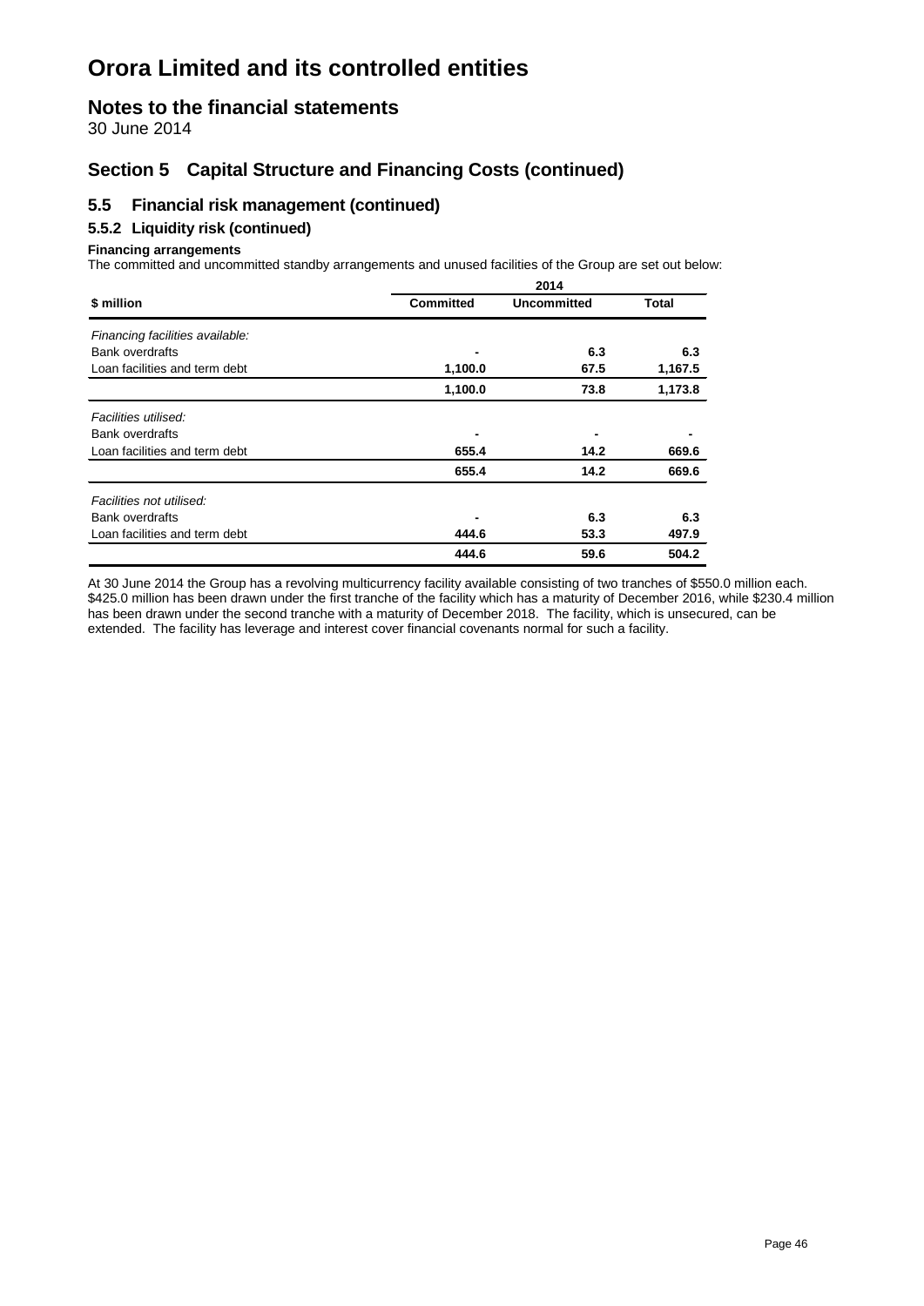# Orora Limited and its controlled entities

## Notes to the financial statements

30 June 2014

## Section 5 Capital Structure and Financing Costs (continued)

### 5.5 Financial risk management (continued)

#### 5.5.2 Liquidity risk (continued)

**Financing arrangements**

The committed and uncommitted standby arrangements and unused facilities of the Group are set out below:

| | 2014 | | |
|---|---|---|---|
| **$ million** | **Committed** | **Uncommitted** | **Total** |
| *Financing facilities available:* | | | |
| Bank overdrafts | - | 6.3 | 6.3 |
| Loan facilities and term debt | 1,100.0 | 67.5 | 1,167.5 |
| | **1,100.0** | **73.8** | **1,173.8** |
| *Facilities utilised:* | | | |
| Bank overdrafts | - | - | - |
| Loan facilities and term debt | 655.4 | 14.2 | 669.6 |
| | **655.4** | **14.2** | **669.6** |
| *Facilities not utilised:* | | | |
| Bank overdrafts | - | 6.3 | 6.3 |
| Loan facilities and term debt | 444.6 | 53.3 | 497.9 |
| | **444.6** | **59.6** | **504.2** |

At 30 June 2014 the Group has a revolving multicurrency facility available consisting of two tranches of $550.0 million each. $425.0 million has been drawn under the first tranche of the facility which has a maturity of December 2016, while $230.4 million has been drawn under the second tranche with a maturity of December 2018. The facility, which is unsecured, can be extended. The facility has leverage and interest cover financial covenants normal for such a facility.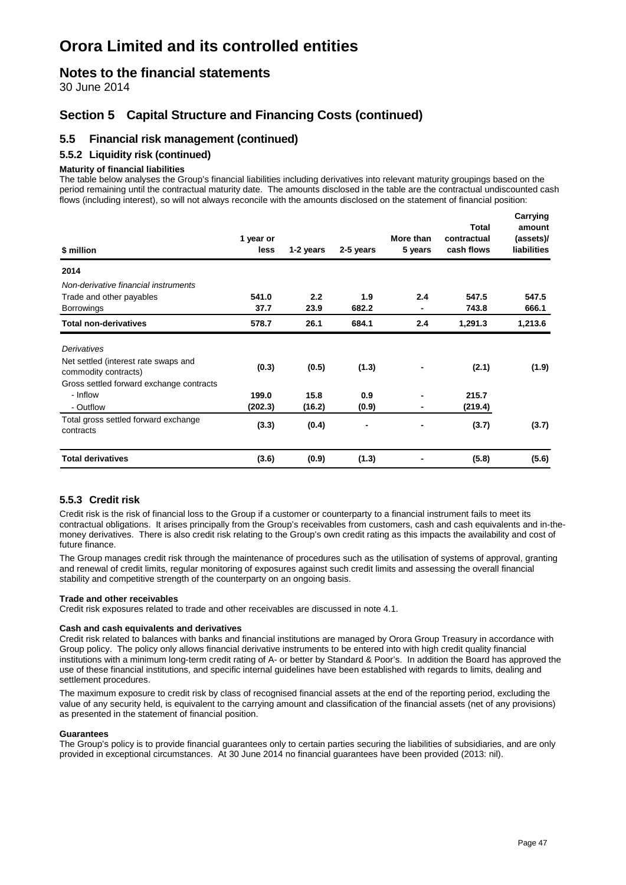# Orora Limited and its controlled entities

## Notes to the financial statements

30 June 2014

## Section 5 Capital Structure and Financing Costs (continued)

### 5.5 Financial risk management (continued)

#### 5.5.2 Liquidity risk (continued)

**Maturity of financial liabilities**

The table below analyses the Group's financial liabilities including derivatives into relevant maturity groupings based on the period remaining until the contractual maturity date. The amounts disclosed in the table are the contractual undiscounted cash flows (including interest), so will not always reconcile with the amounts disclosed on the statement of financial position:

| $ million | 1 year or less | 1-2 years | 2-5 years | More than 5 years | Total contractual cash flows | Carrying amount (assets)/ liabilities |
|---|---|---|---|---|---|---|
| **2014** | | | | | | |
| *Non-derivative financial instruments* | | | | | | |
| Trade and other payables | 541.0 | 2.2 | 1.9 | 2.4 | 547.5 | 547.5 |
| Borrowings | 37.7 | 23.9 | 682.2 | - | 743.8 | 666.1 |
| **Total non-derivatives** | **578.7** | **26.1** | **684.1** | **2.4** | **1,291.3** | **1,213.6** |
| *Derivatives* | | | | | | |
| Net settled (interest rate swaps and commodity contracts) | (0.3) | (0.5) | (1.3) | - | (2.1) | (1.9) |
| Gross settled forward exchange contracts | | | | | | |
| - Inflow | 199.0 | 15.8 | 0.9 | - | 215.7 | |
| - Outflow | (202.3) | (16.2) | (0.9) | - | (219.4) | |
| Total gross settled forward exchange contracts | (3.3) | (0.4) | - | - | (3.7) | (3.7) |
| **Total derivatives** | **(3.6)** | **(0.9)** | **(1.3)** | **-** | **(5.8)** | **(5.6)** |

#### 5.5.3 Credit risk

Credit risk is the risk of financial loss to the Group if a customer or counterparty to a financial instrument fails to meet its contractual obligations. It arises principally from the Group's receivables from customers, cash and cash equivalents and in-the-money derivatives. There is also credit risk relating to the Group's own credit rating as this impacts the availability and cost of future finance.

The Group manages credit risk through the maintenance of procedures such as the utilisation of systems of approval, granting and renewal of credit limits, regular monitoring of exposures against such credit limits and assessing the overall financial stability and competitive strength of the counterparty on an ongoing basis.

**Trade and other receivables**

Credit risk exposures related to trade and other receivables are discussed in note 4.1.

**Cash and cash equivalents and derivatives**

Credit risk related to balances with banks and financial institutions are managed by Orora Group Treasury in accordance with Group policy. The policy only allows financial derivative instruments to be entered into with high credit quality financial institutions with a minimum long-term credit rating of A- or better by Standard & Poor's. In addition the Board has approved the use of these financial institutions, and specific internal guidelines have been established with regards to limits, dealing and settlement procedures.

The maximum exposure to credit risk by class of recognised financial assets at the end of the reporting period, excluding the value of any security held, is equivalent to the carrying amount and classification of the financial assets (net of any provisions) as presented in the statement of financial position.

**Guarantees**

The Group's policy is to provide financial guarantees only to certain parties securing the liabilities of subsidiaries, and are only provided in exceptional circumstances. At 30 June 2014 no financial guarantees have been provided (2013: nil).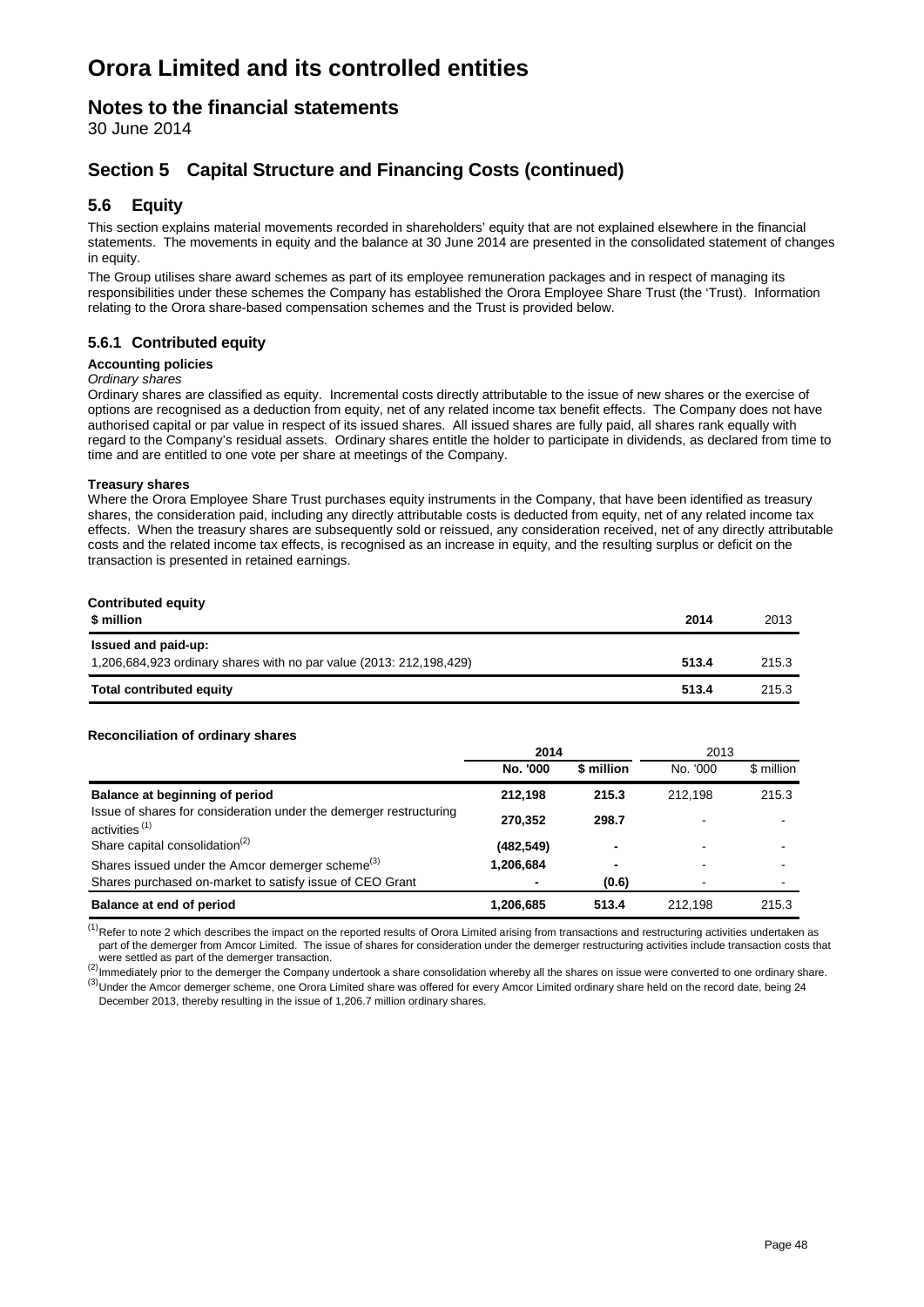# Orora Limited and its controlled entities

## Notes to the financial statements

30 June 2014

## Section 5 Capital Structure and Financing Costs (continued)

### 5.6 Equity

This section explains material movements recorded in shareholders' equity that are not explained elsewhere in the financial statements. The movements in equity and the balance at 30 June 2014 are presented in the consolidated statement of changes in equity.

The Group utilises share award schemes as part of its employee remuneration packages and in respect of managing its responsibilities under these schemes the Company has established the Orora Employee Share Trust (the 'Trust'). Information relating to the Orora share-based compensation schemes and the Trust is provided below.

#### 5.6.1 Contributed equity

**Accounting policies**

*Ordinary shares*

Ordinary shares are classified as equity. Incremental costs directly attributable to the issue of new shares or the exercise of options are recognised as a deduction from equity, net of any related income tax benefit effects. The Company does not have authorised capital or par value in respect of its issued shares. All issued shares are fully paid, all shares rank equally with regard to the Company's residual assets. Ordinary shares entitle the holder to participate in dividends, as declared from time to time and are entitled to one vote per share at meetings of the Company.

**Treasury shares**

Where the Orora Employee Share Trust purchases equity instruments in the Company, that have been identified as treasury shares, the consideration paid, including any directly attributable costs is deducted from equity, net of any related income tax effects. When the treasury shares are subsequently sold or reissued, any consideration received, net of any directly attributable costs and the related income tax effects, is recognised as an increase in equity, and the resulting surplus or deficit on the transaction is presented in retained earnings.

**Contributed equity**

| $ million | 2014 | 2013 |
|---|---|---|
| **Issued and paid-up:** | | |
| 1,206,684,923 ordinary shares with no par value (2013: 212,198,429) | **513.4** | 215.3 |
| **Total contributed equity** | **513.4** | 215.3 |

**Reconciliation of ordinary shares**

| | 2014 | | 2013 | |
|---|---|---|---|---|
| | No. '000 | $ million | No. '000 | $ million |
| **Balance at beginning of period** | **212,198** | **215.3** | 212,198 | 215.3 |
| Issue of shares for consideration under the demerger restructuring activities [1] | **270,352** | **298.7** | - | - |
| Share capital consolidation[2] | **(482,549)** | **-** | - | - |
| Shares issued under the Amcor demerger scheme[3] | **1,206,684** | **-** | - | - |
| Shares purchased on-market to satisfy issue of CEO Grant | **-** | **(0.6)** | - | - |
| **Balance at end of period** | **1,206,685** | **513.4** | 212,198 | 215.3 |

[1] Refer to note 2 which describes the impact on the reported results of Orora Limited arising from transactions and restructuring activities undertaken as part of the demerger from Amcor Limited. The issue of shares for consideration under the demerger restructuring activities include transaction costs that were settled as part of the demerger transaction.

[2] Immediately prior to the demerger the Company undertook a share consolidation whereby all the shares on issue were converted to one ordinary share.

[3] Under the Amcor demerger scheme, one Orora Limited share was offered for every Amcor Limited ordinary share held on the record date, being 24 December 2013, thereby resulting in the issue of 1,206.7 million ordinary shares.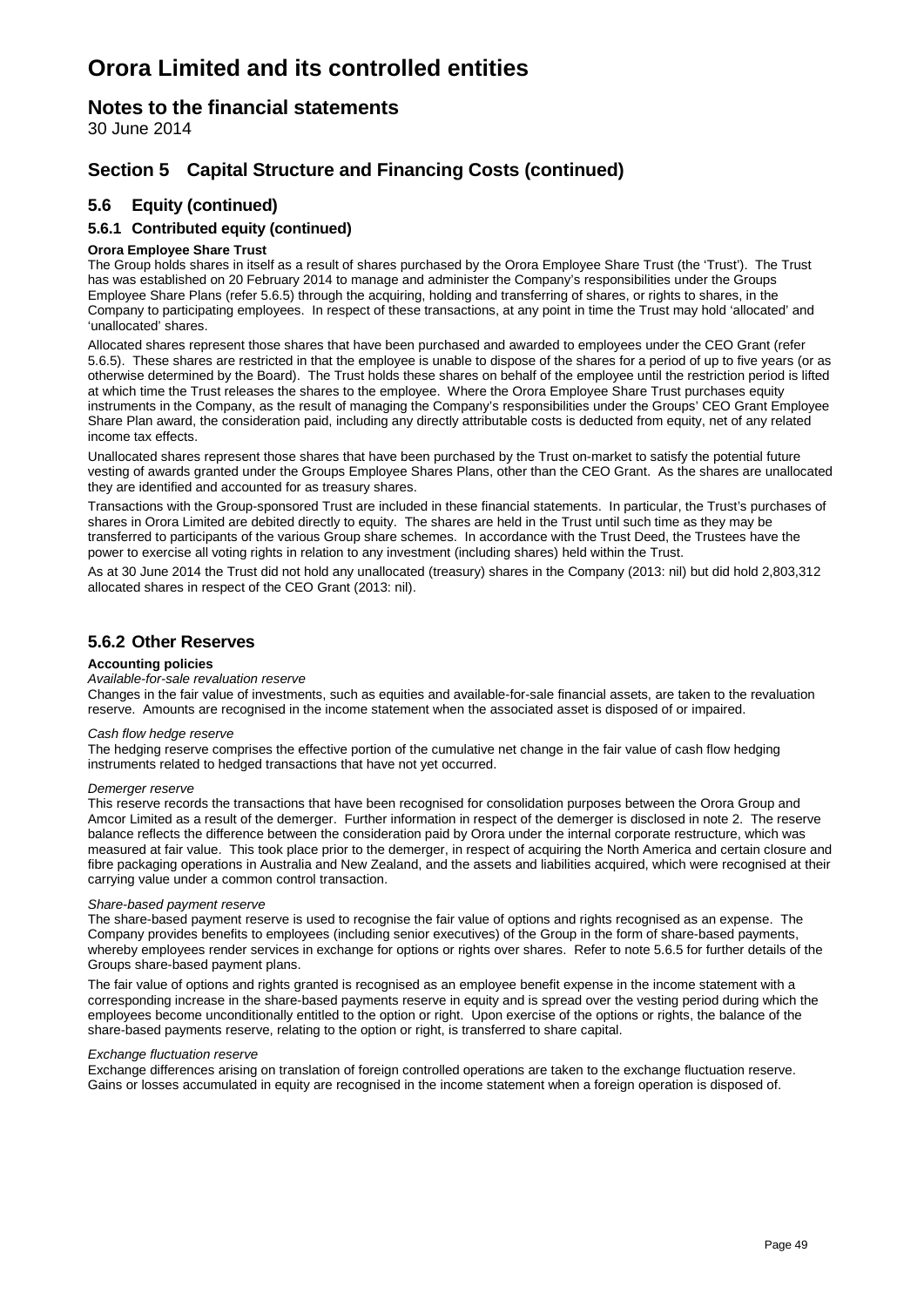# Orora Limited and its controlled entities

## Notes to the financial statements

30 June 2014

## Section 5 Capital Structure and Financing Costs (continued)

### 5.6 Equity (continued)

#### 5.6.1 Contributed equity (continued)

**Orora Employee Share Trust**

The Group holds shares in itself as a result of shares purchased by the Orora Employee Share Trust (the 'Trust'). The Trust has was established on 20 February 2014 to manage and administer the Company's responsibilities under the Groups Employee Share Plans (refer 5.6.5) through the acquiring, holding and transferring of shares, or rights to shares, in the Company to participating employees. In respect of these transactions, at any point in time the Trust may hold 'allocated' and 'unallocated' shares.

Allocated shares represent those shares that have been purchased and awarded to employees under the CEO Grant (refer 5.6.5). These shares are restricted in that the employee is unable to dispose of the shares for a period of up to five years (or as otherwise determined by the Board). The Trust holds these shares on behalf of the employee until the restriction period is lifted at which time the Trust releases the shares to the employee. Where the Orora Employee Share Trust purchases equity instruments in the Company, as the result of managing the Company's responsibilities under the Groups' CEO Grant Employee Share Plan award, the consideration paid, including any directly attributable costs is deducted from equity, net of any related income tax effects.

Unallocated shares represent those shares that have been purchased by the Trust on-market to satisfy the potential future vesting of awards granted under the Groups Employee Shares Plans, other than the CEO Grant. As the shares are unallocated they are identified and accounted for as treasury shares.

Transactions with the Group-sponsored Trust are included in these financial statements. In particular, the Trust's purchases of shares in Orora Limited are debited directly to equity. The shares are held in the Trust until such time as they may be transferred to participants of the various Group share schemes. In accordance with the Trust Deed, the Trustees have the power to exercise all voting rights in relation to any investment (including shares) held within the Trust.

As at 30 June 2014 the Trust did not hold any unallocated (treasury) shares in the Company (2013: nil) but did hold 2,803,312 allocated shares in respect of the CEO Grant (2013: nil).

### 5.6.2 Other Reserves

**Accounting policies**

*Available-for-sale revaluation reserve*

Changes in the fair value of investments, such as equities and available-for-sale financial assets, are taken to the revaluation reserve. Amounts are recognised in the income statement when the associated asset is disposed of or impaired.

*Cash flow hedge reserve*

The hedging reserve comprises the effective portion of the cumulative net change in the fair value of cash flow hedging instruments related to hedged transactions that have not yet occurred.

*Demerger reserve*

This reserve records the transactions that have been recognised for consolidation purposes between the Orora Group and Amcor Limited as a result of the demerger. Further information in respect of the demerger is disclosed in note 2. The reserve balance reflects the difference between the consideration paid by Orora under the internal corporate restructure, which was measured at fair value. This took place prior to the demerger, in respect of acquiring the North America and certain closure and fibre packaging operations in Australia and New Zealand, and the assets and liabilities acquired, which were recognised at their carrying value under a common control transaction.

*Share-based payment reserve*

The share-based payment reserve is used to recognise the fair value of options and rights recognised as an expense. The Company provides benefits to employees (including senior executives) of the Group in the form of share-based payments, whereby employees render services in exchange for options or rights over shares. Refer to note 5.6.5 for further details of the Groups share-based payment plans.

The fair value of options and rights granted is recognised as an employee benefit expense in the income statement with a corresponding increase in the share-based payments reserve in equity and is spread over the vesting period during which the employees become unconditionally entitled to the option or right. Upon exercise of the options or rights, the balance of the share-based payments reserve, relating to the option or right, is transferred to share capital.

*Exchange fluctuation reserve*

Exchange differences arising on translation of foreign controlled operations are taken to the exchange fluctuation reserve. Gains or losses accumulated in equity are recognised in the income statement when a foreign operation is disposed of.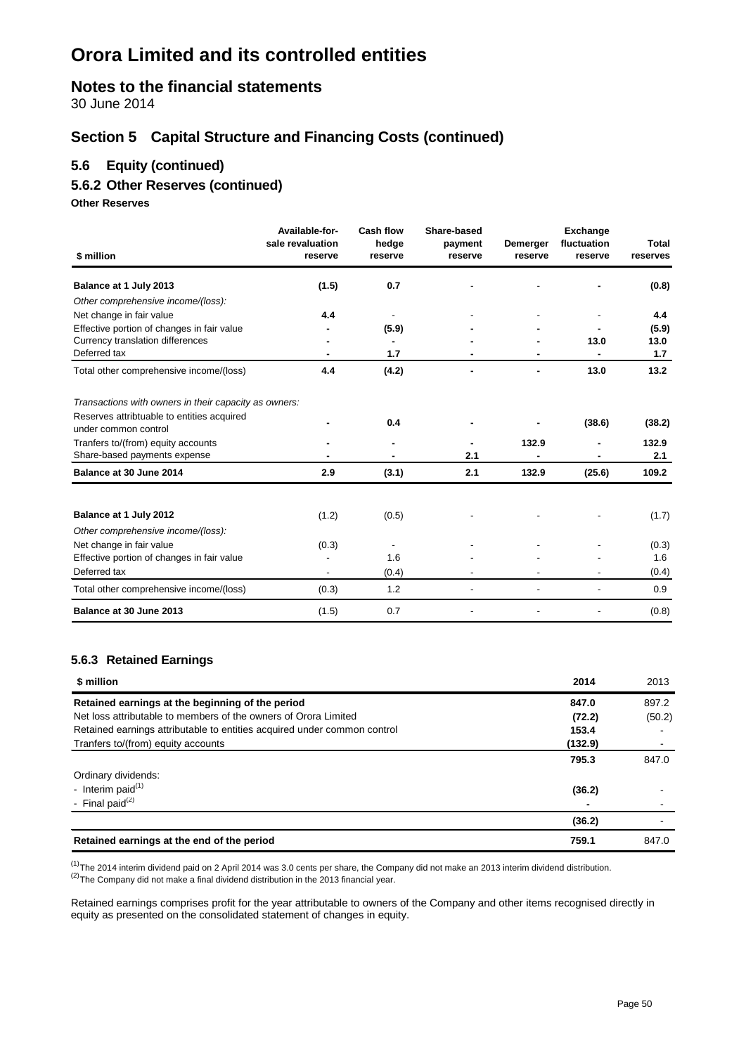# Orora Limited and its controlled entities

## Notes to the financial statements

30 June 2014

## Section 5 Capital Structure and Financing Costs (continued)

### 5.6 Equity (continued)

### 5.6.2 Other Reserves (continued)

**Other Reserves**

| $ million | Available-for-sale revaluation reserve | Cash flow hedge reserve | Share-based payment reserve | Demerger reserve | Exchange fluctuation reserve | Total reserves |
|---|---|---|---|---|---|---|
| **Balance at 1 July 2013** | **(1.5)** | **0.7** | - | - | **-** | **(0.8)** |
| *Other comprehensive income/(loss):* | | | | | | |
| Net change in fair value | **4.4** | - | - | - | - | **4.4** |
| Effective portion of changes in fair value | **-** | **(5.9)** | **-** | **-** | **-** | **(5.9)** |
| Currency translation differences | **-** | **-** | **-** | **-** | **13.0** | **13.0** |
| Deferred tax | **-** | **1.7** | **-** | **-** | **-** | **1.7** |
| Total other comprehensive income/(loss) | **4.4** | **(4.2)** | **-** | **-** | **13.0** | **13.2** |
| *Transactions with owners in their capacity as owners:* | | | | | | |
| Reserves attribtuable to entities acquired under common control | **-** | **0.4** | **-** | **-** | **(38.6)** | **(38.2)** |
| Tranfers to/(from) equity accounts | **-** | **-** | **-** | **132.9** | **-** | **132.9** |
| Share-based payments expense | **-** | **-** | **2.1** | **-** | **-** | **2.1** |
| **Balance at 30 June 2014** | **2.9** | **(3.1)** | **2.1** | **132.9** | **(25.6)** | **109.2** |
| | | | | | | |
| **Balance at 1 July 2012** | (1.2) | (0.5) | - | - | - | (1.7) |
| *Other comprehensive income/(loss):* | | | | | | |
| Net change in fair value | (0.3) | - | - | - | - | (0.3) |
| Effective portion of changes in fair value | - | 1.6 | - | - | - | 1.6 |
| Deferred tax | - | (0.4) | - | - | - | (0.4) |
| Total other comprehensive income/(loss) | (0.3) | 1.2 | - | - | - | 0.9 |
| **Balance at 30 June 2013** | (1.5) | 0.7 | - | - | - | (0.8) |

### 5.6.3 Retained Earnings

| $ million | 2014 | 2013 |
|---|---|---|
| **Retained earnings at the beginning of the period** | **847.0** | 897.2 |
| Net loss attributable to the owners of Orora Limited | **(72.2)** | (50.2) |
| Retained earnings attributable to entities acquired under common control | **153.4** | - |
| Tranfers to/(from) equity accounts | **(132.9)** | - |
| | **795.3** | 847.0 |
| Ordinary dividends: | | |
| - Interim paid[1] | **(36.2)** | - |
| - Final paid[2] | **-** | - |
| | **(36.2)** | - |
| **Retained earnings at the end of the period** | **759.1** | 847.0 |

[1] The 2014 interim dividend paid on 2 April 2014 was 3.0 cents per share, the Company did not make an 2013 interim dividend distribution.
[2] The Company did not make a final dividend distribution in the 2013 financial year.

Retained earnings comprises profit for the year attributable to owners of the Company and other items recognised directly in equity as presented on the consolidated statement of changes in equity.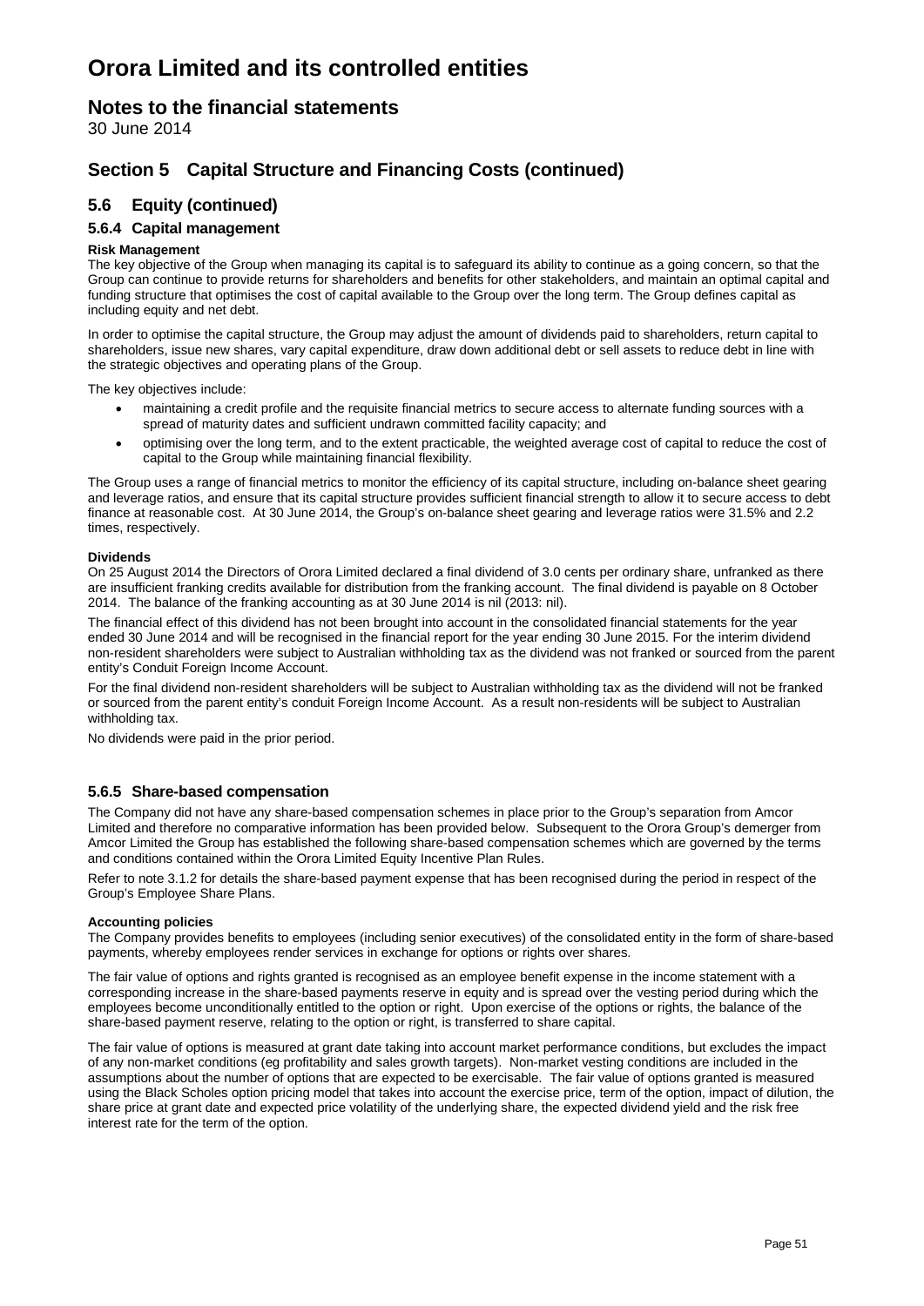# Orora Limited and its controlled entities

## Notes to the financial statements

30 June 2014

## Section 5 Capital Structure and Financing Costs (continued)

### 5.6 Equity (continued)

#### 5.6.4 Capital management

**Risk Management**

The key objective of the Group when managing its capital is to safeguard its ability to continue as a going concern, so that the Group can continue to provide returns for shareholders and benefits for other stakeholders, and maintain an optimal capital and funding structure that optimises the cost of capital available to the Group over the long term. The Group defines capital as including equity and net debt.

In order to optimise the capital structure, the Group may adjust the amount of dividends paid to shareholders, return capital to shareholders, issue new shares, vary capital expenditure, draw down additional debt or sell assets to reduce debt in line with the strategic objectives and operating plans of the Group.

The key objectives include:

- maintaining a credit profile and the requisite financial metrics to secure access to alternate funding sources with a spread of maturity dates and sufficient undrawn committed facility capacity; and
- optimising over the long term, and to the extent practicable, the weighted average cost of capital to reduce the cost of capital to the Group while maintaining financial flexibility.

The Group uses a range of financial metrics to monitor the efficiency of its capital structure, including on-balance sheet gearing and leverage ratios, and ensure that its capital structure provides sufficient financial strength to allow it to secure access to debt finance at reasonable cost. At 30 June 2014, the Group's on-balance sheet gearing and leverage ratios were 31.5% and 2.2 times, respectively.

**Dividends**

On 25 August 2014 the Directors of Orora Limited declared a final dividend of 3.0 cents per ordinary share, unfranked as there are insufficient franking credits available for distribution from the franking account. The final dividend is payable on 8 October 2014. The balance of the franking accounting as at 30 June 2014 is nil (2013: nil).

The financial effect of this dividend has not been brought into account in the consolidated financial statements for the year ended 30 June 2014 and will be recognised in the financial report for the year ending 30 June 2015. For the interim dividend non-resident shareholders were subject to Australian withholding tax as the dividend was not franked or sourced from the parent entity's Conduit Foreign Income Account.

For the final dividend non-resident shareholders will be subject to Australian withholding tax as the dividend will not be franked or sourced from the parent entity's conduit Foreign Income Account. As a result non-residents will be subject to Australian withholding tax.

No dividends were paid in the prior period.

#### 5.6.5 Share-based compensation

The Company did not have any share-based compensation schemes in place prior to the Group's separation from Amcor Limited and therefore no comparative information has been provided below. Subsequent to the Orora Group's demerger from Amcor Limited the Group has established the following share-based compensation schemes which are governed by the terms and conditions contained within the Orora Limited Equity Incentive Plan Rules.

Refer to note 3.1.2 for details the share-based payment expense that has been recognised during the period in respect of the Group's Employee Share Plans.

**Accounting policies**

The Company provides benefits to employees (including senior executives) of the consolidated entity in the form of share-based payments, whereby employees render services in exchange for options or rights over shares.

The fair value of options and rights granted is recognised as an employee benefit expense in the income statement with a corresponding increase in the share-based payments reserve in equity and is spread over the vesting period during which the employees become unconditionally entitled to the option or right. Upon exercise of the options or rights, the balance of the share-based payment reserve, relating to the option or right, is transferred to share capital.

The fair value of options is measured at grant date taking into account market performance conditions, but excludes the impact of any non-market conditions (eg profitability and sales growth targets). Non-market vesting conditions are included in the assumptions about the number of options that are expected to be exercisable. The fair value of options granted is measured using the Black Scholes option pricing model that takes into account the exercise price, term of the option, impact of dilution, the share price at grant date and expected price volatility of the underlying share, the expected dividend yield and the risk free interest rate for the term of the option.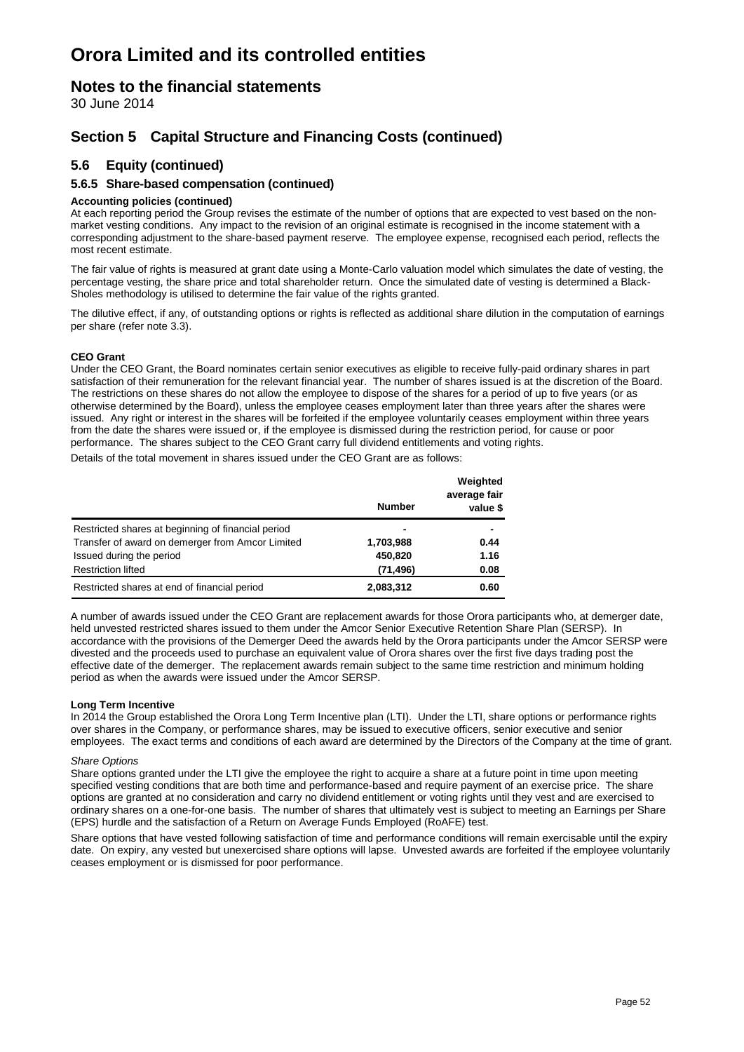# Orora Limited and its controlled entities

## Notes to the financial statements

30 June 2014

## Section 5 Capital Structure and Financing Costs (continued)

### 5.6 Equity (continued)

#### 5.6.5 Share-based compensation (continued)

**Accounting policies (continued)**

At each reporting period the Group revises the estimate of the number of options that are expected to vest based on the non-market vesting conditions. Any impact to the revision of an original estimate is recognised in the income statement with a corresponding adjustment to the share-based payment reserve. The employee expense, recognised each period, reflects the most recent estimate.

The fair value of rights is measured at grant date using a Monte-Carlo valuation model which simulates the date of vesting, the percentage vesting, the share price and total shareholder return. Once the simulated date of vesting is determined a Black-Sholes methodology is utilised to determine the fair value of the rights granted.

The dilutive effect, if any, of outstanding options or rights is reflected as additional share dilution in the computation of earnings per share (refer note 3.3).

**CEO Grant**

Under the CEO Grant, the Board nominates certain senior executives as eligible to receive fully-paid ordinary shares in part satisfaction of their remuneration for the relevant financial year. The number of shares issued is at the discretion of the Board. The restrictions on these shares do not allow the employee to dispose of the shares for a period of up to five years (or as otherwise determined by the Board), unless the employee ceases employment later than three years after the shares were issued. Any right or interest in the shares will be forfeited if the employee voluntarily ceases employment within three years from the date the shares were issued or, if the employee is dismissed during the restriction period, for cause or poor performance. The shares subject to the CEO Grant carry full dividend entitlements and voting rights.

Details of the total movement in shares issued under the CEO Grant are as follows:

| | Number | Weighted average fair value $ |
|---|---|---|
| Restricted shares at beginning of financial period | - | - |
| Transfer of award on demerger from Amcor Limited | 1,703,988 | 0.44 |
| Issued during the period | 450,820 | 1.16 |
| Restriction lifted | (71,496) | 0.08 |
| Restricted shares at end of financial period | 2,083,312 | 0.60 |

A number of awards issued under the CEO Grant are replacement awards for those Orora participants who, at demerger date, held unvested restricted shares issued to them under the Amcor Senior Executive Retention Share Plan (SERSP). In accordance with the provisions of the Demerger Deed the awards held by the Orora participants under the Amcor SERSP were divested and the proceeds used to purchase an equivalent value of Orora shares over the first five days trading post the effective date of the demerger. The replacement awards remain subject to the same time restriction and minimum holding period as when the awards were issued under the Amcor SERSP.

**Long Term Incentive**

In 2014 the Group established the Orora Long Term Incentive plan (LTI). Under the LTI, share options or performance rights over shares in the Company, or performance shares, may be issued to executive officers, senior executive and senior employees. The exact terms and conditions of each award are determined by the Directors of the Company at the time of grant.

*Share Options*

Share options granted under the LTI give the employee the right to acquire a share at a future point in time upon meeting specified vesting conditions that are both time and performance-based and require payment of an exercise price. The share options are granted at no consideration and carry no dividend entitlement or voting rights until they vest and are exercised to ordinary shares on a one-for-one basis. The number of shares that ultimately vest is subject to meeting an Earnings per Share (EPS) hurdle and the satisfaction of a Return on Average Funds Employed (RoAFE) test.

Share options that have vested following satisfaction of time and performance conditions will remain exercisable until the expiry date. On expiry, any vested but unexercised share options will lapse. Unvested awards are forfeited if the employee voluntarily ceases employment or is dismissed for poor performance.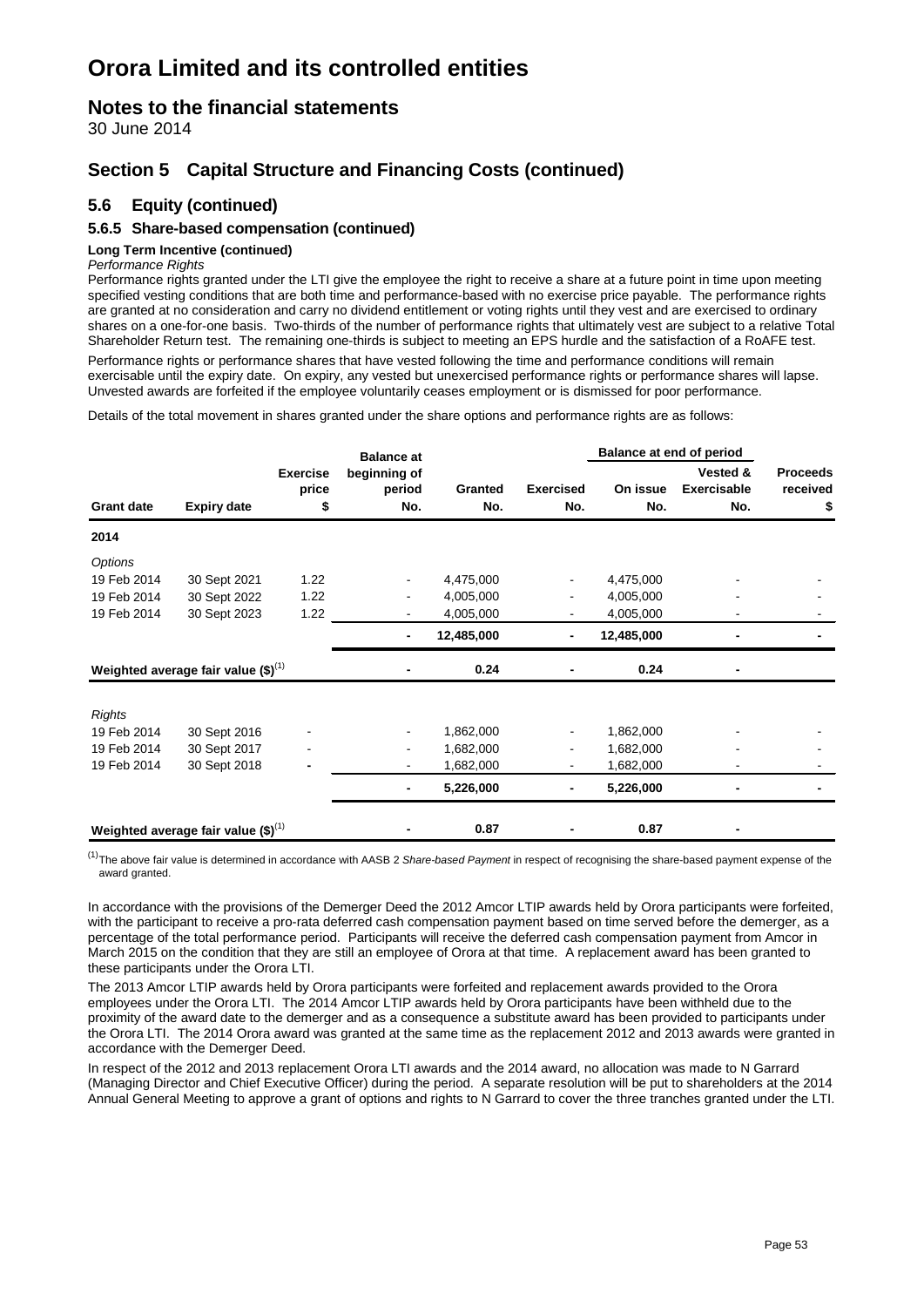# Orora Limited and its controlled entities

## Notes to the financial statements

30 June 2014

## Section 5 Capital Structure and Financing Costs (continued)

### 5.6 Equity (continued)

#### 5.6.5 Share-based compensation (continued)

**Long Term Incentive (continued)**

*Performance Rights*

Performance rights granted under the LTI give the employee the right to receive a share at a future point in time upon meeting specified vesting conditions that are both time and performance-based with no exercise price payable. The performance rights are granted at no consideration and carry no dividend entitlement or voting rights until they vest and are exercised to ordinary shares on a one-for-one basis. Two-thirds of the number of performance rights that ultimately vest are subject to a relative Total Shareholder Return test. The remaining one-thirds is subject to meeting an EPS hurdle and the satisfaction of a RoAFE test.

Performance rights or performance shares that have vested following the time and performance conditions will remain exercisable until the expiry date. On expiry, any vested but unexercised performance rights or performance shares will lapse. Unvested awards are forfeited if the employee voluntarily ceases employment or is dismissed for poor performance.

Details of the total movement in shares granted under the share options and performance rights are as follows:

| Grant date | Expiry date | Exercise price $ | Balance at beginning of period No. | Granted No. | Exercised No. | Balance at end of period On issue No. | Balance at end of period Vested & Exercisable No. | Proceeds received $ |
|---|---|---|---|---|---|---|---|---|
| **2014** | | | | | | | | |
| *Options* | | | | | | | | |
| 19 Feb 2014 | 30 Sept 2021 | 1.22 | - | 4,475,000 | - | 4,475,000 | - | - |
| 19 Feb 2014 | 30 Sept 2022 | 1.22 | - | 4,005,000 | - | 4,005,000 | - | - |
| 19 Feb 2014 | 30 Sept 2023 | 1.22 | - | 4,005,000 | - | 4,005,000 | - | - |
| | | | **-** | **12,485,000** | **-** | **12,485,000** | **-** | **-** |
| **Weighted average fair value ($)[(1)]** | | | **-** | **0.24** | **-** | **0.24** | **-** | |
| *Rights* | | | | | | | | |
| 19 Feb 2014 | 30 Sept 2016 | - | - | 1,862,000 | - | 1,862,000 | - | - |
| 19 Feb 2014 | 30 Sept 2017 | - | - | 1,682,000 | - | 1,682,000 | - | - |
| 19 Feb 2014 | 30 Sept 2018 | - | - | 1,682,000 | - | 1,682,000 | - | - |
| | | | **-** | **5,226,000** | **-** | **5,226,000** | **-** | **-** |
| **Weighted average fair value ($)[(1)]** | | | **-** | **0.87** | **-** | **0.87** | **-** | |

[(1)] The above fair value is determined in accordance with AASB 2 *Share-based Payment* in respect of recognising the share-based payment expense of the award granted.

In accordance with the provisions of the Demerger Deed the 2012 Amcor LTIP awards held by Orora participants were forfeited, with the participant to receive a pro-rata deferred cash compensation payment based on time served before the demerger, as a percentage of the total performance period. Participants will receive the deferred cash compensation payment from Amcor in March 2015 on the condition that they are still an employee of Orora at that time. A replacement award has been granted to these participants under the Orora LTI.

The 2013 Amcor LTIP awards held by Orora participants were forfeited and replacement awards provided to the Orora employees under the Orora LTI. The 2014 Amcor LTIP awards held by Orora participants have been withheld due to the proximity of the award date to the demerger and as a consequence a substitute award has been provided to participants under the Orora LTI. The 2014 Orora award was granted at the same time as the replacement 2012 and 2013 awards were granted in accordance with the Demerger Deed.

In respect of the 2012 and 2013 replacement Orora LTI awards and the 2014 award, no allocation was made to N Garrard (Managing Director and Chief Executive Officer) during the period. A separate resolution will be put to shareholders at the 2014 Annual General Meeting to approve a grant of options and rights to N Garrard to cover the three tranches granted under the LTI.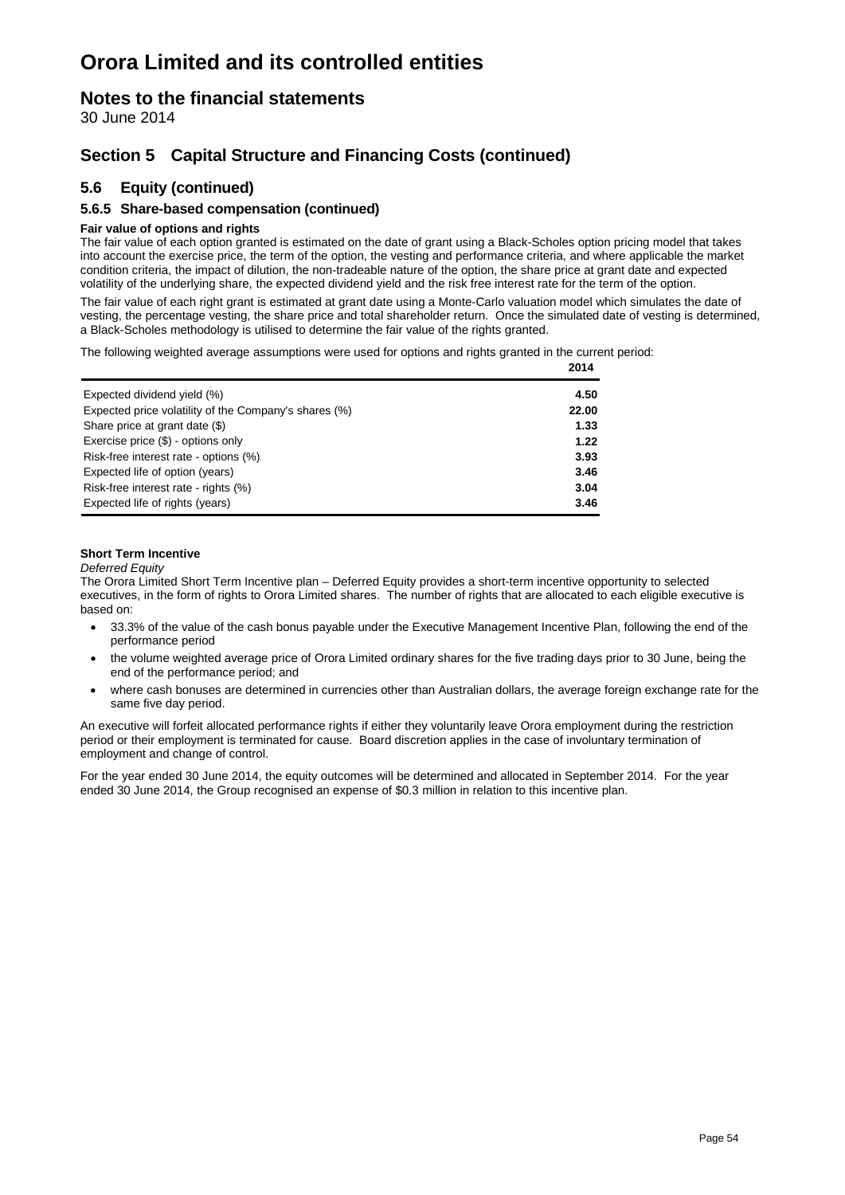# Orora Limited and its controlled entities

## Notes to the financial statements

30 June 2014

## Section 5 Capital Structure and Financing Costs (continued)

### 5.6 Equity (continued)

#### 5.6.5 Share-based compensation (continued)

**Fair value of options and rights**

The fair value of each option granted is estimated on the date of grant using a Black-Scholes option pricing model that takes into account the exercise price, the term of the option, the vesting and performance criteria, and where applicable the market condition criteria, the impact of dilution, the non-tradeable nature of the option, the share price at grant date and expected volatility of the underlying share, the expected dividend yield and the risk free interest rate for the term of the option.

The fair value of each right grant is estimated at grant date using a Monte-Carlo valuation model which simulates the date of vesting, the percentage vesting, the share price and total shareholder return. Once the simulated date of vesting is determined, a Black-Scholes methodology is utilised to determine the fair value of the rights granted.

The following weighted average assumptions were used for options and rights granted in the current period:

| | 2014 |
|---|---|
| Expected dividend yield (%) | **4.50** |
| Expected price volatility of the Company's shares (%) | **22.00** |
| Share price at grant date ($) | **1.33** |
| Exercise price ($) - options only | **1.22** |
| Risk-free interest rate - options (%) | **3.93** |
| Expected life of option (years) | **3.46** |
| Risk-free interest rate - rights (%) | **3.04** |
| Expected life of rights (years) | **3.46** |

**Short Term Incentive**

*Deferred Equity*

The Orora Limited Short Term Incentive plan – Deferred Equity provides a short-term incentive opportunity to selected executives, in the form of rights to Orora Limited shares. The number of rights that are allocated to each eligible executive is based on:

- 33.3% of the value of the cash bonus payable under the Executive Management Incentive Plan, following the end of the performance period
- the volume weighted average price of Orora Limited ordinary shares for the five trading days prior to 30 June, being the end of the performance period; and
- where cash bonuses are determined in currencies other than Australian dollars, the average foreign exchange rate for the same five day period.

An executive will forfeit allocated performance rights if either they voluntarily leave Orora employment during the restriction period or their employment is terminated for cause. Board discretion applies in the case of involuntary termination of employment and change of control.

For the year ended 30 June 2014, the equity outcomes will be determined and allocated in September 2014. For the year ended 30 June 2014, the Group recognised an expense of $0.3 million in relation to this incentive plan.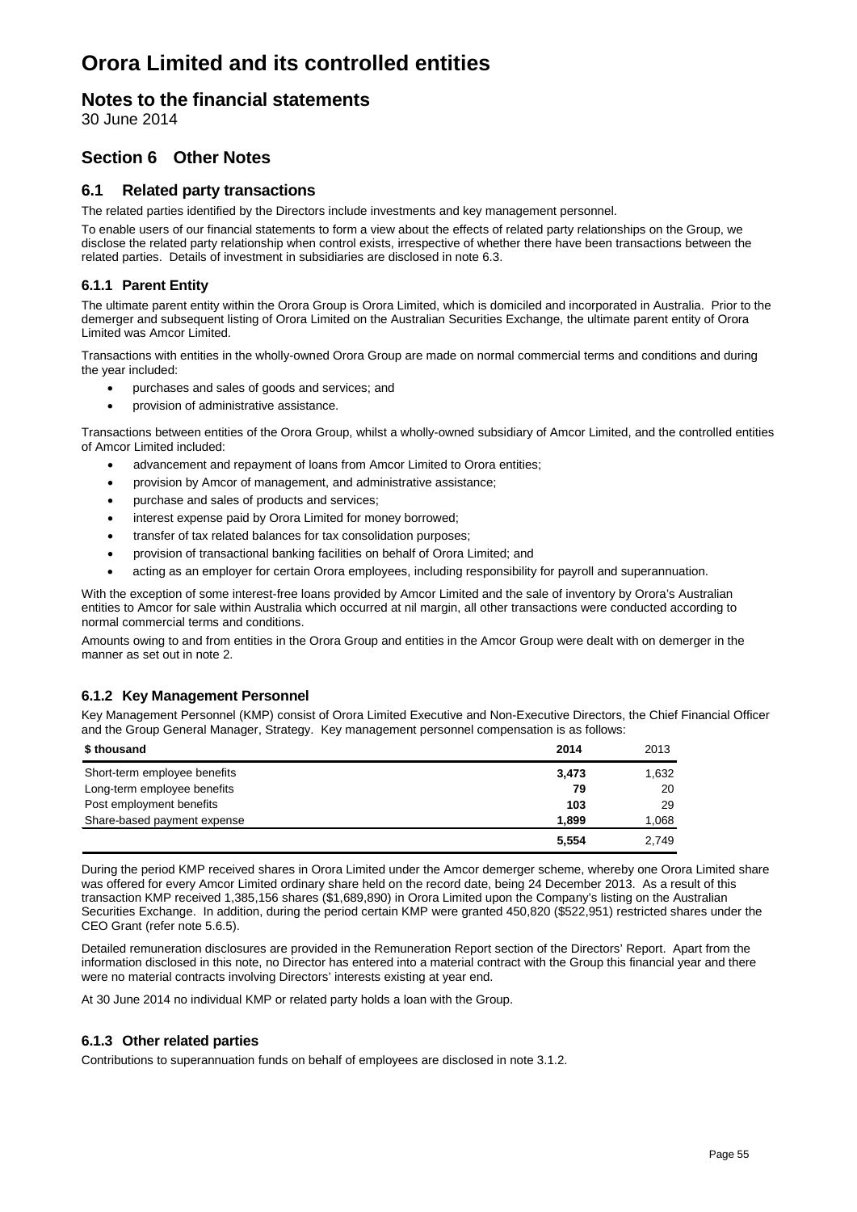# Orora Limited and its controlled entities

## Notes to the financial statements

30 June 2014

## Section 6 Other Notes

### 6.1 Related party transactions

The related parties identified by the Directors include investments and key management personnel.

To enable users of our financial statements to form a view about the effects of related party relationships on the Group, we disclose the related party relationship when control exists, irrespective of whether there have been transactions between the related parties. Details of investment in subsidiaries are disclosed in note 6.3.

#### 6.1.1 Parent Entity

The ultimate parent entity within the Orora Group is Orora Limited, which is domiciled and incorporated in Australia. Prior to the demerger and subsequent listing of Orora Limited on the Australian Securities Exchange, the ultimate parent entity of Orora Limited was Amcor Limited.

Transactions with entities in the wholly-owned Orora Group are made on normal commercial terms and conditions and during the year included:

- purchases and sales of goods and services; and
- provision of administrative assistance.

Transactions between entities of the Orora Group, whilst a wholly-owned subsidiary of Amcor Limited, and the controlled entities of Amcor Limited included:

- advancement and repayment of loans from Amcor Limited to Orora entities;
- provision by Amcor of management, and administrative assistance;
- purchase and sales of products and services;
- interest expense paid by Orora Limited for money borrowed;
- transfer of tax related balances for tax consolidation purposes;
- provision of transactional banking facilities on behalf of Orora Limited; and
- acting as an employer for certain Orora employees, including responsibility for payroll and superannuation.

With the exception of some interest-free loans provided by Amcor Limited and the sale of inventory by Orora's Australian entities to Amcor for sale within Australia which occurred at nil margin, all other transactions were conducted according to normal commercial terms and conditions.

Amounts owing to and from entities in the Orora Group and entities in the Amcor Group were dealt with on demerger in the manner as set out in note 2.

#### 6.1.2 Key Management Personnel

Key Management Personnel (KMP) consist of Orora Limited Executive and Non-Executive Directors, the Chief Financial Officer and the Group General Manager, Strategy. Key management personnel compensation is as follows:

| $ thousand | 2014 | 2013 |
|---|---|---|
| Short-term employee benefits | **3,473** | 1,632 |
| Long-term employee benefits | **79** | 20 |
| Post employment benefits | **103** | 29 |
| Share-based payment expense | **1,899** | 1,068 |
| | **5,554** | 2,749 |

During the period KMP received shares in Orora Limited under the Amcor demerger scheme, whereby one Orora Limited share was offered for every Amcor Limited ordinary share held on the record date, being 24 December 2013. As a result of this transaction KMP received 1,385,156 shares ($1,689,890) in Orora Limited upon the Company's listing on the Australian Securities Exchange. In addition, during the period certain KMP were granted 450,820 ($522,951) restricted shares under the CEO Grant (refer note 5.6.5).

Detailed remuneration disclosures are provided in the Remuneration Report section of the Directors' Report. Apart from the information disclosed in this note, no Director has entered into a material contract with the Group this financial year and there were no material contracts involving Directors' interests existing at year end.

At 30 June 2014 no individual KMP or related party holds a loan with the Group.

#### 6.1.3 Other related parties

Contributions to superannuation funds on behalf of employees are disclosed in note 3.1.2.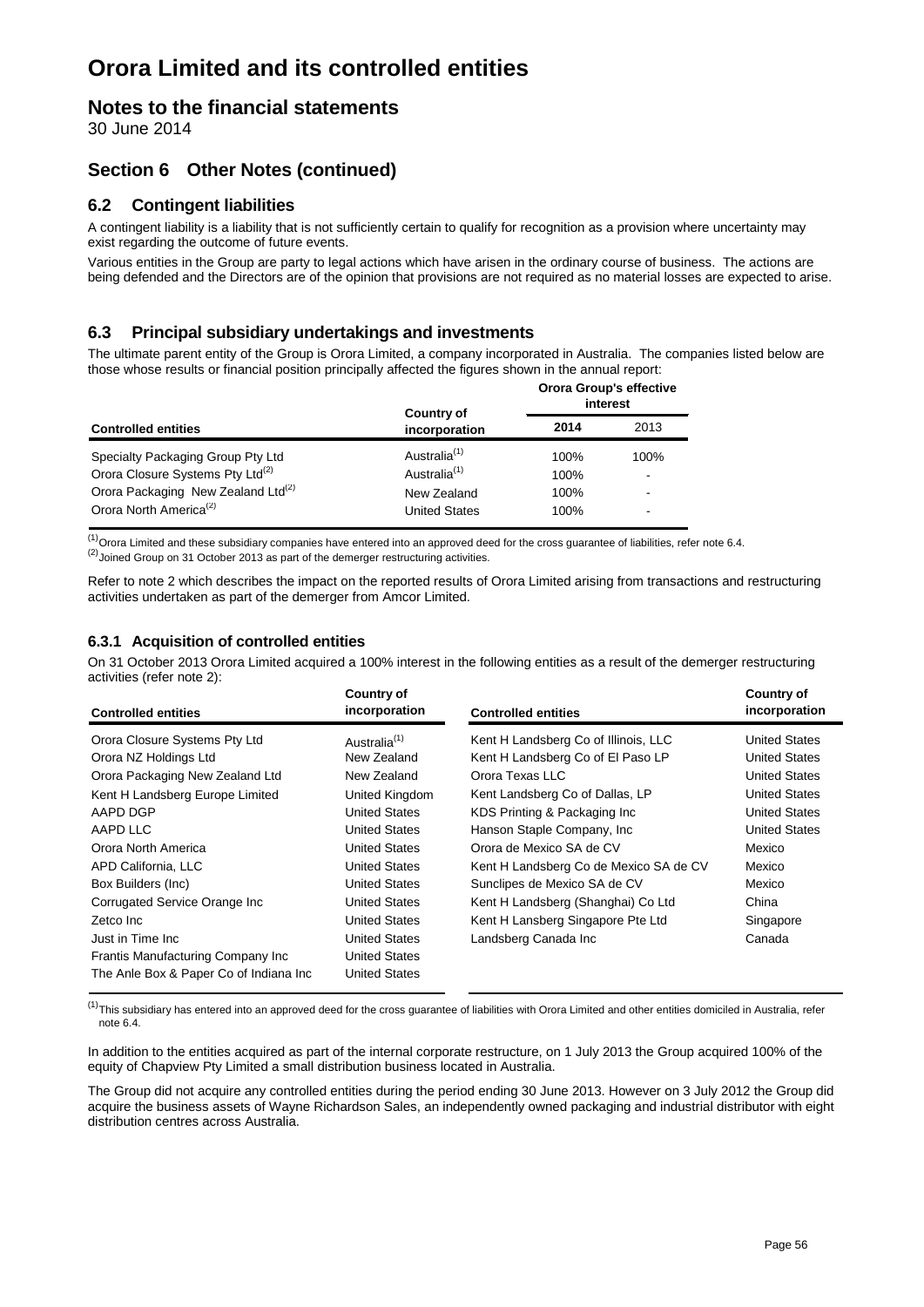# Orora Limited and its controlled entities

## Notes to the financial statements

30 June 2014

## Section 6 Other Notes (continued)

### 6.2 Contingent liabilities

A contingent liability is a liability that is not sufficiently certain to qualify for recognition as a provision where uncertainty may exist regarding the outcome of future events.

Various entities in the Group are party to legal actions which have arisen in the ordinary course of business. The actions are being defended and the Directors are of the opinion that provisions are not required as no material losses are expected to arise.

### 6.3 Principal subsidiary undertakings and investments

The ultimate parent entity of the Group is Orora Limited, a company incorporated in Australia. The companies listed below are those whose results or financial position principally affected the figures shown in the annual report:

| Controlled entities | Country of incorporation | Orora Group's effective interest | |
|---|---|---|---|
| | | **2014** | 2013 |
| Specialty Packaging Group Pty Ltd | Australia[1] | 100% | 100% |
| Orora Closure Systems Pty Ltd[2] | Australia[1] | 100% | - |
| Orora Packaging New Zealand Ltd[2] | New Zealand | 100% | - |
| Orora North America[2] | United States | 100% | - |

[1] Orora Limited and these subsidiary companies have entered into an approved deed for the cross guarantee of liabilities, refer note 6.4.

[2] Joined Group on 31 October 2013 as part of the demerger restructuring activities.

Refer to note 2 which describes the impact on the reported results of Orora Limited arising from transactions and restructuring activities undertaken as part of the demerger from Amcor Limited.

#### 6.3.1 Acquisition of controlled entities

On 31 October 2013 Orora Limited acquired a 100% interest in the following entities as a result of the demerger restructuring activities (refer note 2):

| Controlled entities | Country of incorporation | Controlled entities | Country of incorporation |
|---|---|---|---|
| Orora Closure Systems Pty Ltd | Australia[1] | Kent H Landsberg Co of Illinois, LLC | United States |
| Orora NZ Holdings Ltd | New Zealand | Kent H Landsberg Co of El Paso LP | United States |
| Orora Packaging New Zealand Ltd | New Zealand | Orora Texas LLC | United States |
| Kent H Landsberg Europe Limited | United Kingdom | Kent Landsberg Co of Dallas, LP | United States |
| AAPD DGP | United States | KDS Printing & Packaging Inc | United States |
| AAPD LLC | United States | Hanson Staple Company, Inc | United States |
| Orora North America | United States | Orora de Mexico SA de CV | Mexico |
| APD California, LLC | United States | Kent H Landsberg Co de Mexico SA de CV | Mexico |
| Box Builders (Inc) | United States | Sunclipes de Mexico SA de CV | Mexico |
| Corrugated Service Orange Inc | United States | Kent H Landsberg (Shanghai) Co Ltd | China |
| Zetco Inc | United States | Kent H Lansberg Singapore Pte Ltd | Singapore |
| Just in Time Inc | United States | Landsberg Canada Inc | Canada |
| Frantis Manufacturing Company Inc | United States | | |
| The Anle Box & Paper Co of Indiana Inc | United States | | |

[1] This subsidiary has entered into an approved deed for the cross guarantee of liabilities with Orora Limited and other entities domiciled in Australia, refer note 6.4.

In addition to the entities acquired as part of the internal corporate restructure, on 1 July 2013 the Group acquired 100% of the equity of Chapview Pty Limited a small distribution business located in Australia.

The Group did not acquire any controlled entities during the period ending 30 June 2013. However on 3 July 2012 the Group did acquire the business assets of Wayne Richardson Sales, an independently owned packaging and industrial distributor with eight distribution centres across Australia.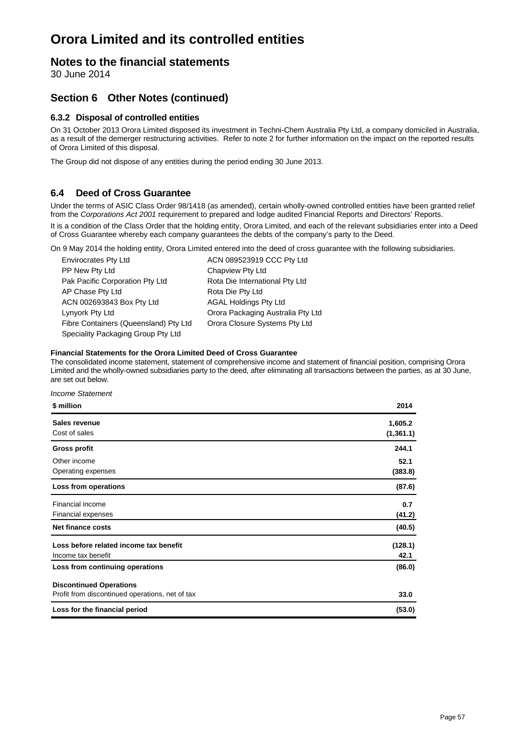# Orora Limited and its controlled entities

## Notes to the financial statements

30 June 2014

## Section 6 Other Notes (continued)

### 6.3.2 Disposal of controlled entities

On 31 October 2013 Orora Limited disposed its investment in Techni-Chem Australia Pty Ltd, a company domiciled in Australia, as a result of the demerger restructuring activities. Refer to note 2 for further information on the impact on the reported results of Orora Limited of this disposal.

The Group did not dispose of any entities during the period ending 30 June 2013.

### 6.4 Deed of Cross Guarantee

Under the terms of ASIC Class Order 98/1418 (as amended), certain wholly-owned controlled entities have been granted relief from the *Corporations Act 2001* requirement to prepared and lodge audited Financial Reports and Directors' Reports.

It is a condition of the Class Order that the holding entity, Orora Limited, and each of the relevant subsidiaries enter into a Deed of Cross Guarantee whereby each company guarantees the debts of the company's party to the Deed.

On 9 May 2014 the holding entity, Orora Limited entered into the deed of cross guarantee with the following subsidiaries.

- Envirocrates Pty Ltd
- PP New Pty Ltd
- Pak Pacific Corporation Pty Ltd
- AP Chase Pty Ltd
- ACN 002693843 Box Pty Ltd
- Lynyork Pty Ltd
- Fibre Containers (Queensland) Pty Ltd
- Speciality Packaging Group Pty Ltd
- ACN 089523919 CCC Pty Ltd
- Chapview Pty Ltd
- Rota Die International Pty Ltd
- Rota Die Pty Ltd
- AGAL Holdings Pty Ltd
- Orora Packaging Australia Pty Ltd
- Orora Closure Systems Pty Ltd

**Financial Statements for the Orora Limited Deed of Cross Guarantee**

The consolidated income statement, statement of comprehensive income and statement of financial position, comprising Orora Limited and the wholly-owned subsidiaries party to the deed, after eliminating all transactions between the parties, as at 30 June, are set out below.

*Income Statement*

| \$ million | 2014 |
|---|---|
| **Sales revenue** | **1,605.2** |
| Cost of sales | **(1,361.1)** |
| **Gross profit** | **244.1** |
| Other income | **52.1** |
| Operating expenses | **(383.8)** |
| **Loss from operations** | **(87.6)** |
| Financial income | **0.7** |
| Financial expenses | **(41.2)** |
| **Net finance costs** | **(40.5)** |
| **Loss before related income tax benefit** | **(128.1)** |
| Income tax benefit | **42.1** |
| **Loss from continuing operations** | **(86.0)** |
| **Discontinued Operations** | |
| Profit from discontinued operations, net of tax | **33.0** |
| **Loss for the financial period** | **(53.0)** |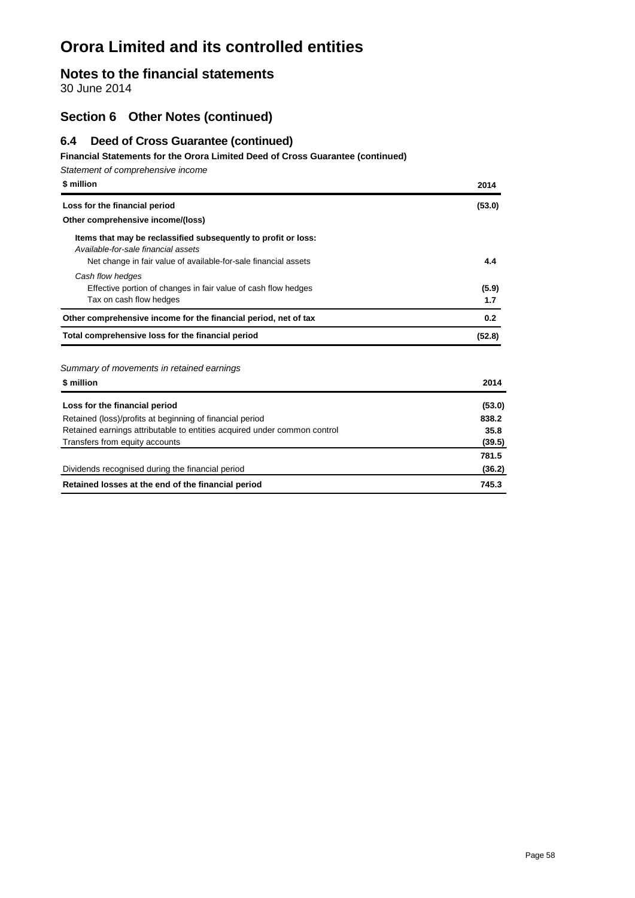# Orora Limited and its controlled entities

## Notes to the financial statements

30 June 2014

## Section 6 Other Notes (continued)

### 6.4 Deed of Cross Guarantee (continued)

**Financial Statements for the Orora Limited Deed of Cross Guarantee (continued)**

*Statement of comprehensive income*

| $ million | 2014 |
|---|---|
| **Loss for the financial period** | **(53.0)** |
| **Other comprehensive income/(loss)** | |
| **Items that may be reclassified subsequently to profit or loss:** | |
| *Available-for-sale financial assets* | |
| Net change in fair value of available-for-sale financial assets | **4.4** |
| *Cash flow hedges* | |
| Effective portion of changes in fair value of cash flow hedges | **(5.9)** |
| Tax on cash flow hedges | **1.7** |
| **Other comprehensive income for the financial period, net of tax** | **0.2** |
| **Total comprehensive loss for the financial period** | **(52.8)** |

*Summary of movements in retained earnings*

| $ million | 2014 |
|---|---|
| **Loss for the financial period** | **(53.0)** |
| Retained (loss)/profits at beginning of financial period | **838.2** |
| Retained earnings attributable to entities acquired under common control | **35.8** |
| Transfers from equity accounts | **(39.5)** |
| | **781.5** |
| Dividends recognised during the financial period | **(36.2)** |
| **Retained losses at the end of the financial period** | **745.3** |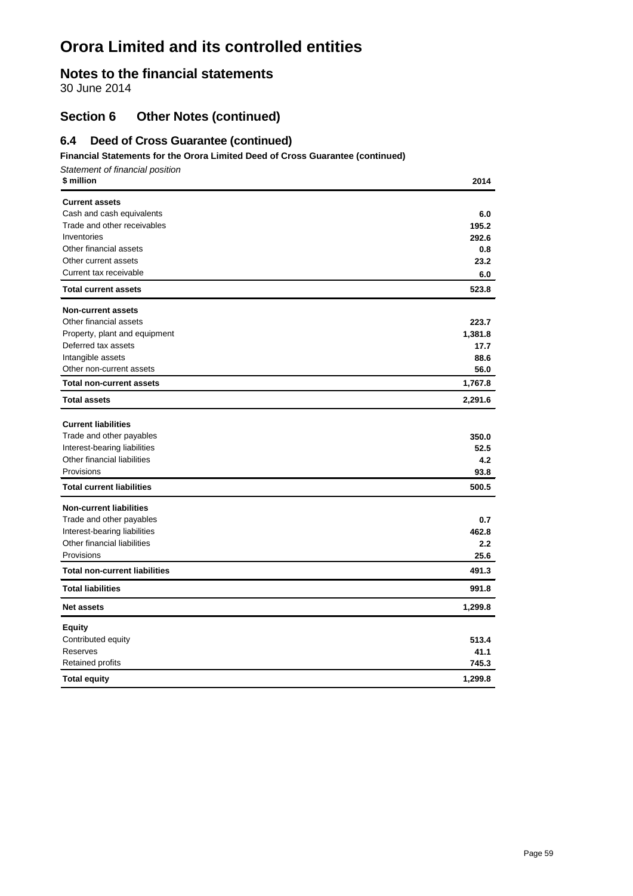# Orora Limited and its controlled entities

## Notes to the financial statements

30 June 2014

## Section 6 Other Notes (continued)

### 6.4 Deed of Cross Guarantee (continued)

**Financial Statements for the Orora Limited Deed of Cross Guarantee (continued)**

*Statement of financial position*

| $ million | 2014 |
|---|---|
| **Current assets** | |
| Cash and cash equivalents | **6.0** |
| Trade and other receivables | **195.2** |
| Inventories | **292.6** |
| Other financial assets | **0.8** |
| Other current assets | **23.2** |
| Current tax receivable | **6.0** |
| **Total current assets** | **523.8** |
| **Non-current assets** | |
| Other financial assets | **223.7** |
| Property, plant and equipment | **1,381.8** |
| Deferred tax assets | **17.7** |
| Intangible assets | **88.6** |
| Other non-current assets | **56.0** |
| **Total non-current assets** | **1,767.8** |
| **Total assets** | **2,291.6** |
| **Current liabilities** | |
| Trade and other payables | **350.0** |
| Interest-bearing liabilities | **52.5** |
| Other financial liabilities | **4.2** |
| Provisions | **93.8** |
| **Total current liabilities** | **500.5** |
| **Non-current liabilities** | |
| Trade and other payables | **0.7** |
| Interest-bearing liabilities | **462.8** |
| Other financial liabilities | **2.2** |
| Provisions | **25.6** |
| **Total non-current liabilities** | **491.3** |
| **Total liabilities** | **991.8** |
| **Net assets** | **1,299.8** |
| **Equity** | |
| Contributed equity | **513.4** |
| Reserves | **41.1** |
| Retained profits | **745.3** |
| **Total equity** | **1,299.8** |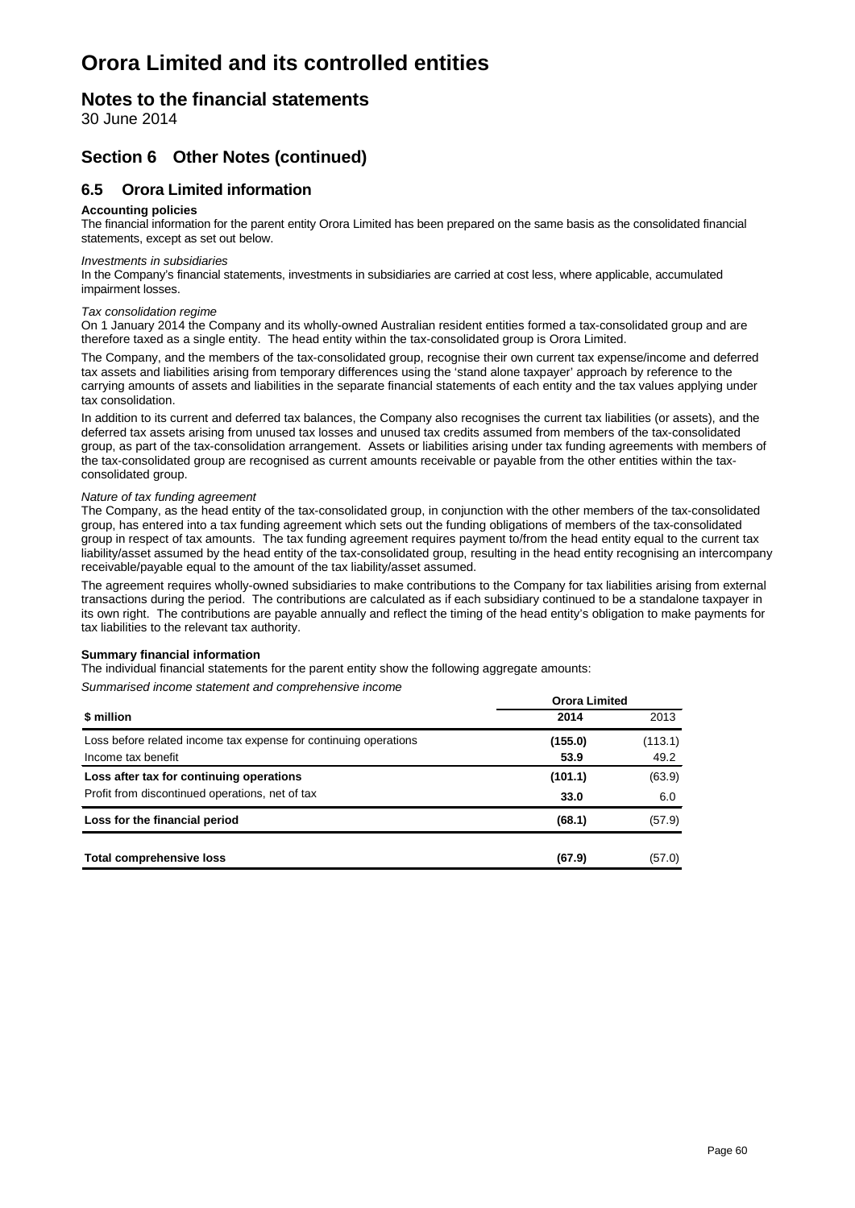# Orora Limited and its controlled entities

## Notes to the financial statements

30 June 2014

## Section 6 Other Notes (continued)

### 6.5 Orora Limited information

**Accounting policies**

The financial information for the parent entity Orora Limited has been prepared on the same basis as the consolidated financial statements, except as set out below.

*Investments in subsidiaries*

In the Company's financial statements, investments in subsidiaries are carried at cost less, where applicable, accumulated impairment losses.

*Tax consolidation regime*

On 1 January 2014 the Company and its wholly-owned Australian resident entities formed a tax-consolidated group and are therefore taxed as a single entity. The head entity within the tax-consolidated group is Orora Limited.

The Company, and the members of the tax-consolidated group, recognise their own current tax expense/income and deferred tax assets and liabilities arising from temporary differences using the 'stand alone taxpayer' approach by reference to the carrying amounts of assets and liabilities in the separate financial statements of each entity and the tax values applying under tax consolidation.

In addition to its current and deferred tax balances, the Company also recognises the current tax liabilities (or assets), and the deferred tax assets arising from unused tax losses and unused tax credits assumed from members of the tax-consolidated group, as part of the tax-consolidation arrangement. Assets or liabilities arising under tax funding agreements with members of the tax-consolidated group are recognised as current amounts receivable or payable from the other entities within the tax-consolidated group.

*Nature of tax funding agreement*

The Company, as the head entity of the tax-consolidated group, in conjunction with the other members of the tax-consolidated group, has entered into a tax funding agreement which sets out the funding obligations of members of the tax-consolidated group in respect of tax amounts. The tax funding agreement requires payment to/from the head entity equal to the current tax liability/asset assumed by the head entity of the tax-consolidated group, resulting in the head entity recognising an intercompany receivable/payable equal to the amount of the tax liability/asset assumed.

The agreement requires wholly-owned subsidiaries to make contributions to the Company for tax liabilities arising from external transactions during the period. The contributions are calculated as if each subsidiary continued to be a standalone taxpayer in its own right. The contributions are payable annually and reflect the timing of the head entity's obligation to make payments for tax liabilities to the relevant tax authority.

**Summary financial information**

The individual financial statements for the parent entity show the following aggregate amounts:

*Summarised income statement and comprehensive income*

| | Orora Limited | |
|---|---|---|
| **\$ million** | **2014** | 2013 |
| Loss before related income tax expense for continuing operations | **(155.0)** | (113.1) |
| Income tax benefit | **53.9** | 49.2 |
| **Loss after tax for continuing operations** | **(101.1)** | (63.9) |
| Profit from discontinued operations, net of tax | **33.0** | 6.0 |
| **Loss for the financial period** | **(68.1)** | (57.9) |
| **Total comprehensive loss** | **(67.9)** | (57.0) |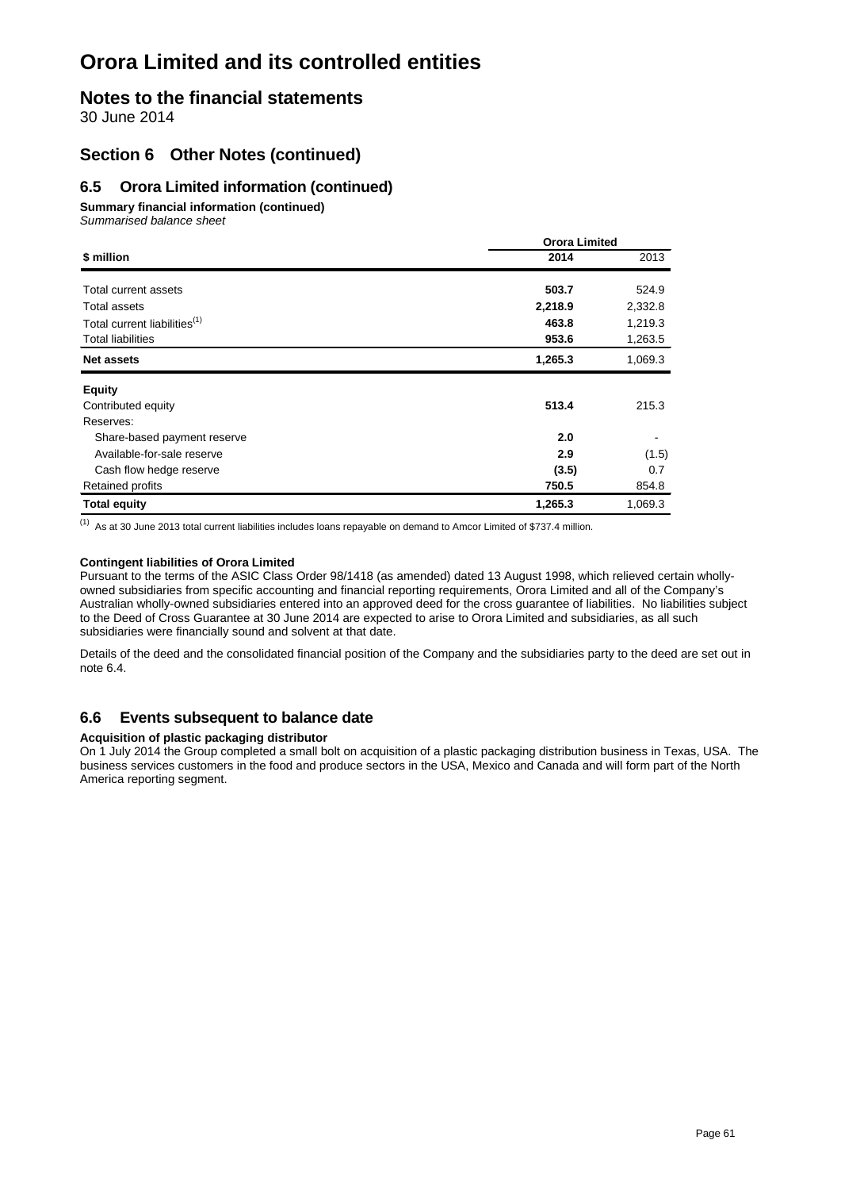# Orora Limited and its controlled entities

## Notes to the financial statements

30 June 2014

## Section 6 Other Notes (continued)

### 6.5 Orora Limited information (continued)

**Summary financial information (continued)**
*Summarised balance sheet*

| | Orora Limited | |
|---|---|---|
| **$ million** | **2014** | 2013 |
| Total current assets | **503.7** | 524.9 |
| Total assets | **2,218.9** | 2,332.8 |
| Total current liabilities[(1)] | **463.8** | 1,219.3 |
| Total liabilities | **953.6** | 1,263.5 |
| **Net assets** | **1,265.3** | 1,069.3 |
| **Equity** | | |
| Contributed equity | **513.4** | 215.3 |
| Reserves: | | |
| Share-based payment reserve | **2.0** | - |
| Available-for-sale reserve | **2.9** | (1.5) |
| Cash flow hedge reserve | **(3.5)** | 0.7 |
| Retained profits | **750.5** | 854.8 |
| **Total equity** | **1,265.3** | 1,069.3 |

(1) As at 30 June 2013 total current liabilities includes loans repayable on demand to Amcor Limited of $737.4 million.

**Contingent liabilities of Orora Limited**

Pursuant to the terms of the ASIC Class Order 98/1418 (as amended) dated 13 August 1998, which relieved certain wholly-owned subsidiaries from specific accounting and financial reporting requirements, Orora Limited and all of the Company's Australian wholly-owned subsidiaries entered into an approved deed for the cross guarantee of liabilities. No liabilities subject to the Deed of Cross Guarantee at 30 June 2014 are expected to arise to Orora Limited and subsidiaries, as all such subsidiaries were financially sound and solvent at that date.

Details of the deed and the consolidated financial position of the Company and the subsidiaries party to the deed are set out in note 6.4.

### 6.6 Events subsequent to balance date

**Acquisition of plastic packaging distributor**

On 1 July 2014 the Group completed a small bolt on acquisition of a plastic packaging distribution business in Texas, USA. The business services customers in the food and produce sectors in the USA, Mexico and Canada and will form part of the North America reporting segment.